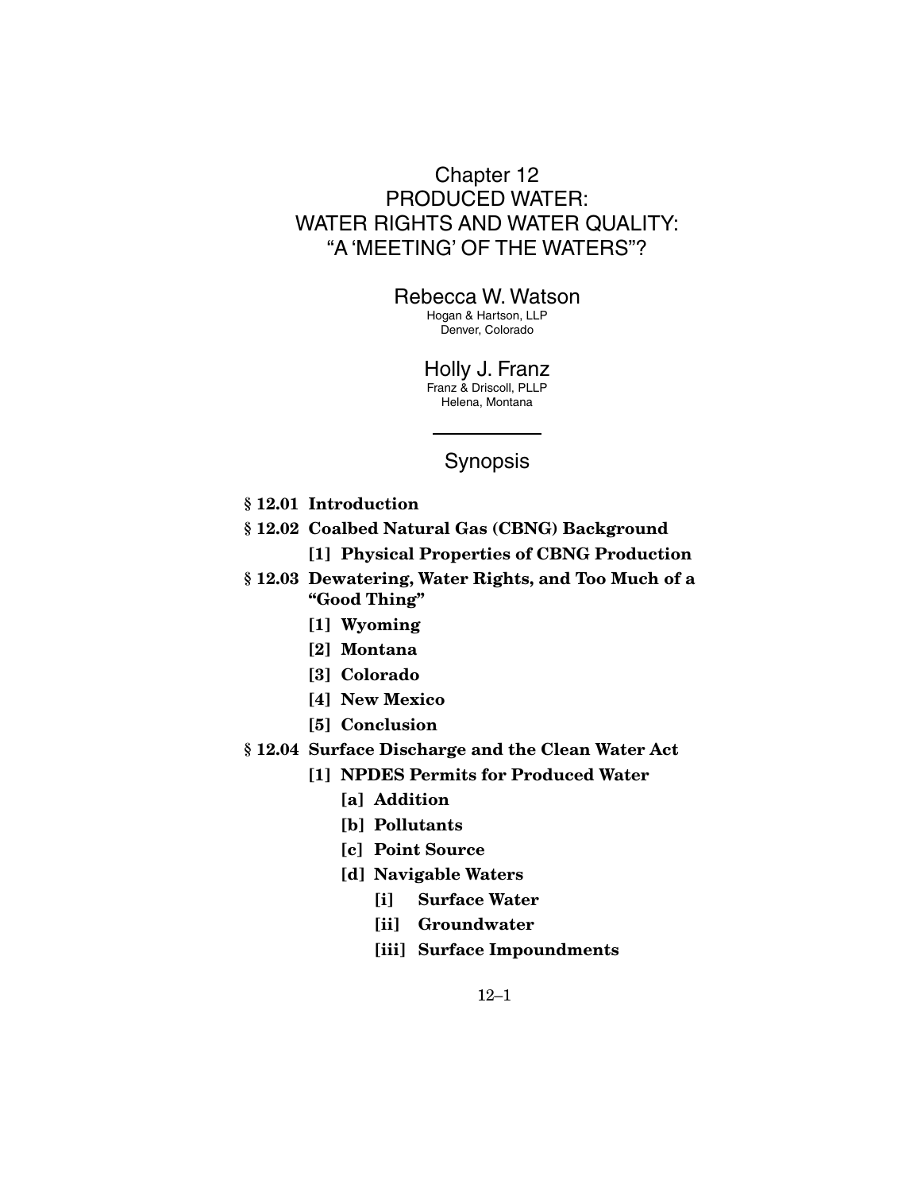# Chapter 12
# PRODUCED WATER: WATER RIGHTS AND WATER QUALITY: "A 'MEETING' OF THE WATERS"?

**Rebecca W. Watson**
Hogan & Hartson, LLP
Denver, Colorado

**Holly J. Franz**
Franz & Driscoll, PLLP
Helena, Montana

---

## Synopsis

- **§ 12.01 Introduction**
- **§ 12.02 Coalbed Natural Gas (CBNG) Background**
  - **[1] Physical Properties of CBNG Production**
- **§ 12.03 Dewatering, Water Rights, and Too Much of a "Good Thing"**
  - **[1] Wyoming**
  - **[2] Montana**
  - **[3] Colorado**
  - **[4] New Mexico**
  - **[5] Conclusion**
- **§ 12.04 Surface Discharge and the Clean Water Act**
  - **[1] NPDES Permits for Produced Water**
    - **[a] Addition**
    - **[b] Pollutants**
    - **[c] Point Source**
    - **[d] Navigable Waters**
      - **[i] Surface Water**
      - **[ii] Groundwater**
      - **[iii] Surface Impoundments**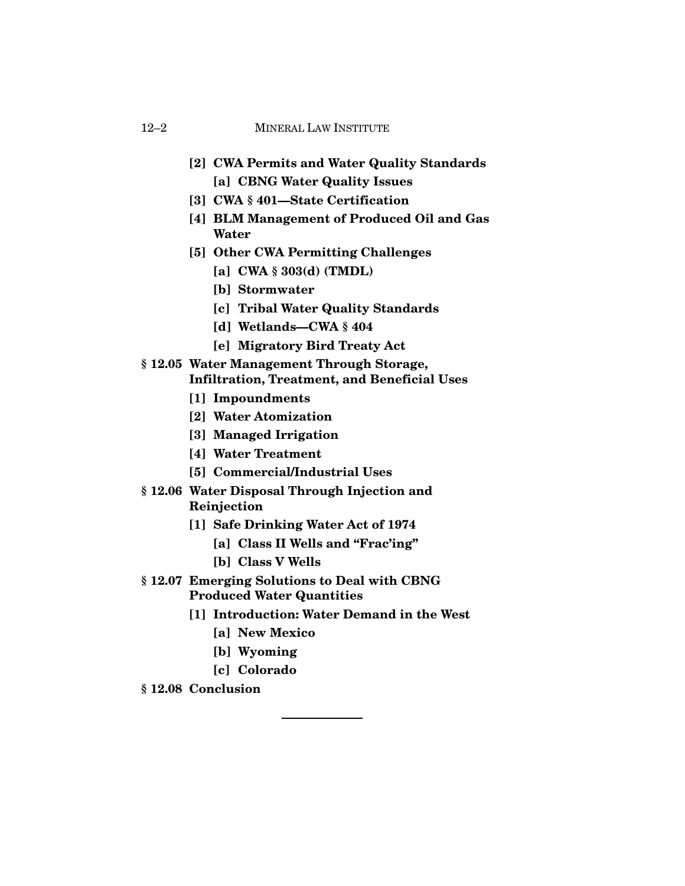- **[2] CWA Permits and Water Quality Standards**
  - **[a] CBNG Water Quality Issues**
- **[3] CWA § 401—State Certification**
- **[4] BLM Management of Produced Oil and Gas Water**
- **[5] Other CWA Permitting Challenges**
  - **[a] CWA § 303(d) (TMDL)**
  - **[b] Stormwater**
  - **[c] Tribal Water Quality Standards**
  - **[d] Wetlands—CWA § 404**
  - **[e] Migratory Bird Treaty Act**

**§ 12.05 Water Management Through Storage, Infiltration, Treatment, and Beneficial Uses**

- **[1] Impoundments**
- **[2] Water Atomization**
- **[3] Managed Irrigation**
- **[4] Water Treatment**
- **[5] Commercial/Industrial Uses**

**§ 12.06 Water Disposal Through Injection and Reinjection**

- **[1] Safe Drinking Water Act of 1974**
  - **[a] Class II Wells and "Frac'ing"**
  - **[b] Class V Wells**

**§ 12.07 Emerging Solutions to Deal with CBNG Produced Water Quantities**

- **[1] Introduction: Water Demand in the West**
  - **[a] New Mexico**
  - **[b] Wyoming**
  - **[c] Colorado**

**§ 12.08 Conclusion**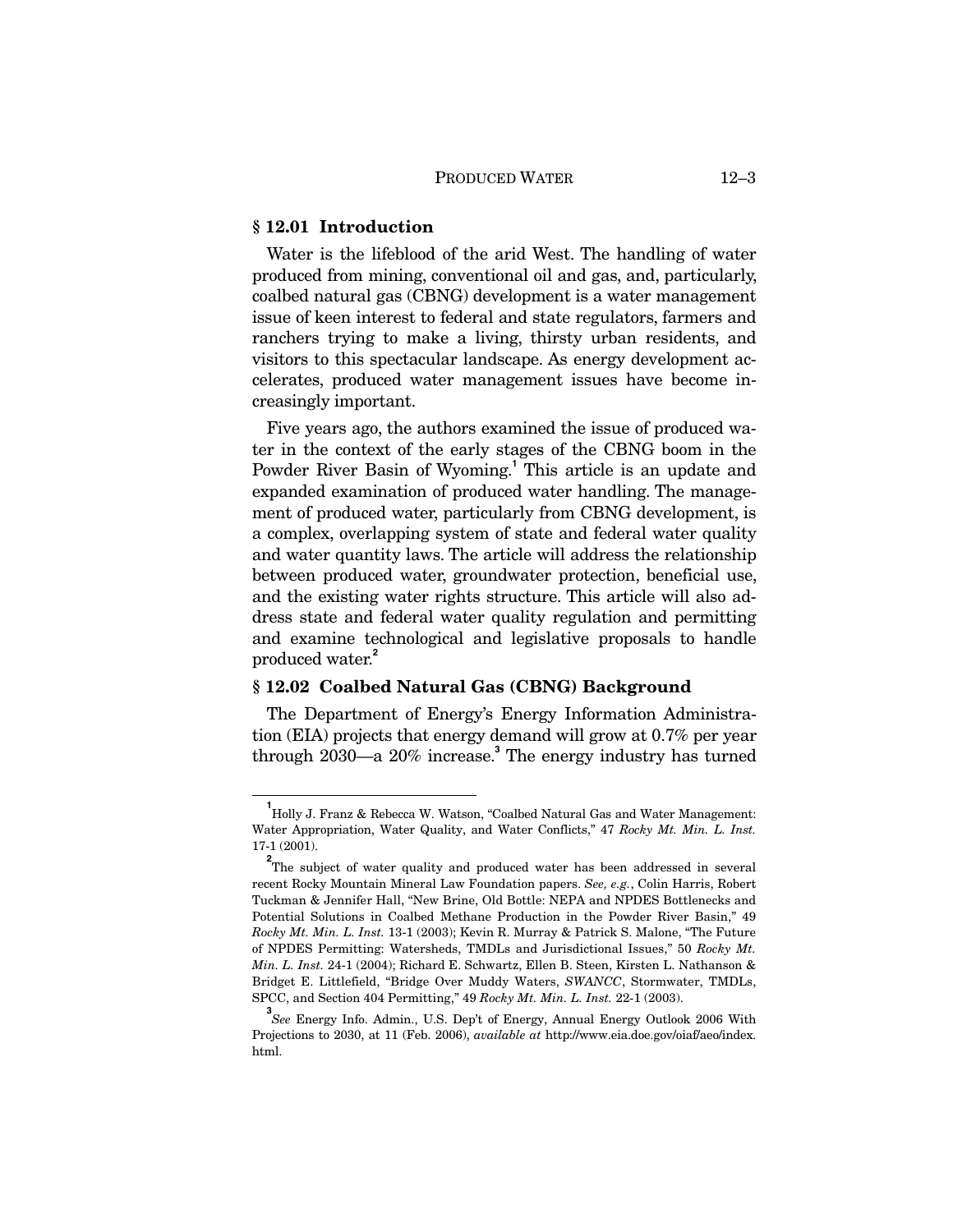## § 12.01 Introduction

Water is the lifeblood of the arid West. The handling of water produced from mining, conventional oil and gas, and, particularly, coalbed natural gas (CBNG) development is a water management issue of keen interest to federal and state regulators, farmers and ranchers trying to make a living, thirsty urban residents, and visitors to this spectacular landscape. As energy development accelerates, produced water management issues have become increasingly important.

Five years ago, the authors examined the issue of produced water in the context of the early stages of the CBNG boom in the Powder River Basin of Wyoming.[1] This article is an update and expanded examination of produced water handling. The management of produced water, particularly from CBNG development, is a complex, overlapping system of state and federal water quality and water quantity laws. The article will address the relationship between produced water, groundwater protection, beneficial use, and the existing water rights structure. This article will also address state and federal water quality regulation and permitting and examine technological and legislative proposals to handle produced water.[2]

## § 12.02 Coalbed Natural Gas (CBNG) Background

The Department of Energy's Energy Information Administration (EIA) projects that energy demand will grow at 0.7% per year through 2030—a 20% increase.[3] The energy industry has turned

---

[1] Holly J. Franz & Rebecca W. Watson, "Coalbed Natural Gas and Water Management: Water Appropriation, Water Quality, and Water Conflicts," 47 *Rocky Mt. Min. L. Inst.* 17-1 (2001).

[2] The subject of water quality and produced water has been addressed in several recent Rocky Mountain Mineral Law Foundation papers. *See, e.g.*, Colin Harris, Robert Tuckman & Jennifer Hall, "New Brine, Old Bottle: NEPA and NPDES Bottlenecks and Potential Solutions in Coalbed Methane Production in the Powder River Basin," 49 *Rocky Mt. Min. L. Inst.* 13-1 (2003); Kevin R. Murray & Patrick S. Malone, "The Future of NPDES Permitting: Watersheds, TMDLs and Jurisdictional Issues," 50 *Rocky Mt. Min. L. Inst.* 24-1 (2004); Richard E. Schwartz, Ellen B. Steen, Kirsten L. Nathanson & Bridget E. Littlefield, "Bridge Over Muddy Waters, *SWANCC*, Stormwater, TMDLs, SPCC, and Section 404 Permitting," 49 *Rocky Mt. Min. L. Inst.* 22-1 (2003).

[3] *See* Energy Info. Admin., U.S. Dep't of Energy, Annual Energy Outlook 2006 With Projections to 2030, at 11 (Feb. 2006), *available at* http://www.eia.doe.gov/oiaf/aeo/index.html.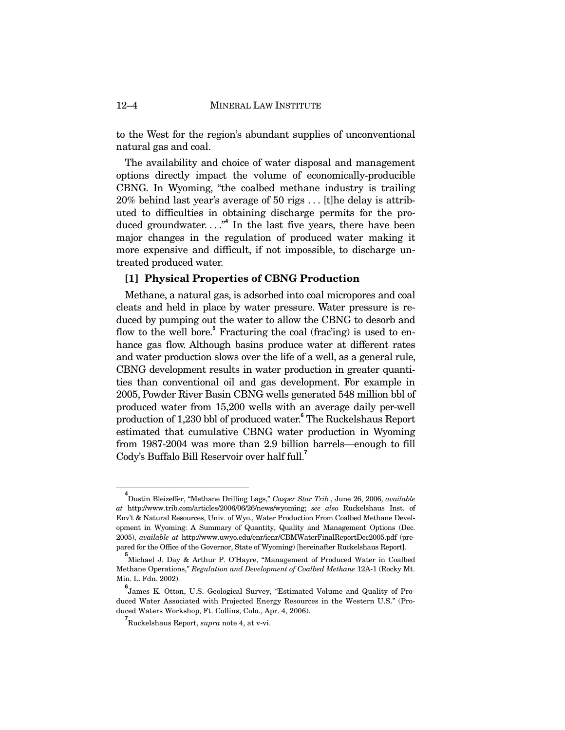to the West for the region's abundant supplies of unconventional natural gas and coal.

The availability and choice of water disposal and management options directly impact the volume of economically-producible CBNG. In Wyoming, "the coalbed methane industry is trailing 20% behind last year's average of 50 rigs . . . [t]he delay is attributed to difficulties in obtaining discharge permits for the produced groundwater. . . ."[4] In the last five years, there have been major changes in the regulation of produced water making it more expensive and difficult, if not impossible, to discharge untreated produced water.

### [1] Physical Properties of CBNG Production

Methane, a natural gas, is adsorbed into coal micropores and coal cleats and held in place by water pressure. Water pressure is reduced by pumping out the water to allow the CBNG to desorb and flow to the well bore.[5] Fracturing the coal (frac'ing) is used to enhance gas flow. Although basins produce water at different rates and water production slows over the life of a well, as a general rule, CBNG development results in water production in greater quantities than conventional oil and gas development. For example in 2005, Powder River Basin CBNG wells generated 548 million bbl of produced water from 15,200 wells with an average daily per-well production of 1,230 bbl of produced water.[6] The Ruckelshaus Report estimated that cumulative CBNG water production in Wyoming from 1987-2004 was more than 2.9 billion barrels—enough to fill Cody's Buffalo Bill Reservoir over half full.[7]

---

[4] Dustin Bleizeffer, "Methane Drilling Lags," *Casper Star Trib.*, June 26, 2006, *available at* http://www.trib.com/articles/2006/06/26/news/wyoming; *see also* Ruckelshaus Inst. of Env't & Natural Resources, Univ. of Wyo., Water Production From Coalbed Methane Development in Wyoming: A Summary of Quantity, Quality and Management Options (Dec. 2005), *available at* http://www.uwyo.edu/enr/ienr/CBMWaterFinalReportDec2005.pdf (prepared for the Office of the Governor, State of Wyoming) [hereinafter Ruckelshaus Report].

[5] Michael J. Day & Arthur P. O'Hayre, "Management of Produced Water in Coalbed Methane Operations," *Regulation and Development of Coalbed Methane* 12A-1 (Rocky Mt. Min. L. Fdn. 2002).

[6] James K. Otton, U.S. Geological Survey, "Estimated Volume and Quality of Produced Water Associated with Projected Energy Resources in the Western U.S." (Produced Waters Workshop, Ft. Collins, Colo., Apr. 4, 2006).

[7] Ruckelshaus Report, *supra* note 4, at v-vi.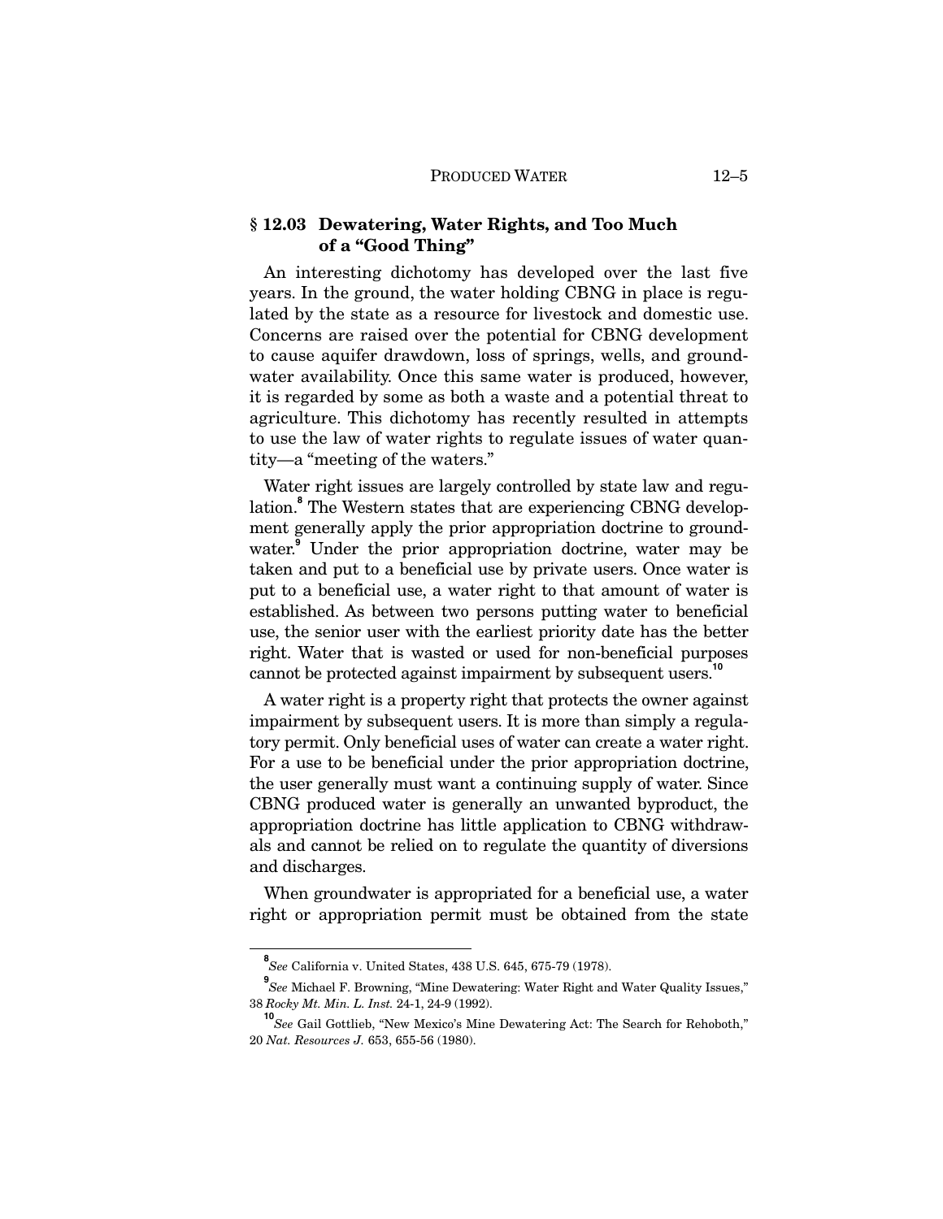## § 12.03 Dewatering, Water Rights, and Too Much of a "Good Thing"

An interesting dichotomy has developed over the last five years. In the ground, the water holding CBNG in place is regulated by the state as a resource for livestock and domestic use. Concerns are raised over the potential for CBNG development to cause aquifer drawdown, loss of springs, wells, and groundwater availability. Once this same water is produced, however, it is regarded by some as both a waste and a potential threat to agriculture. This dichotomy has recently resulted in attempts to use the law of water rights to regulate issues of water quantity—a "meeting of the waters."

Water right issues are largely controlled by state law and regulation.[8] The Western states that are experiencing CBNG development generally apply the prior appropriation doctrine to groundwater.[9] Under the prior appropriation doctrine, water may be taken and put to a beneficial use by private users. Once water is put to a beneficial use, a water right to that amount of water is established. As between two persons putting water to beneficial use, the senior user with the earliest priority date has the better right. Water that is wasted or used for non-beneficial purposes cannot be protected against impairment by subsequent users.[10]

A water right is a property right that protects the owner against impairment by subsequent users. It is more than simply a regulatory permit. Only beneficial uses of water can create a water right. For a use to be beneficial under the prior appropriation doctrine, the user generally must want a continuing supply of water. Since CBNG produced water is generally an unwanted byproduct, the appropriation doctrine has little application to CBNG withdrawals and cannot be relied on to regulate the quantity of diversions and discharges.

When groundwater is appropriated for a beneficial use, a water right or appropriation permit must be obtained from the state

---

[8] *See* California v. United States, 438 U.S. 645, 675-79 (1978).

[9] *See* Michael F. Browning, "Mine Dewatering: Water Right and Water Quality Issues," 38 *Rocky Mt. Min. L. Inst.* 24-1, 24-9 (1992).

[10] *See* Gail Gottlieb, "New Mexico's Mine Dewatering Act: The Search for Rehoboth," 20 *Nat. Resources J.* 653, 655-56 (1980).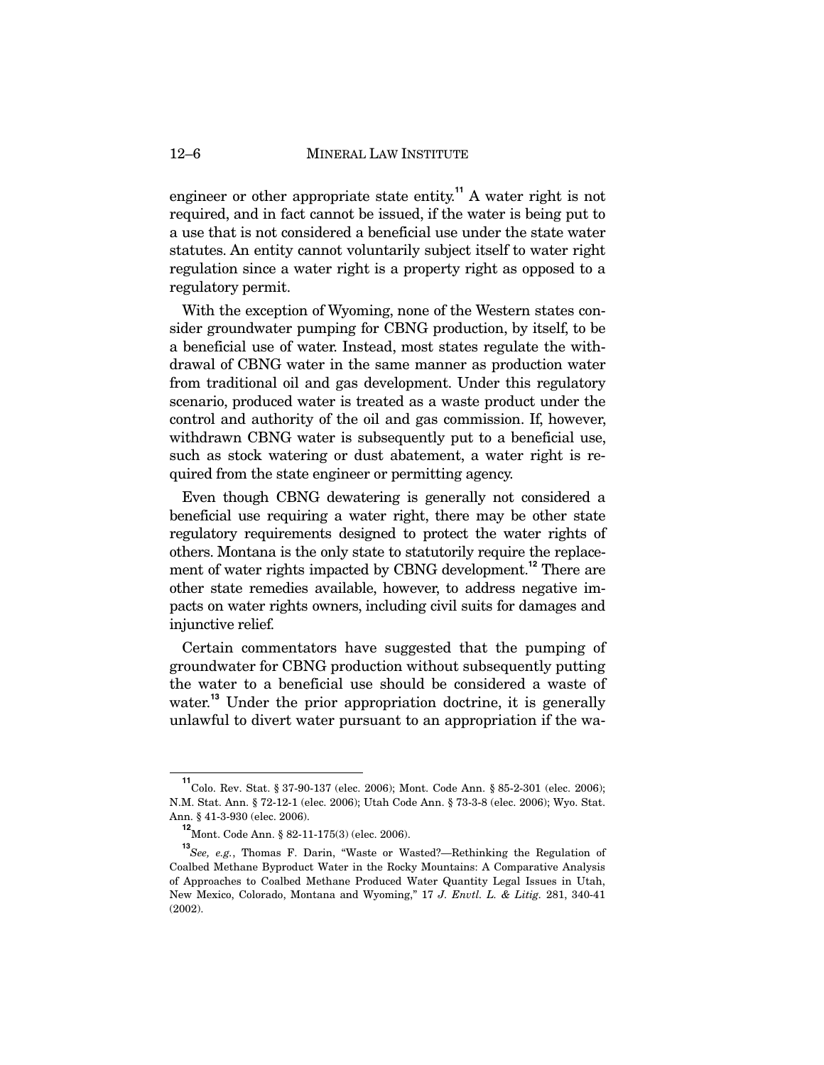engineer or other appropriate state entity.[11] A water right is not required, and in fact cannot be issued, if the water is being put to a use that is not considered a beneficial use under the state water statutes. An entity cannot voluntarily subject itself to water right regulation since a water right is a property right as opposed to a regulatory permit.

With the exception of Wyoming, none of the Western states consider groundwater pumping for CBNG production, by itself, to be a beneficial use of water. Instead, most states regulate the withdrawal of CBNG water in the same manner as production water from traditional oil and gas development. Under this regulatory scenario, produced water is treated as a waste product under the control and authority of the oil and gas commission. If, however, withdrawn CBNG water is subsequently put to a beneficial use, such as stock watering or dust abatement, a water right is required from the state engineer or permitting agency.

Even though CBNG dewatering is generally not considered a beneficial use requiring a water right, there may be other state regulatory requirements designed to protect the water rights of others. Montana is the only state to statutorily require the replacement of water rights impacted by CBNG development.[12] There are other state remedies available, however, to address negative impacts on water rights owners, including civil suits for damages and injunctive relief.

Certain commentators have suggested that the pumping of groundwater for CBNG production without subsequently putting the water to a beneficial use should be considered a waste of water.[13] Under the prior appropriation doctrine, it is generally unlawful to divert water pursuant to an appropriation if the wa-

---

[11] Colo. Rev. Stat. § 37-90-137 (elec. 2006); Mont. Code Ann. § 85-2-301 (elec. 2006); N.M. Stat. Ann. § 72-12-1 (elec. 2006); Utah Code Ann. § 73-3-8 (elec. 2006); Wyo. Stat. Ann. § 41-3-930 (elec. 2006).

[12] Mont. Code Ann. § 82-11-175(3) (elec. 2006).

[13] *See, e.g.*, Thomas F. Darin, "Waste or Wasted?—Rethinking the Regulation of Coalbed Methane Byproduct Water in the Rocky Mountains: A Comparative Analysis of Approaches to Coalbed Methane Produced Water Quantity Legal Issues in Utah, New Mexico, Colorado, Montana and Wyoming," 17 *J. Envtl. L. & Litig.* 281, 340-41 (2002).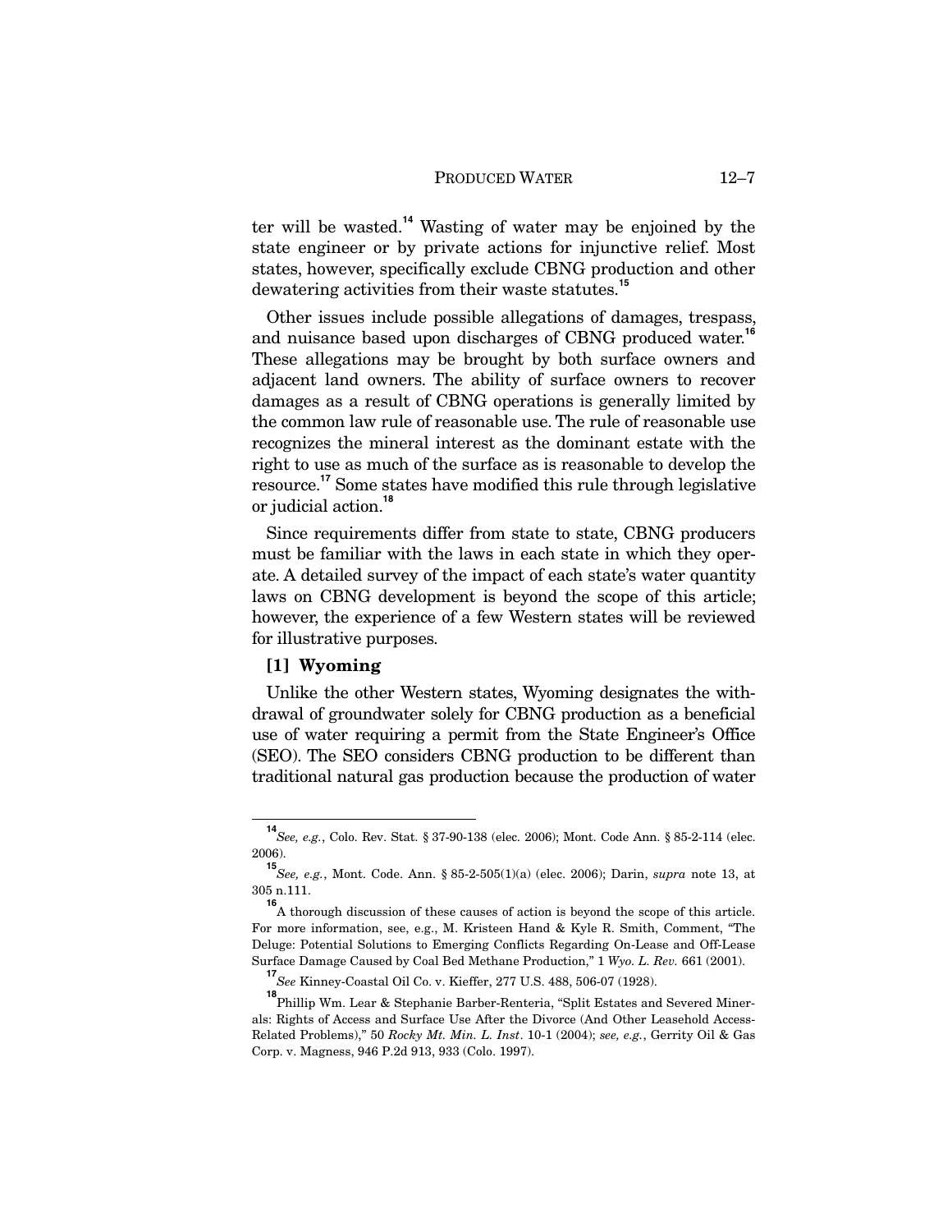ter will be wasted.[14] Wasting of water may be enjoined by the state engineer or by private actions for injunctive relief. Most states, however, specifically exclude CBNG production and other dewatering activities from their waste statutes.[15]

Other issues include possible allegations of damages, trespass, and nuisance based upon discharges of CBNG produced water.[16] These allegations may be brought by both surface owners and adjacent land owners. The ability of surface owners to recover damages as a result of CBNG operations is generally limited by the common law rule of reasonable use. The rule of reasonable use recognizes the mineral interest as the dominant estate with the right to use as much of the surface as is reasonable to develop the resource.[17] Some states have modified this rule through legislative or judicial action.[18]

Since requirements differ from state to state, CBNG producers must be familiar with the laws in each state in which they operate. A detailed survey of the impact of each state's water quantity laws on CBNG development is beyond the scope of this article; however, the experience of a few Western states will be reviewed for illustrative purposes.

### [1] Wyoming

Unlike the other Western states, Wyoming designates the withdrawal of groundwater solely for CBNG production as a beneficial use of water requiring a permit from the State Engineer's Office (SEO). The SEO considers CBNG production to be different than traditional natural gas production because the production of water

---

[14] *See, e.g.*, Colo. Rev. Stat. § 37-90-138 (elec. 2006); Mont. Code Ann. § 85-2-114 (elec. 2006).

[15] *See, e.g.*, Mont. Code. Ann. § 85-2-505(1)(a) (elec. 2006); Darin, *supra* note 13, at 305 n.111.

[16] A thorough discussion of these causes of action is beyond the scope of this article. For more information, see, e.g., M. Kristeen Hand & Kyle R. Smith, Comment, "The Deluge: Potential Solutions to Emerging Conflicts Regarding On-Lease and Off-Lease Surface Damage Caused by Coal Bed Methane Production," 1 *Wyo. L. Rev.* 661 (2001).

[17] *See* Kinney-Coastal Oil Co. v. Kieffer, 277 U.S. 488, 506-07 (1928).

[18] Phillip Wm. Lear & Stephanie Barber-Renteria, "Split Estates and Severed Minerals: Rights of Access and Surface Use After the Divorce (And Other Leasehold Access-Related Problems)," 50 *Rocky Mt. Min. L. Inst*. 10-1 (2004); *see, e.g.*, Gerrity Oil & Gas Corp. v. Magness, 946 P.2d 913, 933 (Colo. 1997).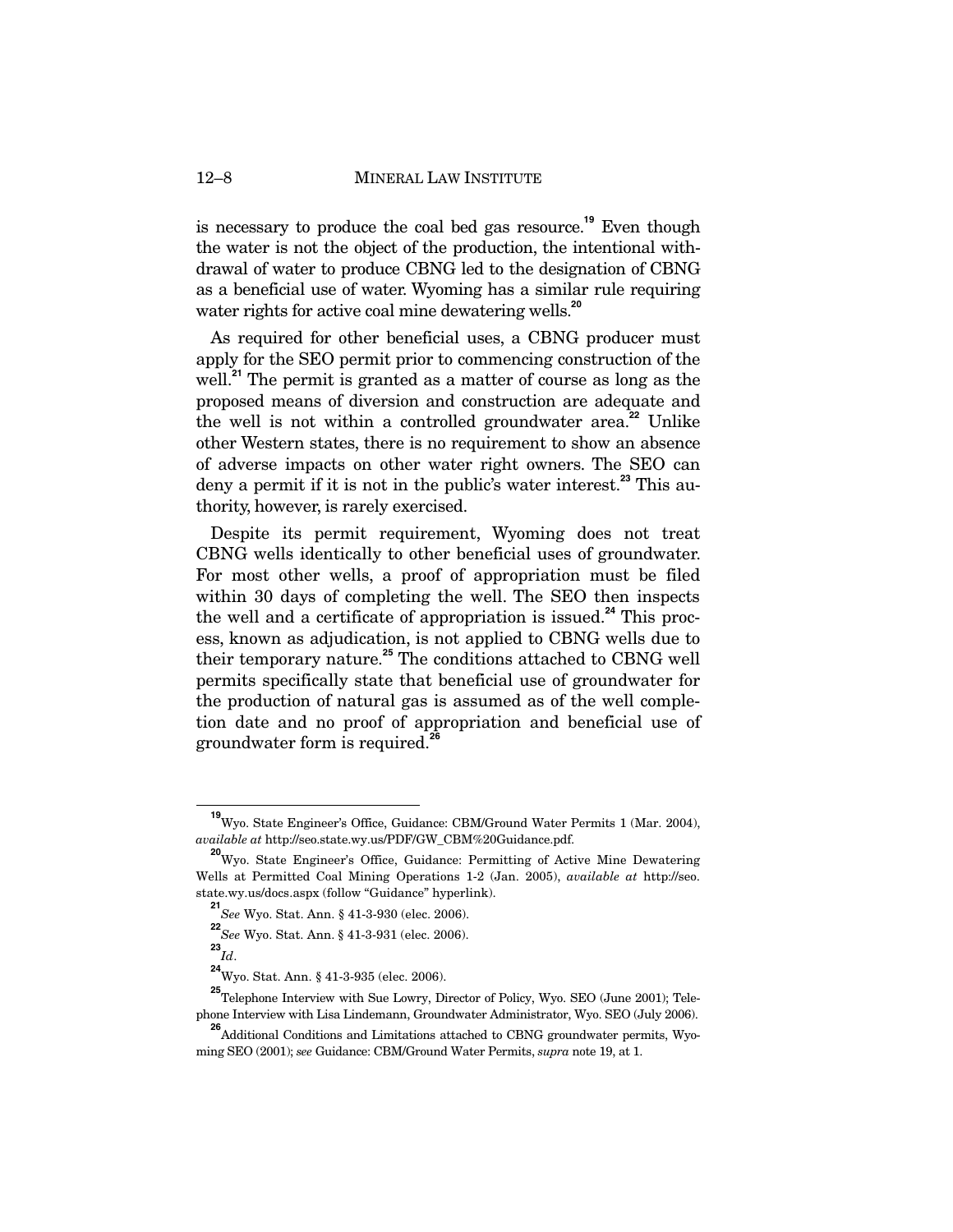is necessary to produce the coal bed gas resource.[19] Even though the water is not the object of the production, the intentional withdrawal of water to produce CBNG led to the designation of CBNG as a beneficial use of water. Wyoming has a similar rule requiring water rights for active coal mine dewatering wells.[20]

As required for other beneficial uses, a CBNG producer must apply for the SEO permit prior to commencing construction of the well.[21] The permit is granted as a matter of course as long as the proposed means of diversion and construction are adequate and the well is not within a controlled groundwater area.[22] Unlike other Western states, there is no requirement to show an absence of adverse impacts on other water right owners. The SEO can deny a permit if it is not in the public's water interest.[23] This authority, however, is rarely exercised.

Despite its permit requirement, Wyoming does not treat CBNG wells identically to other beneficial uses of groundwater. For most other wells, a proof of appropriation must be filed within 30 days of completing the well. The SEO then inspects the well and a certificate of appropriation is issued.[24] This process, known as adjudication, is not applied to CBNG wells due to their temporary nature.[25] The conditions attached to CBNG well permits specifically state that beneficial use of groundwater for the production of natural gas is assumed as of the well completion date and no proof of appropriation and beneficial use of groundwater form is required.[26]

---

[19] Wyo. State Engineer's Office, Guidance: CBM/Ground Water Permits 1 (Mar. 2004), *available at* http://seo.state.wy.us/PDF/GW_CBM%20Guidance.pdf.

[20] Wyo. State Engineer's Office, Guidance: Permitting of Active Mine Dewatering Wells at Permitted Coal Mining Operations 1-2 (Jan. 2005), *available at* http://seo.state.wy.us/docs.aspx (follow "Guidance" hyperlink).

[21] *See* Wyo. Stat. Ann. § 41-3-930 (elec. 2006).

[22] *See* Wyo. Stat. Ann. § 41-3-931 (elec. 2006).

[23] *Id*.

[24] Wyo. Stat. Ann. § 41-3-935 (elec. 2006).

[25] Telephone Interview with Sue Lowry, Director of Policy, Wyo. SEO (June 2001); Telephone Interview with Lisa Lindemann, Groundwater Administrator, Wyo. SEO (July 2006).

[26] Additional Conditions and Limitations attached to CBNG groundwater permits, Wyoming SEO (2001); *see* Guidance: CBM/Ground Water Permits, *supra* note 19, at 1.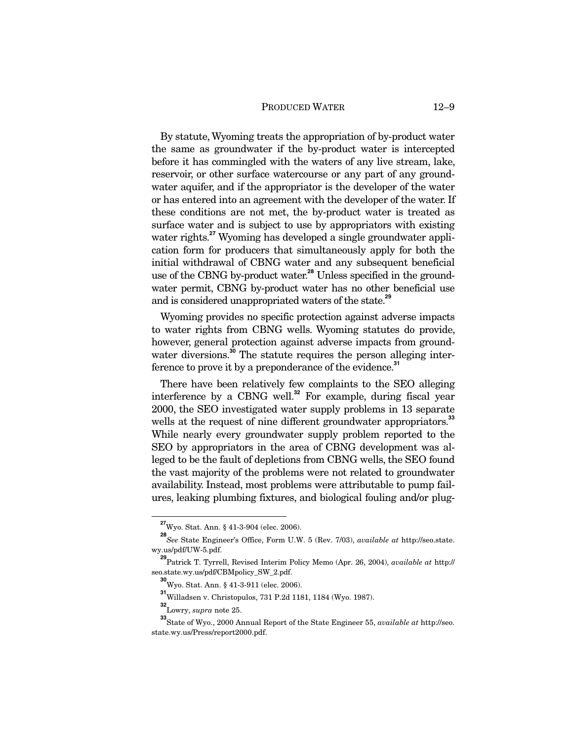By statute, Wyoming treats the appropriation of by-product water the same as groundwater if the by-product water is intercepted before it has commingled with the waters of any live stream, lake, reservoir, or other surface watercourse or any part of any groundwater aquifer, and if the appropriator is the developer of the water or has entered into an agreement with the developer of the water. If these conditions are not met, the by-product water is treated as surface water and is subject to use by appropriators with existing water rights.[27] Wyoming has developed a single groundwater application form for producers that simultaneously apply for both the initial withdrawal of CBNG water and any subsequent beneficial use of the CBNG by-product water.[28] Unless specified in the groundwater permit, CBNG by-product water has no other beneficial use and is considered unappropriated waters of the state.[29]

Wyoming provides no specific protection against adverse impacts to water rights from CBNG wells. Wyoming statutes do provide, however, general protection against adverse impacts from groundwater diversions.[30] The statute requires the person alleging interference to prove it by a preponderance of the evidence.[31]

There have been relatively few complaints to the SEO alleging interference by a CBNG well.[32] For example, during fiscal year 2000, the SEO investigated water supply problems in 13 separate wells at the request of nine different groundwater appropriators.[33] While nearly every groundwater supply problem reported to the SEO by appropriators in the area of CBNG development was alleged to be the fault of depletions from CBNG wells, the SEO found the vast majority of the problems were not related to groundwater availability. Instead, most problems were attributable to pump failures, leaking plumbing fixtures, and biological fouling and/or plug-

---

[27] Wyo. Stat. Ann. § 41-3-904 (elec. 2006).

[28] *See* State Engineer's Office, Form U.W. 5 (Rev. 7/03), *available at* http://seo.state.wy.us/pdf/UW-5.pdf.

[29] Patrick T. Tyrrell, Revised Interim Policy Memo (Apr. 26, 2004), *available at* http://seo.state.wy.us/pdf/CBMpolicy_SW_2.pdf.

[30] Wyo. Stat. Ann. § 41-3-911 (elec. 2006).

[31] Willadsen v. Christopulos, 731 P.2d 1181, 1184 (Wyo. 1987).

[32] Lowry, *supra* note 25.

[33] State of Wyo., 2000 Annual Report of the State Engineer 55, *available at* http://seo.state.wy.us/Press/report2000.pdf.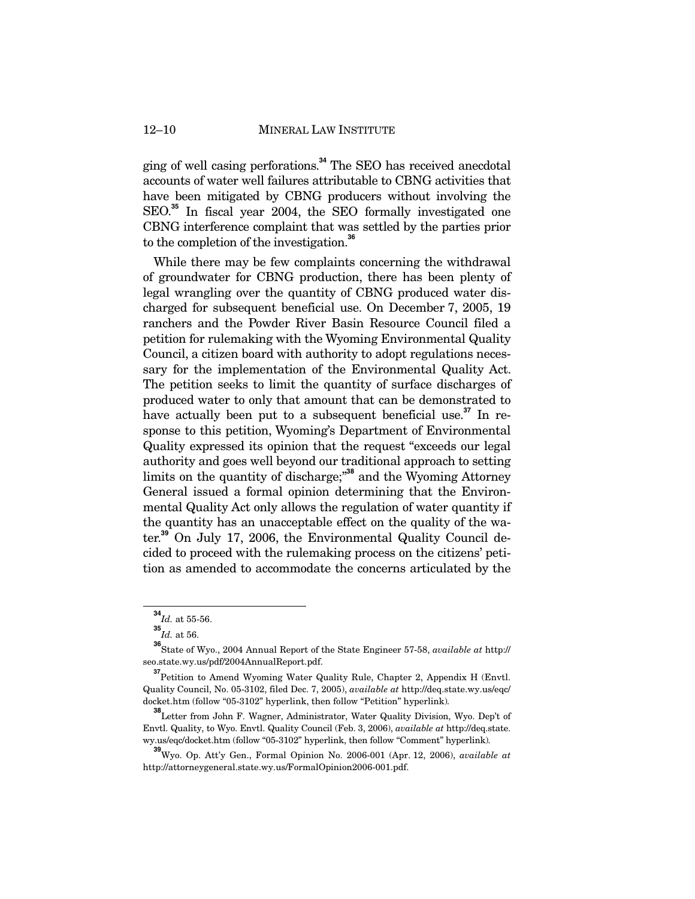ging of well casing perforations.[34] The SEO has received anecdotal accounts of water well failures attributable to CBNG activities that have been mitigated by CBNG producers without involving the SEO.[35] In fiscal year 2004, the SEO formally investigated one CBNG interference complaint that was settled by the parties prior to the completion of the investigation.[36]

While there may be few complaints concerning the withdrawal of groundwater for CBNG production, there has been plenty of legal wrangling over the quantity of CBNG produced water discharged for subsequent beneficial use. On December 7, 2005, 19 ranchers and the Powder River Basin Resource Council filed a petition for rulemaking with the Wyoming Environmental Quality Council, a citizen board with authority to adopt regulations necessary for the implementation of the Environmental Quality Act. The petition seeks to limit the quantity of surface discharges of produced water to only that amount that can be demonstrated to have actually been put to a subsequent beneficial use.[37] In response to this petition, Wyoming's Department of Environmental Quality expressed its opinion that the request "exceeds our legal authority and goes well beyond our traditional approach to setting limits on the quantity of discharge;"[38] and the Wyoming Attorney General issued a formal opinion determining that the Environmental Quality Act only allows the regulation of water quantity if the quantity has an unacceptable effect on the quality of the water.[39] On July 17, 2006, the Environmental Quality Council decided to proceed with the rulemaking process on the citizens' petition as amended to accommodate the concerns articulated by the

---

[34] *Id.* at 55-56.

[35] *Id.* at 56.

[36] State of Wyo., 2004 Annual Report of the State Engineer 57-58, *available at* http://seo.state.wy.us/pdf/2004AnnualReport.pdf.

[37] Petition to Amend Wyoming Water Quality Rule, Chapter 2, Appendix H (Envtl. Quality Council, No. 05-3102, filed Dec. 7, 2005), *available at* http://deq.state.wy.us/eqc/docket.htm (follow "05-3102" hyperlink, then follow "Petition" hyperlink).

[38] Letter from John F. Wagner, Administrator, Water Quality Division, Wyo. Dep't of Envtl. Quality, to Wyo. Envtl. Quality Council (Feb. 3, 2006), *available at* http://deq.state.wy.us/eqc/docket.htm (follow "05-3102" hyperlink, then follow "Comment" hyperlink).

[39] Wyo. Op. Att'y Gen., Formal Opinion No. 2006-001 (Apr. 12, 2006), *available at* http://attorneygeneral.state.wy.us/FormalOpinion2006-001.pdf.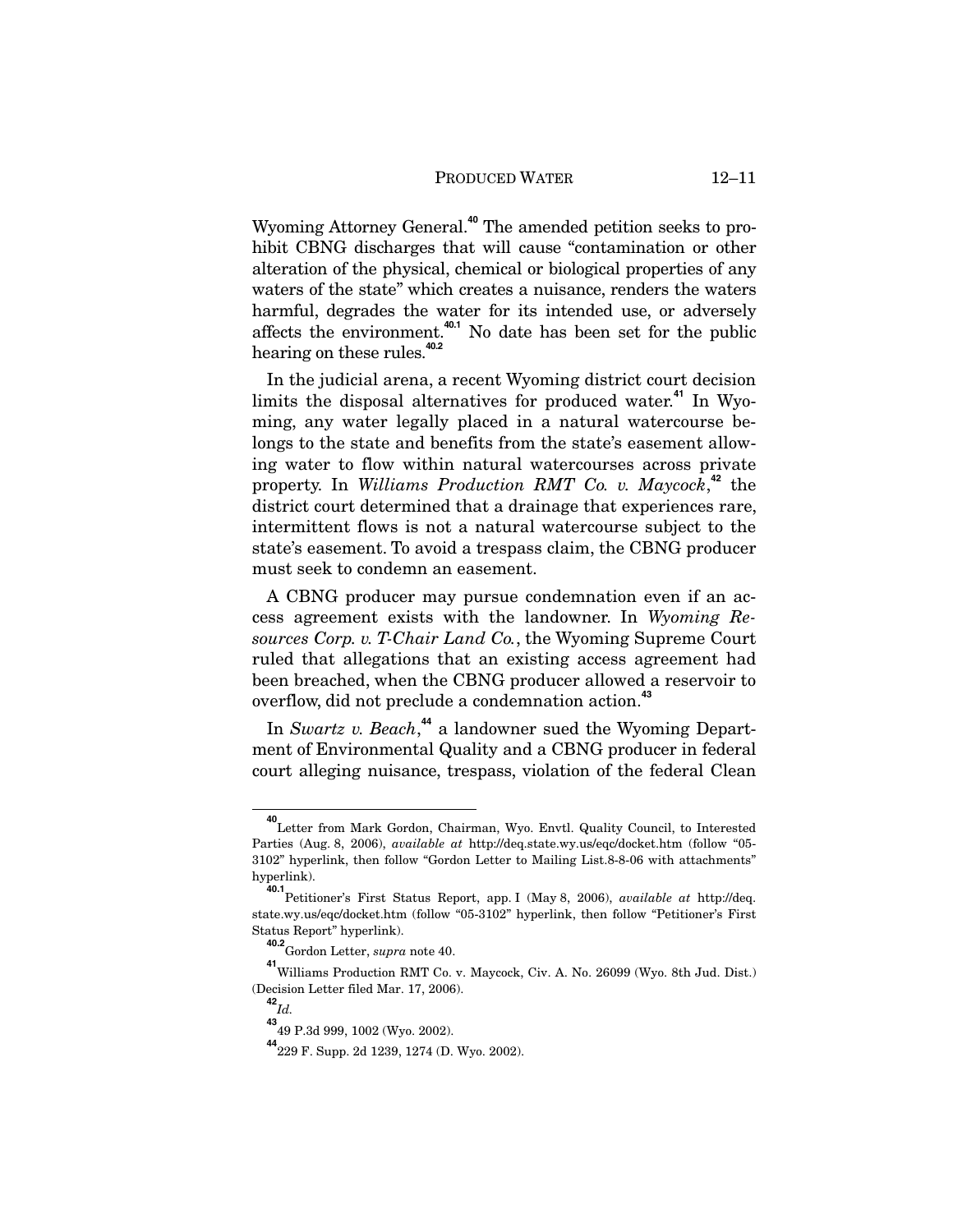Wyoming Attorney General.[40] The amended petition seeks to prohibit CBNG discharges that will cause "contamination or other alteration of the physical, chemical or biological properties of any waters of the state" which creates a nuisance, renders the waters harmful, degrades the water for its intended use, or adversely affects the environment.[40.1] No date has been set for the public hearing on these rules.[40.2]

In the judicial arena, a recent Wyoming district court decision limits the disposal alternatives for produced water.[41] In Wyoming, any water legally placed in a natural watercourse belongs to the state and benefits from the state's easement allowing water to flow within natural watercourses across private property. In *Williams Production RMT Co. v. Maycock*,[42] the district court determined that a drainage that experiences rare, intermittent flows is not a natural watercourse subject to the state's easement. To avoid a trespass claim, the CBNG producer must seek to condemn an easement.

A CBNG producer may pursue condemnation even if an access agreement exists with the landowner. In *Wyoming Resources Corp. v. T-Chair Land Co.*, the Wyoming Supreme Court ruled that allegations that an existing access agreement had been breached, when the CBNG producer allowed a reservoir to overflow, did not preclude a condemnation action.[43]

In *Swartz v. Beach*,[44] a landowner sued the Wyoming Department of Environmental Quality and a CBNG producer in federal court alleging nuisance, trespass, violation of the federal Clean

---

[40] Letter from Mark Gordon, Chairman, Wyo. Envtl. Quality Council, to Interested Parties (Aug. 8, 2006), *available at* http://deq.state.wy.us/eqc/docket.htm (follow "05-3102" hyperlink, then follow "Gordon Letter to Mailing List.8-8-06 with attachments" hyperlink).

[40.1] Petitioner's First Status Report, app. I (May 8, 2006), *available at* http://deq.state.wy.us/eqc/docket.htm (follow "05-3102" hyperlink, then follow "Petitioner's First Status Report" hyperlink).

[40.2] Gordon Letter, *supra* note 40.

[41] Williams Production RMT Co. v. Maycock, Civ. A. No. 26099 (Wyo. 8th Jud. Dist.) (Decision Letter filed Mar. 17, 2006).

[42] *Id.*

[43] 49 P.3d 999, 1002 (Wyo. 2002).

[44] 229 F. Supp. 2d 1239, 1274 (D. Wyo. 2002).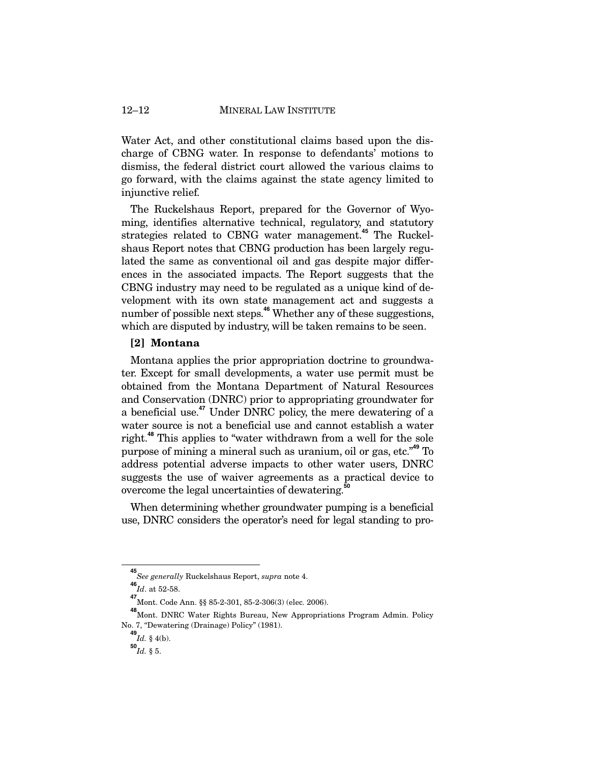Water Act, and other constitutional claims based upon the discharge of CBNG water. In response to defendants' motions to dismiss, the federal district court allowed the various claims to go forward, with the claims against the state agency limited to injunctive relief.

The Ruckelshaus Report, prepared for the Governor of Wyoming, identifies alternative technical, regulatory, and statutory strategies related to CBNG water management.[45] The Ruckelshaus Report notes that CBNG production has been largely regulated the same as conventional oil and gas despite major differences in the associated impacts. The Report suggests that the CBNG industry may need to be regulated as a unique kind of development with its own state management act and suggests a number of possible next steps.[46] Whether any of these suggestions, which are disputed by industry, will be taken remains to be seen.

### [2] Montana

Montana applies the prior appropriation doctrine to groundwater. Except for small developments, a water use permit must be obtained from the Montana Department of Natural Resources and Conservation (DNRC) prior to appropriating groundwater for a beneficial use.[47] Under DNRC policy, the mere dewatering of a water source is not a beneficial use and cannot establish a water right.[48] This applies to "water withdrawn from a well for the sole purpose of mining a mineral such as uranium, oil or gas, etc."[49] To address potential adverse impacts to other water users, DNRC suggests the use of waiver agreements as a practical device to overcome the legal uncertainties of dewatering.[50]

When determining whether groundwater pumping is a beneficial use, DNRC considers the operator's need for legal standing to pro-

---

[45] *See generally* Ruckelshaus Report, *supra* note 4.

[46] *Id*. at 52-58.

[47] Mont. Code Ann. §§ 85-2-301, 85-2-306(3) (elec. 2006).

[48] Mont. DNRC Water Rights Bureau, New Appropriations Program Admin. Policy No. 7, "Dewatering (Drainage) Policy" (1981).

[49] *Id.* § 4(b).

[50] *Id.* § 5.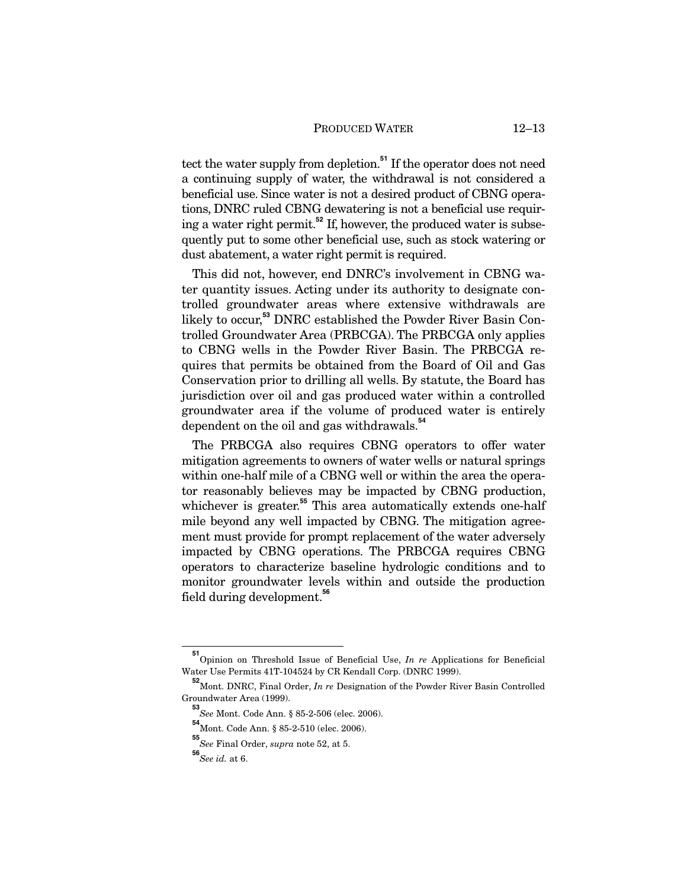tect the water supply from depletion.[51] If the operator does not need a continuing supply of water, the withdrawal is not considered a beneficial use. Since water is not a desired product of CBNG operations, DNRC ruled CBNG dewatering is not a beneficial use requiring a water right permit.[52] If, however, the produced water is subsequently put to some other beneficial use, such as stock watering or dust abatement, a water right permit is required.

This did not, however, end DNRC's involvement in CBNG water quantity issues. Acting under its authority to designate controlled groundwater areas where extensive withdrawals are likely to occur,[53] DNRC established the Powder River Basin Controlled Groundwater Area (PRBCGA). The PRBCGA only applies to CBNG wells in the Powder River Basin. The PRBCGA requires that permits be obtained from the Board of Oil and Gas Conservation prior to drilling all wells. By statute, the Board has jurisdiction over oil and gas produced water within a controlled groundwater area if the volume of produced water is entirely dependent on the oil and gas withdrawals.[54]

The PRBCGA also requires CBNG operators to offer water mitigation agreements to owners of water wells or natural springs within one-half mile of a CBNG well or within the area the operator reasonably believes may be impacted by CBNG production, whichever is greater.[55] This area automatically extends one-half mile beyond any well impacted by CBNG. The mitigation agreement must provide for prompt replacement of the water adversely impacted by CBNG operations. The PRBCGA requires CBNG operators to characterize baseline hydrologic conditions and to monitor groundwater levels within and outside the production field during development.[56]

---

[51] Opinion on Threshold Issue of Beneficial Use, *In re* Applications for Beneficial Water Use Permits 41T-104524 by CR Kendall Corp. (DNRC 1999).

[52] Mont. DNRC, Final Order, *In re* Designation of the Powder River Basin Controlled Groundwater Area (1999).

[53] *See* Mont. Code Ann. § 85-2-506 (elec. 2006).

[54] Mont. Code Ann. § 85-2-510 (elec. 2006).

[55] *See* Final Order, *supra* note 52, at 5.

[56] *See id.* at 6.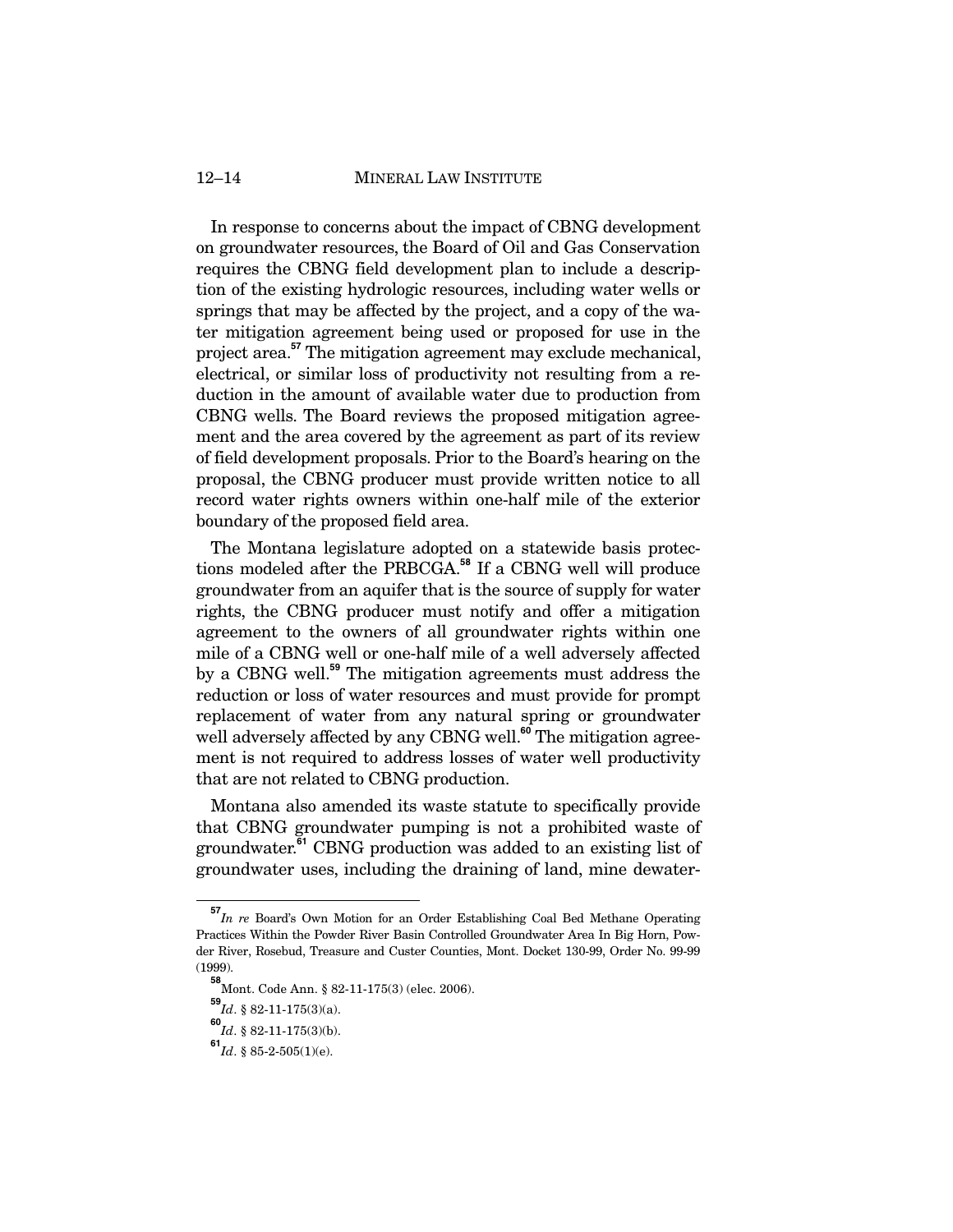In response to concerns about the impact of CBNG development on groundwater resources, the Board of Oil and Gas Conservation requires the CBNG field development plan to include a description of the existing hydrologic resources, including water wells or springs that may be affected by the project, and a copy of the water mitigation agreement being used or proposed for use in the project area.[57] The mitigation agreement may exclude mechanical, electrical, or similar loss of productivity not resulting from a reduction in the amount of available water due to production from CBNG wells. The Board reviews the proposed mitigation agreement and the area covered by the agreement as part of its review of field development proposals. Prior to the Board's hearing on the proposal, the CBNG producer must provide written notice to all record water rights owners within one-half mile of the exterior boundary of the proposed field area.

The Montana legislature adopted on a statewide basis protections modeled after the PRBCGA.[58] If a CBNG well will produce groundwater from an aquifer that is the source of supply for water rights, the CBNG producer must notify and offer a mitigation agreement to the owners of all groundwater rights within one mile of a CBNG well or one-half mile of a well adversely affected by a CBNG well.[59] The mitigation agreements must address the reduction or loss of water resources and must provide for prompt replacement of water from any natural spring or groundwater well adversely affected by any CBNG well.[60] The mitigation agreement is not required to address losses of water well productivity that are not related to CBNG production.

Montana also amended its waste statute to specifically provide that CBNG groundwater pumping is not a prohibited waste of groundwater.[61] CBNG production was added to an existing list of groundwater uses, including the draining of land, mine dewater-

---

[57] *In re* Board's Own Motion for an Order Establishing Coal Bed Methane Operating Practices Within the Powder River Basin Controlled Groundwater Area In Big Horn, Powder River, Rosebud, Treasure and Custer Counties, Mont. Docket 130-99, Order No. 99-99 (1999).

[58] Mont. Code Ann. § 82-11-175(3) (elec. 2006).

[59] *Id*. § 82-11-175(3)(a).

[60] *Id*. § 82-11-175(3)(b).

[61] *Id*. § 85-2-505(1)(e).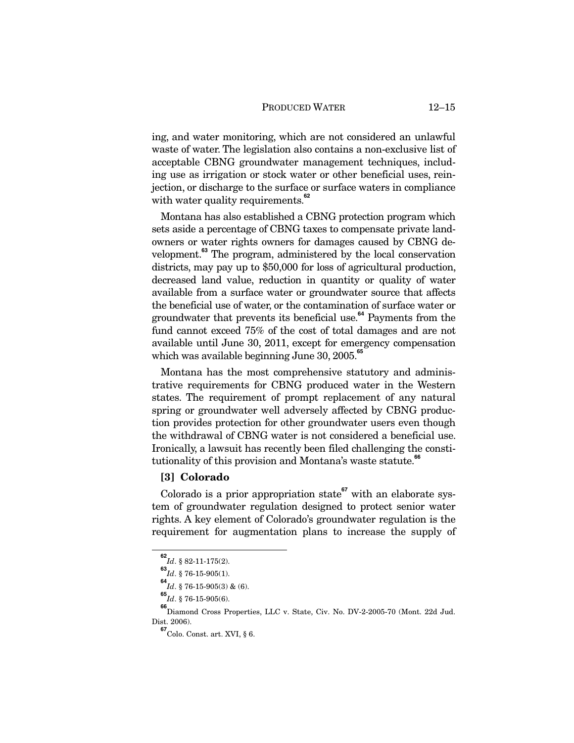ing, and water monitoring, which are not considered an unlawful waste of water. The legislation also contains a non-exclusive list of acceptable CBNG groundwater management techniques, including use as irrigation or stock water or other beneficial uses, reinjection, or discharge to the surface or surface waters in compliance with water quality requirements.[62]

Montana has also established a CBNG protection program which sets aside a percentage of CBNG taxes to compensate private landowners or water rights owners for damages caused by CBNG development.[63] The program, administered by the local conservation districts, may pay up to $50,000 for loss of agricultural production, decreased land value, reduction in quantity or quality of water available from a surface water or groundwater source that affects the beneficial use of water, or the contamination of surface water or groundwater that prevents its beneficial use.[64] Payments from the fund cannot exceed 75% of the cost of total damages and are not available until June 30, 2011, except for emergency compensation which was available beginning June 30, 2005.[65]

Montana has the most comprehensive statutory and administrative requirements for CBNG produced water in the Western states. The requirement of prompt replacement of any natural spring or groundwater well adversely affected by CBNG production provides protection for other groundwater users even though the withdrawal of CBNG water is not considered a beneficial use. Ironically, a lawsuit has recently been filed challenging the constitutionality of this provision and Montana's waste statute.[66]

### [3] Colorado

Colorado is a prior appropriation state[67] with an elaborate system of groundwater regulation designed to protect senior water rights. A key element of Colorado's groundwater regulation is the requirement for augmentation plans to increase the supply of

---

[62] *Id*. § 82-11-175(2).

[63] *Id*. § 76-15-905(1).

[64] *Id*. § 76-15-905(3) & (6).

[65] *Id*. § 76-15-905(6).

[66] Diamond Cross Properties, LLC v. State, Civ. No. DV-2-2005-70 (Mont. 22d Jud. Dist. 2006).

[67] Colo. Const. art. XVI, § 6.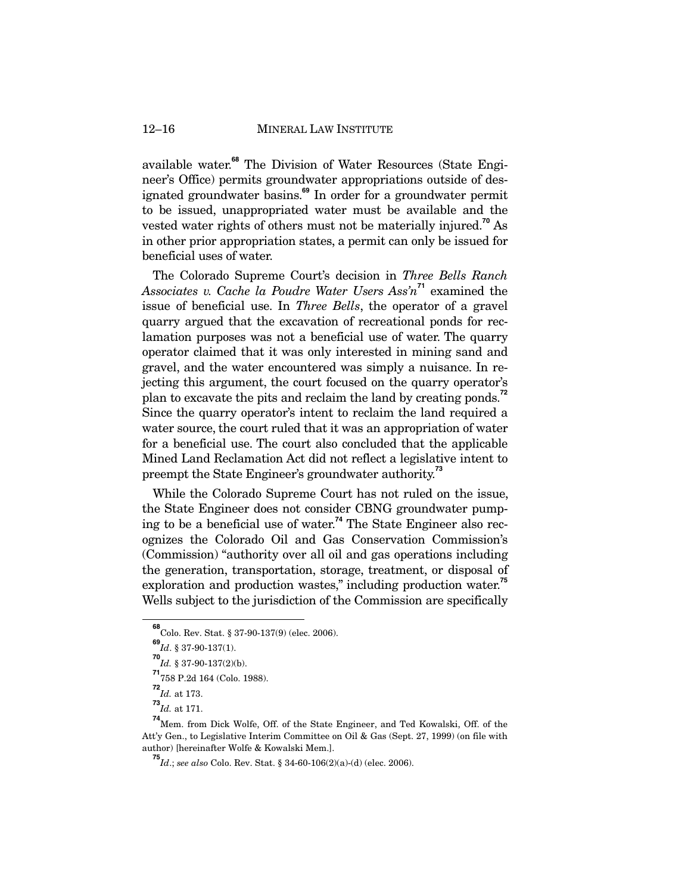available water.[68] The Division of Water Resources (State Engineer's Office) permits groundwater appropriations outside of designated groundwater basins.[69] In order for a groundwater permit to be issued, unappropriated water must be available and the vested water rights of others must not be materially injured.[70] As in other prior appropriation states, a permit can only be issued for beneficial uses of water.

The Colorado Supreme Court's decision in *Three Bells Ranch Associates v. Cache la Poudre Water Users Ass'n*[71] examined the issue of beneficial use. In *Three Bells*, the operator of a gravel quarry argued that the excavation of recreational ponds for reclamation purposes was not a beneficial use of water. The quarry operator claimed that it was only interested in mining sand and gravel, and the water encountered was simply a nuisance. In rejecting this argument, the court focused on the quarry operator's plan to excavate the pits and reclaim the land by creating ponds.[72] Since the quarry operator's intent to reclaim the land required a water source, the court ruled that it was an appropriation of water for a beneficial use. The court also concluded that the applicable Mined Land Reclamation Act did not reflect a legislative intent to preempt the State Engineer's groundwater authority.[73]

While the Colorado Supreme Court has not ruled on the issue, the State Engineer does not consider CBNG groundwater pumping to be a beneficial use of water.[74] The State Engineer also recognizes the Colorado Oil and Gas Conservation Commission's (Commission) "authority over all oil and gas operations including the generation, transportation, storage, treatment, or disposal of exploration and production wastes," including production water.[75] Wells subject to the jurisdiction of the Commission are specifically

---

[68] Colo. Rev. Stat. § 37-90-137(9) (elec. 2006).

[69] *Id*. § 37-90-137(1).

[70] *Id.* § 37-90-137(2)(b).

[71] 758 P.2d 164 (Colo. 1988).

[72] *Id.* at 173.

[73] *Id.* at 171.

[74] Mem. from Dick Wolfe, Off. of the State Engineer, and Ted Kowalski, Off. of the Att'y Gen., to Legislative Interim Committee on Oil & Gas (Sept. 27, 1999) (on file with author) [hereinafter Wolfe & Kowalski Mem.].

[75] *Id*.; *see also* Colo. Rev. Stat. § 34-60-106(2)(a)-(d) (elec. 2006).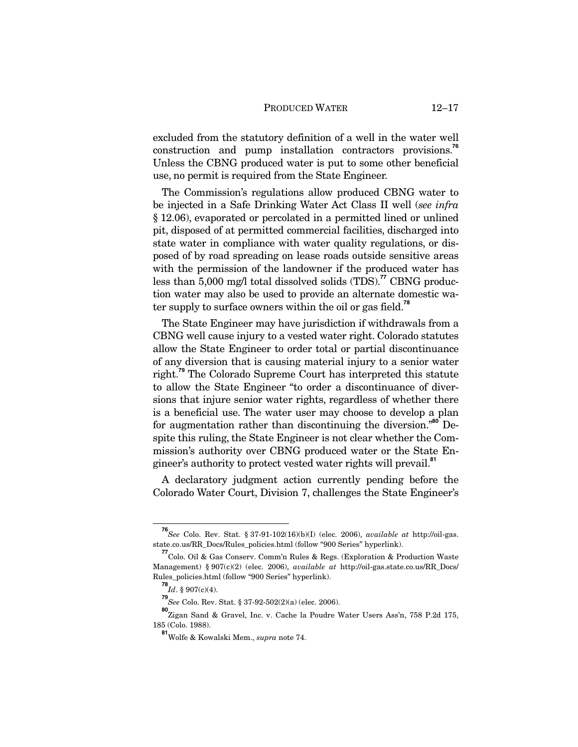excluded from the statutory definition of a well in the water well construction and pump installation contractors provisions.[76] Unless the CBNG produced water is put to some other beneficial use, no permit is required from the State Engineer.

The Commission's regulations allow produced CBNG water to be injected in a Safe Drinking Water Act Class II well (*see infra* § 12.06), evaporated or percolated in a permitted lined or unlined pit, disposed of at permitted commercial facilities, discharged into state water in compliance with water quality regulations, or disposed of by road spreading on lease roads outside sensitive areas with the permission of the landowner if the produced water has less than 5,000 mg/l total dissolved solids (TDS).[77] CBNG production water may also be used to provide an alternate domestic water supply to surface owners within the oil or gas field.[78]

The State Engineer may have jurisdiction if withdrawals from a CBNG well cause injury to a vested water right. Colorado statutes allow the State Engineer to order total or partial discontinuance of any diversion that is causing material injury to a senior water right.[79] The Colorado Supreme Court has interpreted this statute to allow the State Engineer "to order a discontinuance of diversions that injure senior water rights, regardless of whether there is a beneficial use. The water user may choose to develop a plan for augmentation rather than discontinuing the diversion."[80] Despite this ruling, the State Engineer is not clear whether the Commission's authority over CBNG produced water or the State Engineer's authority to protect vested water rights will prevail.[81]

A declaratory judgment action currently pending before the Colorado Water Court, Division 7, challenges the State Engineer's

---

[76] *See* Colo. Rev. Stat. § 37-91-102(16)(b)(I) (elec. 2006), *available at* http://oil-gas.state.co.us/RR_Docs/Rules_policies.html (follow "900 Series" hyperlink).

[77] Colo. Oil & Gas Conserv. Comm'n Rules & Regs. (Exploration & Production Waste Management) § 907(c)(2) (elec. 2006), *available at* http://oil-gas.state.co.us/RR_Docs/Rules_policies.html (follow "900 Series" hyperlink).

[78] *Id*. § 907(c)(4).

[79] *See* Colo. Rev. Stat. § 37-92-502(2)(a) (elec. 2006).

[80] Zigan Sand & Gravel, Inc. v. Cache la Poudre Water Users Ass'n, 758 P.2d 175, 185 (Colo. 1988).

[81] Wolfe & Kowalski Mem., *supra* note 74.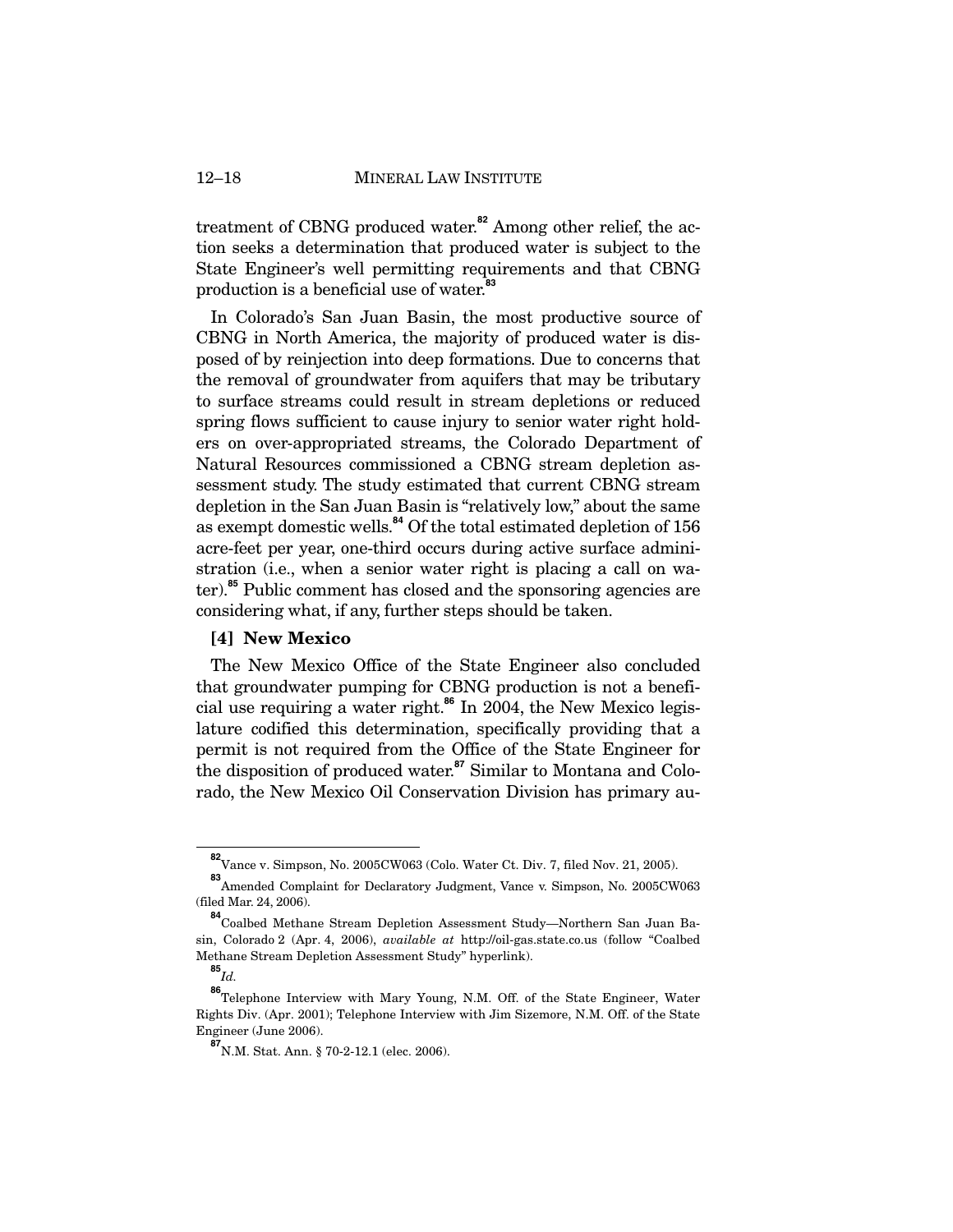treatment of CBNG produced water.[82] Among other relief, the action seeks a determination that produced water is subject to the State Engineer's well permitting requirements and that CBNG production is a beneficial use of water.[83]

In Colorado's San Juan Basin, the most productive source of CBNG in North America, the majority of produced water is disposed of by reinjection into deep formations. Due to concerns that the removal of groundwater from aquifers that may be tributary to surface streams could result in stream depletions or reduced spring flows sufficient to cause injury to senior water right holders on over-appropriated streams, the Colorado Department of Natural Resources commissioned a CBNG stream depletion assessment study. The study estimated that current CBNG stream depletion in the San Juan Basin is "relatively low," about the same as exempt domestic wells.[84] Of the total estimated depletion of 156 acre-feet per year, one-third occurs during active surface administration (i.e., when a senior water right is placing a call on water).[85] Public comment has closed and the sponsoring agencies are considering what, if any, further steps should be taken.

### [4] New Mexico

The New Mexico Office of the State Engineer also concluded that groundwater pumping for CBNG production is not a beneficial use requiring a water right.[86] In 2004, the New Mexico legislature codified this determination, specifically providing that a permit is not required from the Office of the State Engineer for the disposition of produced water.[87] Similar to Montana and Colorado, the New Mexico Oil Conservation Division has primary au-

---

[82] Vance v. Simpson, No. 2005CW063 (Colo. Water Ct. Div. 7, filed Nov. 21, 2005).

[83] Amended Complaint for Declaratory Judgment, Vance v. Simpson, No. 2005CW063 (filed Mar. 24, 2006).

[84] Coalbed Methane Stream Depletion Assessment Study—Northern San Juan Basin, Colorado 2 (Apr. 4, 2006), *available at* http://oil-gas.state.co.us (follow "Coalbed Methane Stream Depletion Assessment Study" hyperlink).

[85] *Id.*

[86] Telephone Interview with Mary Young, N.M. Off. of the State Engineer, Water Rights Div. (Apr. 2001); Telephone Interview with Jim Sizemore, N.M. Off. of the State Engineer (June 2006).

[87] N.M. Stat. Ann. § 70-2-12.1 (elec. 2006).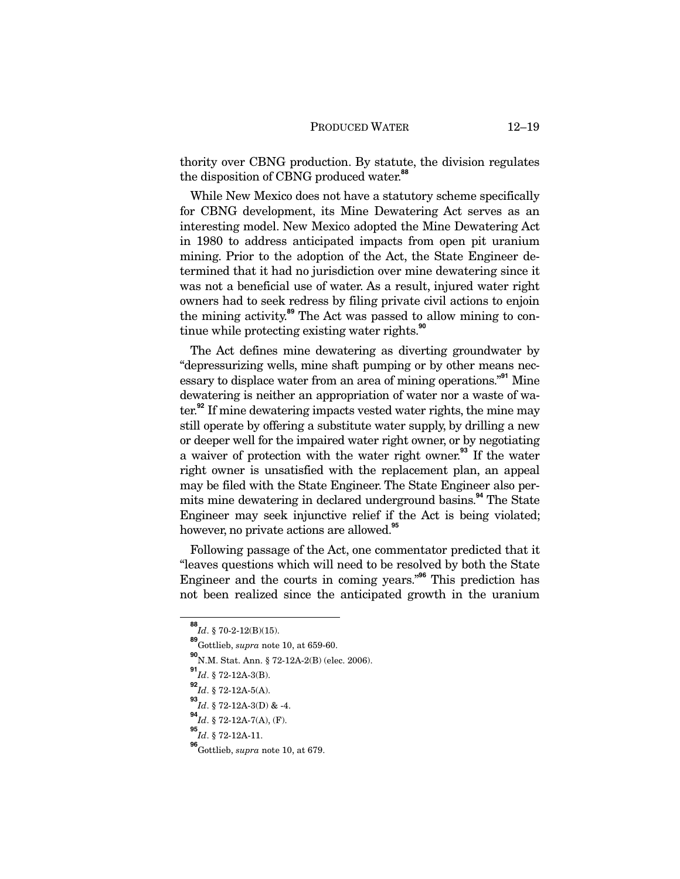thority over CBNG production. By statute, the division regulates the disposition of CBNG produced water.[88]

While New Mexico does not have a statutory scheme specifically for CBNG development, its Mine Dewatering Act serves as an interesting model. New Mexico adopted the Mine Dewatering Act in 1980 to address anticipated impacts from open pit uranium mining. Prior to the adoption of the Act, the State Engineer determined that it had no jurisdiction over mine dewatering since it was not a beneficial use of water. As a result, injured water right owners had to seek redress by filing private civil actions to enjoin the mining activity.[89] The Act was passed to allow mining to continue while protecting existing water rights.[90]

The Act defines mine dewatering as diverting groundwater by "depressurizing wells, mine shaft pumping or by other means necessary to displace water from an area of mining operations."[91] Mine dewatering is neither an appropriation of water nor a waste of water.[92] If mine dewatering impacts vested water rights, the mine may still operate by offering a substitute water supply, by drilling a new or deeper well for the impaired water right owner, or by negotiating a waiver of protection with the water right owner.[93] If the water right owner is unsatisfied with the replacement plan, an appeal may be filed with the State Engineer. The State Engineer also permits mine dewatering in declared underground basins.[94] The State Engineer may seek injunctive relief if the Act is being violated; however, no private actions are allowed.[95]

Following passage of the Act, one commentator predicted that it "leaves questions which will need to be resolved by both the State Engineer and the courts in coming years."[96] This prediction has not been realized since the anticipated growth in the uranium

---

[88] *Id*. § 70-2-12(B)(15).

[89] Gottlieb, *supra* note 10, at 659-60.

[90] N.M. Stat. Ann. § 72-12A-2(B) (elec. 2006).

[91] *Id*. § 72-12A-3(B).

[92] *Id*. § 72-12A-5(A).

[93] *Id*. § 72-12A-3(D) & -4.

[94] *Id*. § 72-12A-7(A), (F).

[95] *Id*. § 72-12A-11.

[96] Gottlieb, *supra* note 10, at 679.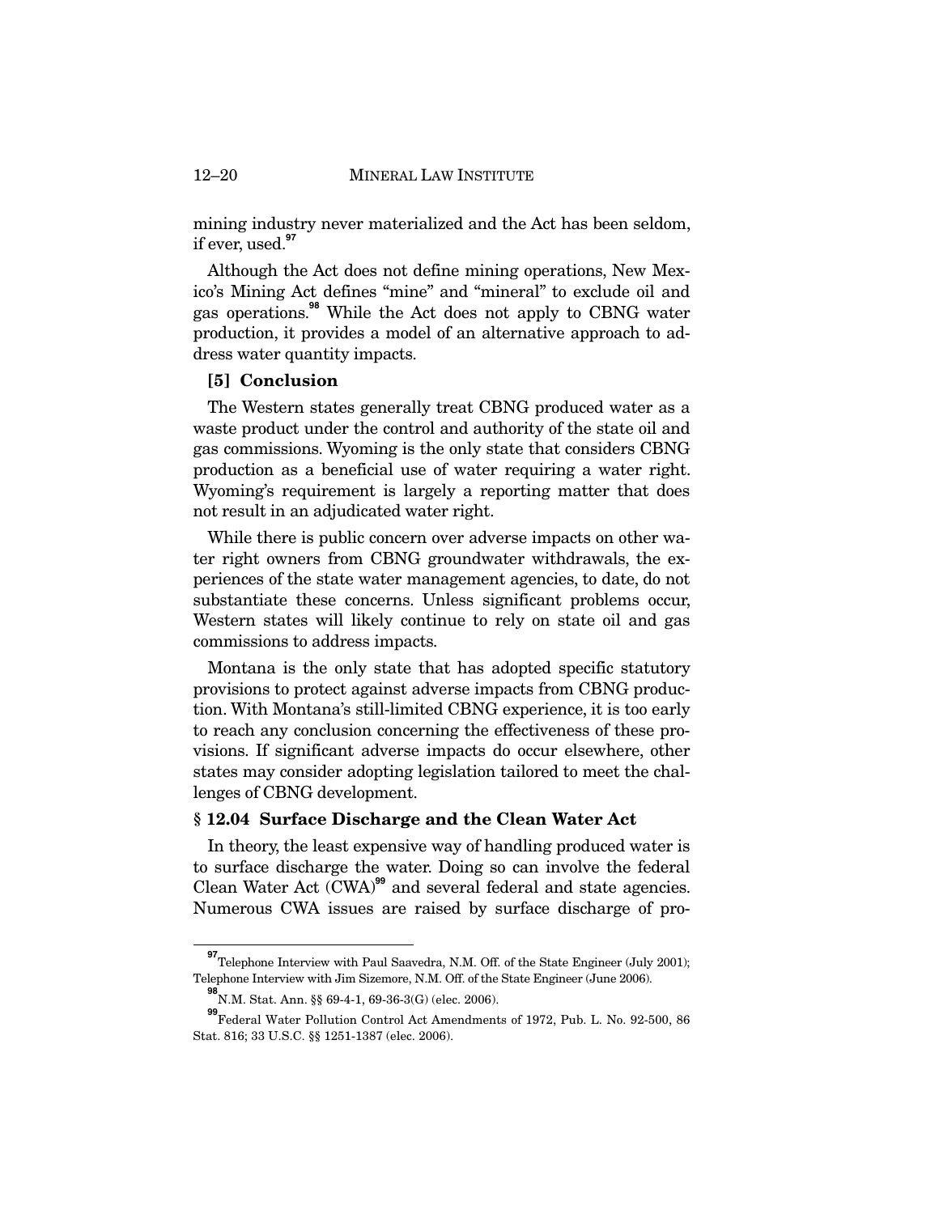mining industry never materialized and the Act has been seldom, if ever, used.[97]

Although the Act does not define mining operations, New Mexico's Mining Act defines "mine" and "mineral" to exclude oil and gas operations.[98] While the Act does not apply to CBNG water production, it provides a model of an alternative approach to address water quantity impacts.

#### [5] Conclusion

The Western states generally treat CBNG produced water as a waste product under the control and authority of the state oil and gas commissions. Wyoming is the only state that considers CBNG production as a beneficial use of water requiring a water right. Wyoming's requirement is largely a reporting matter that does not result in an adjudicated water right.

While there is public concern over adverse impacts on other water right owners from CBNG groundwater withdrawals, the experiences of the state water management agencies, to date, do not substantiate these concerns. Unless significant problems occur, Western states will likely continue to rely on state oil and gas commissions to address impacts.

Montana is the only state that has adopted specific statutory provisions to protect against adverse impacts from CBNG production. With Montana's still-limited CBNG experience, it is too early to reach any conclusion concerning the effectiveness of these provisions. If significant adverse impacts do occur elsewhere, other states may consider adopting legislation tailored to meet the challenges of CBNG development.

### § 12.04 Surface Discharge and the Clean Water Act

In theory, the least expensive way of handling produced water is to surface discharge the water. Doing so can involve the federal Clean Water Act (CWA)[99] and several federal and state agencies. Numerous CWA issues are raised by surface discharge of pro-

---

[97] Telephone Interview with Paul Saavedra, N.M. Off. of the State Engineer (July 2001); Telephone Interview with Jim Sizemore, N.M. Off. of the State Engineer (June 2006).

[98] N.M. Stat. Ann. §§ 69-4-1, 69-36-3(G) (elec. 2006).

[99] Federal Water Pollution Control Act Amendments of 1972, Pub. L. No. 92-500, 86 Stat. 816; 33 U.S.C. §§ 1251-1387 (elec. 2006).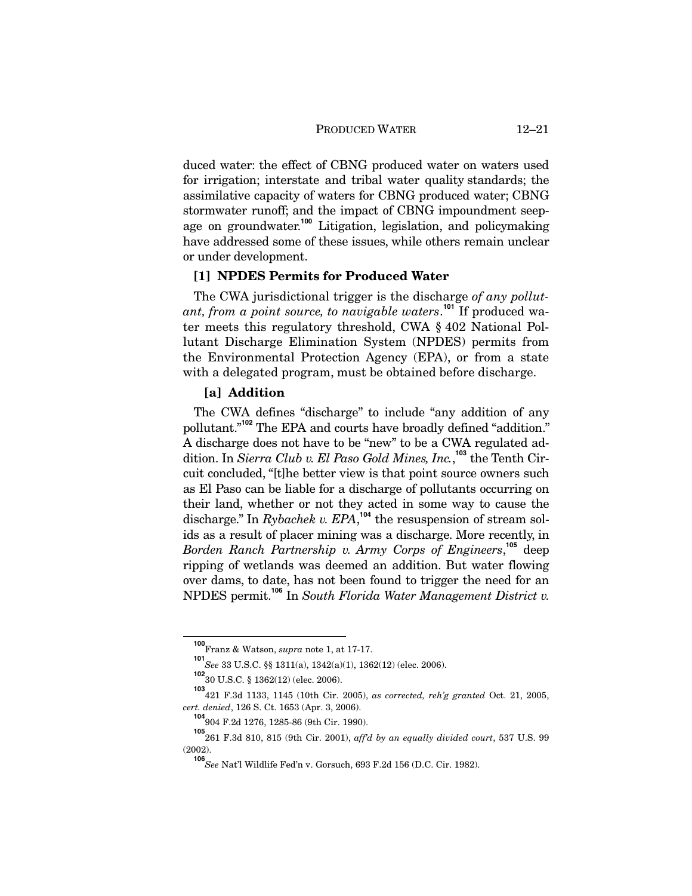duced water: the effect of CBNG produced water on waters used for irrigation; interstate and tribal water quality standards; the assimilative capacity of waters for CBNG produced water; CBNG stormwater runoff; and the impact of CBNG impoundment seepage on groundwater.[100] Litigation, legislation, and policymaking have addressed some of these issues, while others remain unclear or under development.

### [1] NPDES Permits for Produced Water

The CWA jurisdictional trigger is the discharge *of any pollutant, from a point source, to navigable waters*.[101] If produced water meets this regulatory threshold, CWA § 402 National Pollutant Discharge Elimination System (NPDES) permits from the Environmental Protection Agency (EPA), or from a state with a delegated program, must be obtained before discharge.

#### [a] Addition

The CWA defines "discharge" to include "any addition of any pollutant."[102] The EPA and courts have broadly defined "addition." A discharge does not have to be "new" to be a CWA regulated addition. In *Sierra Club v. El Paso Gold Mines, Inc.*,[103] the Tenth Circuit concluded, "[t]he better view is that point source owners such as El Paso can be liable for a discharge of pollutants occurring on their land, whether or not they acted in some way to cause the discharge." In *Rybachek v. EPA*,[104] the resuspension of stream solids as a result of placer mining was a discharge. More recently, in *Borden Ranch Partnership v. Army Corps of Engineers*,[105] deep ripping of wetlands was deemed an addition. But water flowing over dams, to date, has not been found to trigger the need for an NPDES permit.[106] In *South Florida Water Management District v.*

---

[100] Franz & Watson, *supra* note 1, at 17-17.

[101] *See* 33 U.S.C. §§ 1311(a), 1342(a)(1), 1362(12) (elec. 2006).

[102] 30 U.S.C. § 1362(12) (elec. 2006).

[103] 421 F.3d 1133, 1145 (10th Cir. 2005), *as corrected, reh'g granted* Oct. 21, 2005, *cert. denied*, 126 S. Ct. 1653 (Apr. 3, 2006).

[104] 904 F.2d 1276, 1285-86 (9th Cir. 1990).

[105] 261 F.3d 810, 815 (9th Cir. 2001), *aff'd by an equally divided court*, 537 U.S. 99 (2002).

[106] *See* Nat'l Wildlife Fed'n v. Gorsuch, 693 F.2d 156 (D.C. Cir. 1982).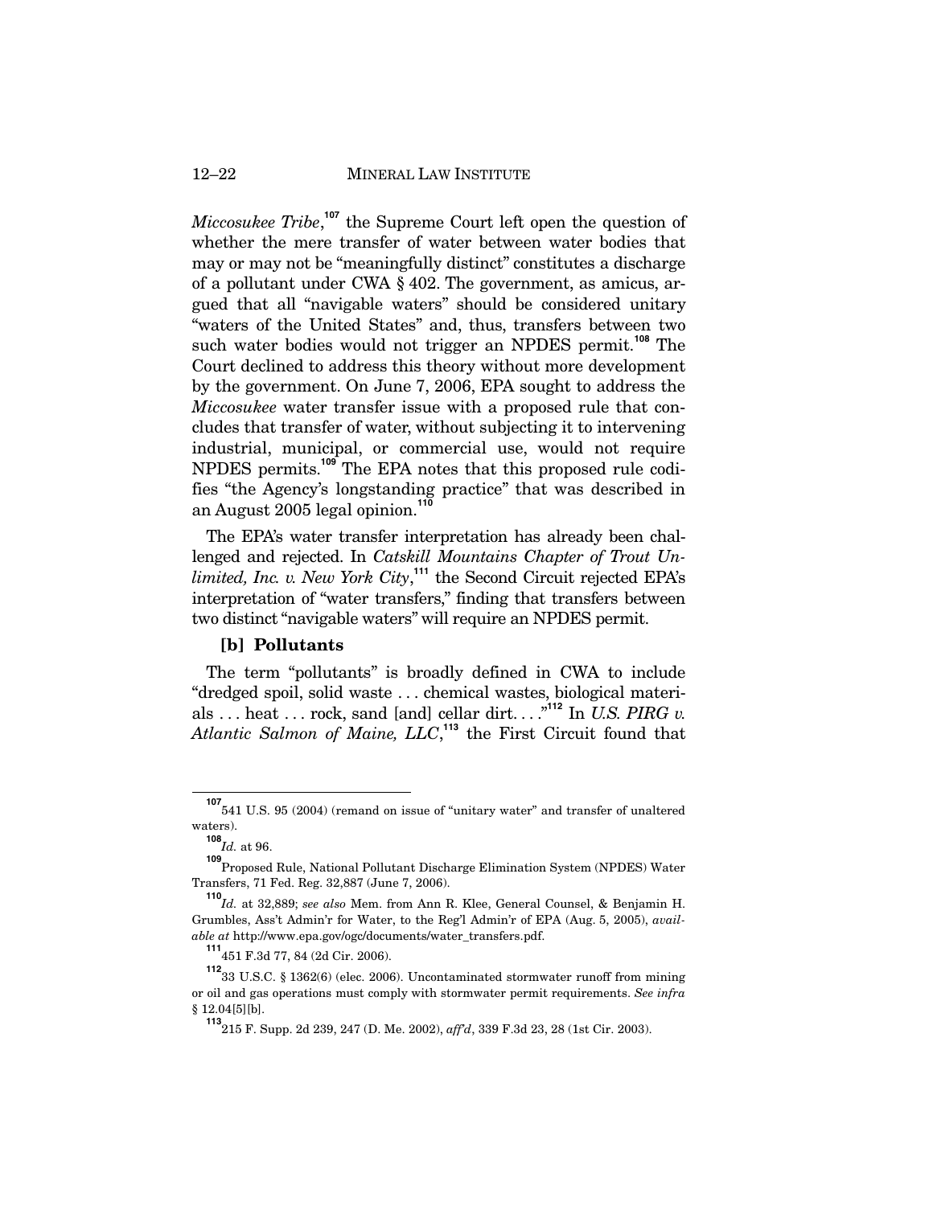*Miccosukee Tribe*,[107] the Supreme Court left open the question of whether the mere transfer of water between water bodies that may or may not be "meaningfully distinct" constitutes a discharge of a pollutant under CWA § 402. The government, as amicus, argued that all "navigable waters" should be considered unitary "waters of the United States" and, thus, transfers between two such water bodies would not trigger an NPDES permit.[108] The Court declined to address this theory without more development by the government. On June 7, 2006, EPA sought to address the *Miccosukee* water transfer issue with a proposed rule that concludes that transfer of water, without subjecting it to intervening industrial, municipal, or commercial use, would not require NPDES permits.[109] The EPA notes that this proposed rule codifies "the Agency's longstanding practice" that was described in an August 2005 legal opinion.[110]

The EPA's water transfer interpretation has already been challenged and rejected. In *Catskill Mountains Chapter of Trout Unlimited, Inc. v. New York City*,[111] the Second Circuit rejected EPA's interpretation of "water transfers," finding that transfers between two distinct "navigable waters" will require an NPDES permit.

**[b] Pollutants**

The term "pollutants" is broadly defined in CWA to include "dredged spoil, solid waste . . . chemical wastes, biological materials . . . heat . . . rock, sand [and] cellar dirt. . . ."[112] In *U.S. PIRG v. Atlantic Salmon of Maine, LLC*,[113] the First Circuit found that

---

[107] 541 U.S. 95 (2004) (remand on issue of "unitary water" and transfer of unaltered waters).

[108] *Id.* at 96.

[109] Proposed Rule, National Pollutant Discharge Elimination System (NPDES) Water Transfers, 71 Fed. Reg. 32,887 (June 7, 2006).

[110] *Id.* at 32,889; *see also* Mem. from Ann R. Klee, General Counsel, & Benjamin H. Grumbles, Ass't Admin'r for Water, to the Reg'l Admin'r of EPA (Aug. 5, 2005), *available at* http://www.epa.gov/ogc/documents/water_transfers.pdf.

[111] 451 F.3d 77, 84 (2d Cir. 2006).

[112] 33 U.S.C. § 1362(6) (elec. 2006). Uncontaminated stormwater runoff from mining or oil and gas operations must comply with stormwater permit requirements. *See infra* § 12.04[5][b].

[113] 215 F. Supp. 2d 239, 247 (D. Me. 2002), *aff'd*, 339 F.3d 23, 28 (1st Cir. 2003).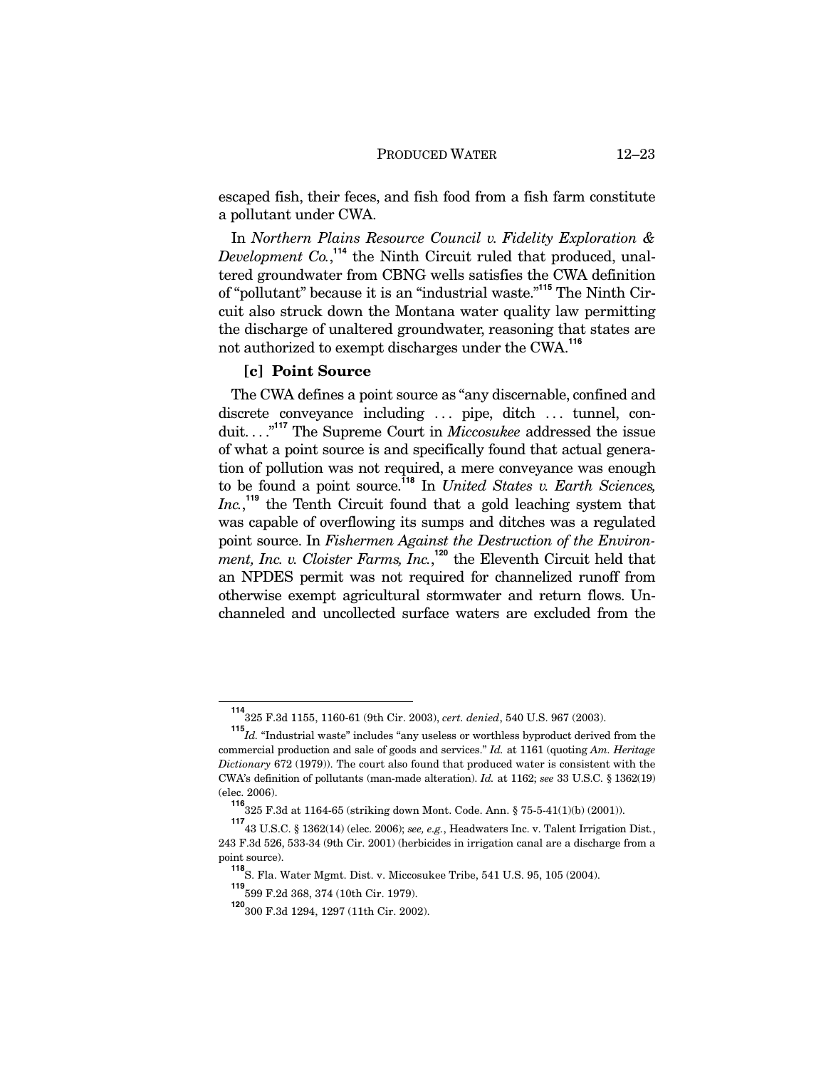escaped fish, their feces, and fish food from a fish farm constitute a pollutant under CWA.

In *Northern Plains Resource Council v. Fidelity Exploration & Development Co.*,[114] the Ninth Circuit ruled that produced, unaltered groundwater from CBNG wells satisfies the CWA definition of "pollutant" because it is an "industrial waste."[115] The Ninth Circuit also struck down the Montana water quality law permitting the discharge of unaltered groundwater, reasoning that states are not authorized to exempt discharges under the CWA.[116]

### [c] Point Source

The CWA defines a point source as "any discernable, confined and discrete conveyance including . . . pipe, ditch . . . tunnel, conduit. . . ."[117] The Supreme Court in *Miccosukee* addressed the issue of what a point source is and specifically found that actual generation of pollution was not required, a mere conveyance was enough to be found a point source.[118] In *United States v. Earth Sciences, Inc.*,[119] the Tenth Circuit found that a gold leaching system that was capable of overflowing its sumps and ditches was a regulated point source. In *Fishermen Against the Destruction of the Environment, Inc. v. Cloister Farms, Inc.*,[120] the Eleventh Circuit held that an NPDES permit was not required for channelized runoff from otherwise exempt agricultural stormwater and return flows. Unchanneled and uncollected surface waters are excluded from the

---

[114] 325 F.3d 1155, 1160-61 (9th Cir. 2003), *cert. denied*, 540 U.S. 967 (2003).

[115] *Id.* "Industrial waste" includes "any useless or worthless byproduct derived from the commercial production and sale of goods and services." *Id.* at 1161 (quoting *Am. Heritage Dictionary* 672 (1979)). The court also found that produced water is consistent with the CWA's definition of pollutants (man-made alteration). *Id.* at 1162; *see* 33 U.S.C. § 1362(19) (elec. 2006).

[116] 325 F.3d at 1164-65 (striking down Mont. Code. Ann. § 75-5-41(1)(b) (2001)).

[117] 43 U.S.C. § 1362(14) (elec. 2006); *see, e.g.*, Headwaters Inc. v. Talent Irrigation Dist., 243 F.3d 526, 533-34 (9th Cir. 2001) (herbicides in irrigation canal are a discharge from a point source).

[118] S. Fla. Water Mgmt. Dist. v. Miccosukee Tribe, 541 U.S. 95, 105 (2004).

[119] 599 F.2d 368, 374 (10th Cir. 1979).

[120] 300 F.3d 1294, 1297 (11th Cir. 2002).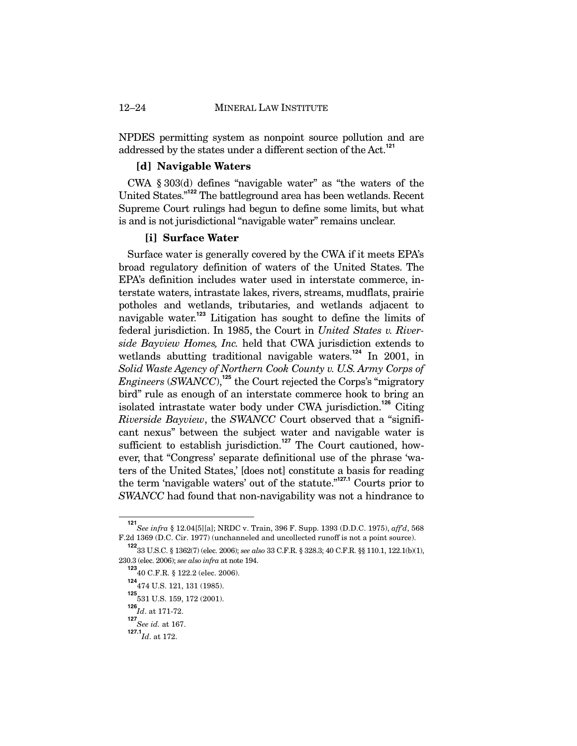NPDES permitting system as nonpoint source pollution and are addressed by the states under a different section of the Act.[121]

#### [d] Navigable Waters

CWA § 303(d) defines "navigable water" as "the waters of the United States."[122] The battleground area has been wetlands. Recent Supreme Court rulings had begun to define some limits, but what is and is not jurisdictional "navigable water" remains unclear.

##### [i] Surface Water

Surface water is generally covered by the CWA if it meets EPA's broad regulatory definition of waters of the United States. The EPA's definition includes water used in interstate commerce, interstate waters, intrastate lakes, rivers, streams, mudflats, prairie potholes and wetlands, tributaries, and wetlands adjacent to navigable water.[123] Litigation has sought to define the limits of federal jurisdiction. In 1985, the Court in *United States v. Riverside Bayview Homes, Inc.* held that CWA jurisdiction extends to wetlands abutting traditional navigable waters.[124] In 2001, in *Solid Waste Agency of Northern Cook County v. U.S. Army Corps of Engineers* (*SWANCC*),[125] the Court rejected the Corps's "migratory bird" rule as enough of an interstate commerce hook to bring an isolated intrastate water body under CWA jurisdiction.[126] Citing *Riverside Bayview*, the *SWANCC* Court observed that a "significant nexus" between the subject water and navigable water is sufficient to establish jurisdiction.[127] The Court cautioned, however, that "Congress' separate definitional use of the phrase 'waters of the United States,' [does not] constitute a basis for reading the term 'navigable waters' out of the statute."[127.1] Courts prior to *SWANCC* had found that non-navigability was not a hindrance to

---

[121] *See infra* § 12.04[5][a]; NRDC v. Train, 396 F. Supp. 1393 (D.D.C. 1975), *aff'd*, 568 F.2d 1369 (D.C. Cir. 1977) (unchanneled and uncollected runoff is not a point source).

[122] 33 U.S.C. § 1362(7) (elec. 2006); *see also* 33 C.F.R. § 328.3; 40 C.F.R. §§ 110.1, 122.1(b)(1), 230.3 (elec. 2006); *see also infra* at note 194.

[123] 40 C.F.R. § 122.2 (elec. 2006).

[124] 474 U.S. 121, 131 (1985).

[125] 531 U.S. 159, 172 (2001).

[126] *Id*. at 171-72.

[127] *See id.* at 167.

[127.1] *Id*. at 172.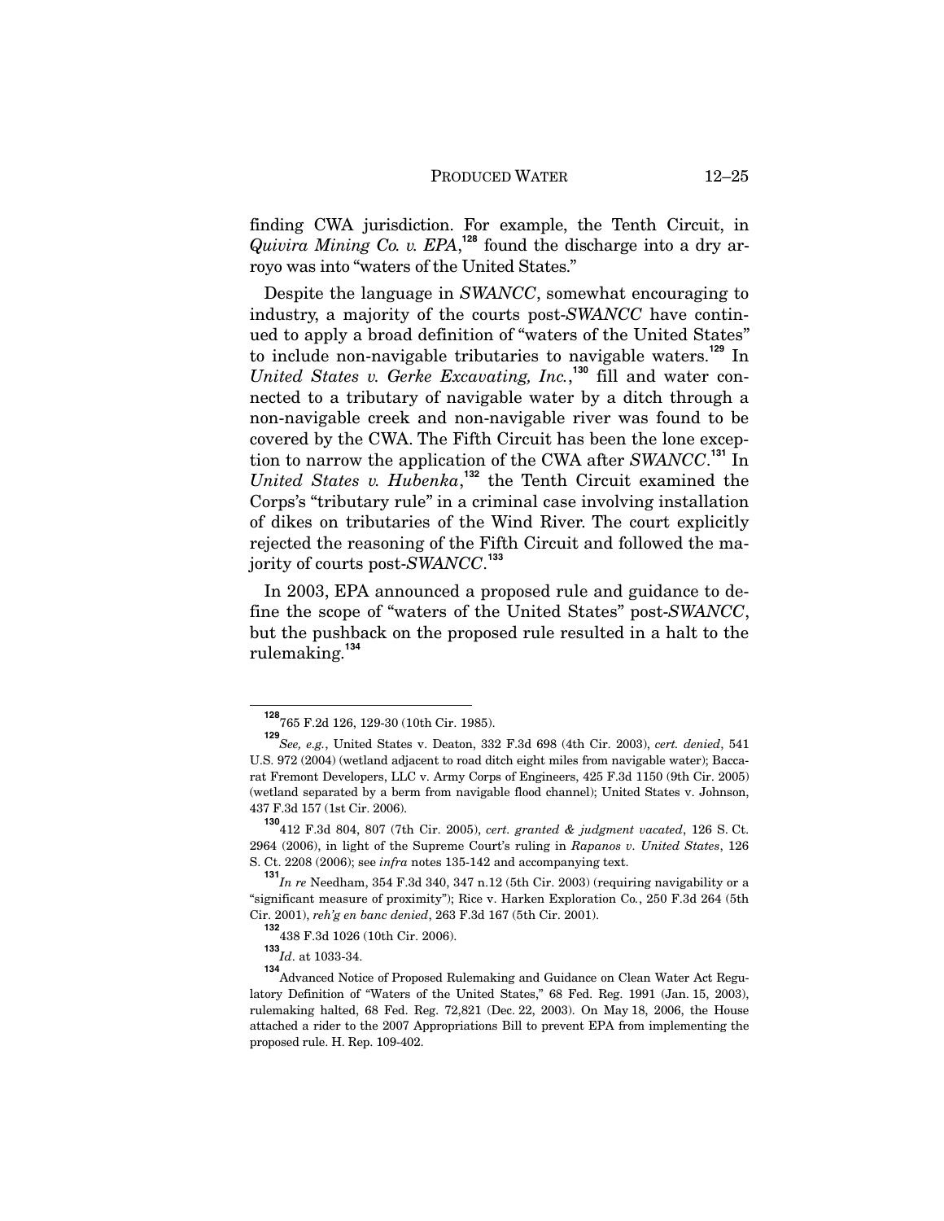finding CWA jurisdiction. For example, the Tenth Circuit, in *Quivira Mining Co. v. EPA*,[128] found the discharge into a dry arroyo was into "waters of the United States."

Despite the language in *SWANCC*, somewhat encouraging to industry, a majority of the courts post-*SWANCC* have continued to apply a broad definition of "waters of the United States" to include non-navigable tributaries to navigable waters.[129] In *United States v. Gerke Excavating, Inc.*,[130] fill and water connected to a tributary of navigable water by a ditch through a non-navigable creek and non-navigable river was found to be covered by the CWA. The Fifth Circuit has been the lone exception to narrow the application of the CWA after *SWANCC*.[131] In *United States v. Hubenka*,[132] the Tenth Circuit examined the Corps's "tributary rule" in a criminal case involving installation of dikes on tributaries of the Wind River. The court explicitly rejected the reasoning of the Fifth Circuit and followed the majority of courts post-*SWANCC*.[133]

In 2003, EPA announced a proposed rule and guidance to define the scope of "waters of the United States" post-*SWANCC*, but the pushback on the proposed rule resulted in a halt to the rulemaking.[134]

---

[128] 765 F.2d 126, 129-30 (10th Cir. 1985).

[129] *See, e.g.*, United States v. Deaton, 332 F.3d 698 (4th Cir. 2003), *cert. denied*, 541 U.S. 972 (2004) (wetland adjacent to road ditch eight miles from navigable water); Baccarat Fremont Developers, LLC v. Army Corps of Engineers, 425 F.3d 1150 (9th Cir. 2005) (wetland separated by a berm from navigable flood channel); United States v. Johnson, 437 F.3d 157 (1st Cir. 2006).

[130] 412 F.3d 804, 807 (7th Cir. 2005), *cert. granted & judgment vacated*, 126 S. Ct. 2964 (2006), in light of the Supreme Court's ruling in *Rapanos v. United States*, 126 S. Ct. 2208 (2006); see *infra* notes 135-142 and accompanying text.

[131] *In re* Needham, 354 F.3d 340, 347 n.12 (5th Cir. 2003) (requiring navigability or a "significant measure of proximity"); Rice v. Harken Exploration Co., 250 F.3d 264 (5th Cir. 2001), *reh'g en banc denied*, 263 F.3d 167 (5th Cir. 2001).

[132] 438 F.3d 1026 (10th Cir. 2006).

[133] *Id*. at 1033-34.

[134] Advanced Notice of Proposed Rulemaking and Guidance on Clean Water Act Regulatory Definition of "Waters of the United States," 68 Fed. Reg. 1991 (Jan. 15, 2003), rulemaking halted, 68 Fed. Reg. 72,821 (Dec. 22, 2003). On May 18, 2006, the House attached a rider to the 2007 Appropriations Bill to prevent EPA from implementing the proposed rule. H. Rep. 109-402.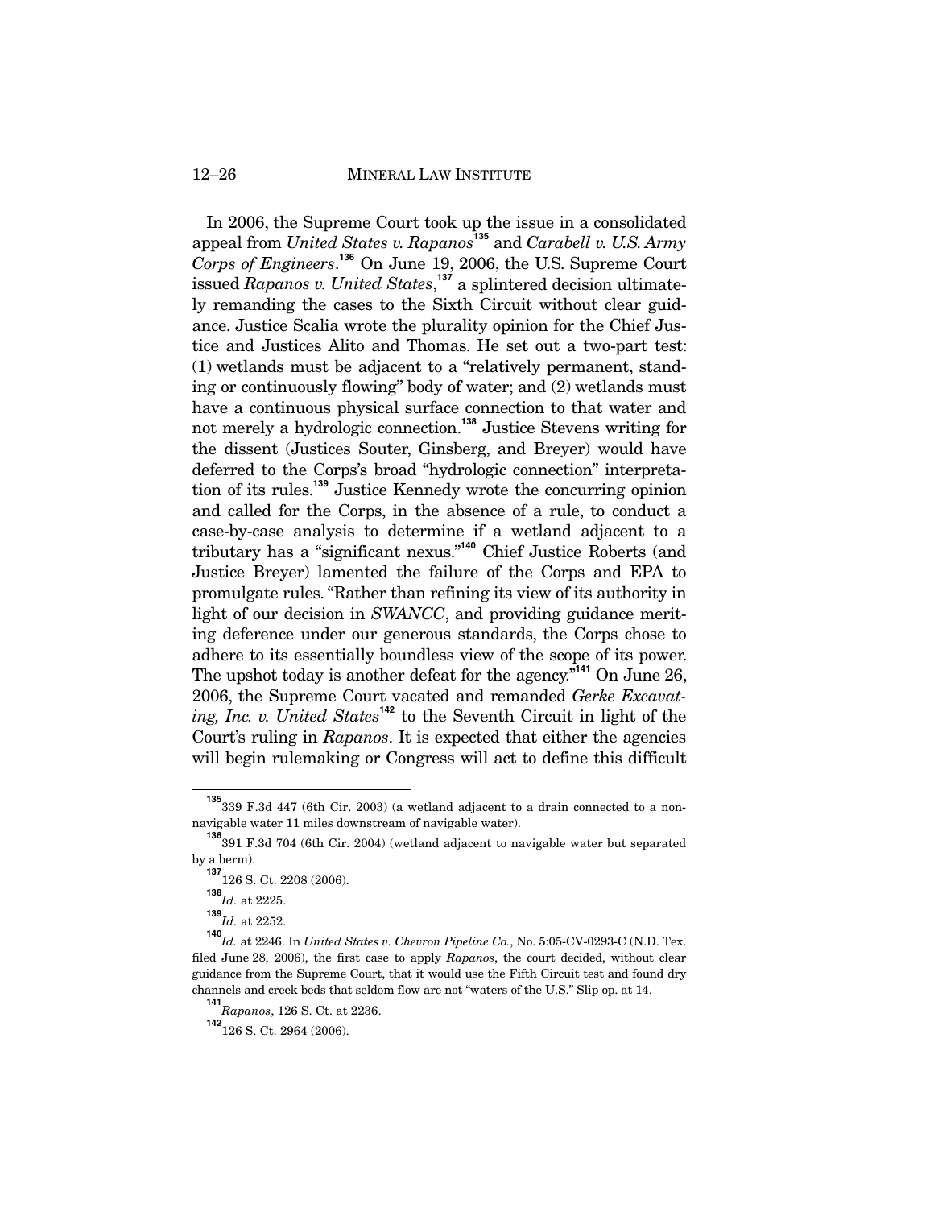In 2006, the Supreme Court took up the issue in a consolidated appeal from *United States v. Rapanos*[135] and *Carabell v. U.S. Army Corps of Engineers*.[136] On June 19, 2006, the U.S. Supreme Court issued *Rapanos v. United States*,[137] a splintered decision ultimately remanding the cases to the Sixth Circuit without clear guidance. Justice Scalia wrote the plurality opinion for the Chief Justice and Justices Alito and Thomas. He set out a two-part test: (1) wetlands must be adjacent to a "relatively permanent, standing or continuously flowing" body of water; and (2) wetlands must have a continuous physical surface connection to that water and not merely a hydrologic connection.[138] Justice Stevens writing for the dissent (Justices Souter, Ginsberg, and Breyer) would have deferred to the Corps's broad "hydrologic connection" interpretation of its rules.[139] Justice Kennedy wrote the concurring opinion and called for the Corps, in the absence of a rule, to conduct a case-by-case analysis to determine if a wetland adjacent to a tributary has a "significant nexus."[140] Chief Justice Roberts (and Justice Breyer) lamented the failure of the Corps and EPA to promulgate rules. "Rather than refining its view of its authority in light of our decision in *SWANCC*, and providing guidance meriting deference under our generous standards, the Corps chose to adhere to its essentially boundless view of the scope of its power. The upshot today is another defeat for the agency."[141] On June 26, 2006, the Supreme Court vacated and remanded *Gerke Excavating, Inc. v. United States*[142] to the Seventh Circuit in light of the Court's ruling in *Rapanos*. It is expected that either the agencies will begin rulemaking or Congress will act to define this difficult

---

[135] 339 F.3d 447 (6th Cir. 2003) (a wetland adjacent to a drain connected to a non-navigable water 11 miles downstream of navigable water).

[136] 391 F.3d 704 (6th Cir. 2004) (wetland adjacent to navigable water but separated by a berm).

[137] 126 S. Ct. 2208 (2006).

[138] *Id.* at 2225.

[139] *Id.* at 2252.

[140] *Id.* at 2246. In *United States v. Chevron Pipeline Co.*, No. 5:05-CV-0293-C (N.D. Tex. filed June 28, 2006), the first case to apply *Rapanos*, the court decided, without clear guidance from the Supreme Court, that it would use the Fifth Circuit test and found dry channels and creek beds that seldom flow are not "waters of the U.S." Slip op. at 14.

[141] *Rapanos*, 126 S. Ct. at 2236.

[142] 126 S. Ct. 2964 (2006).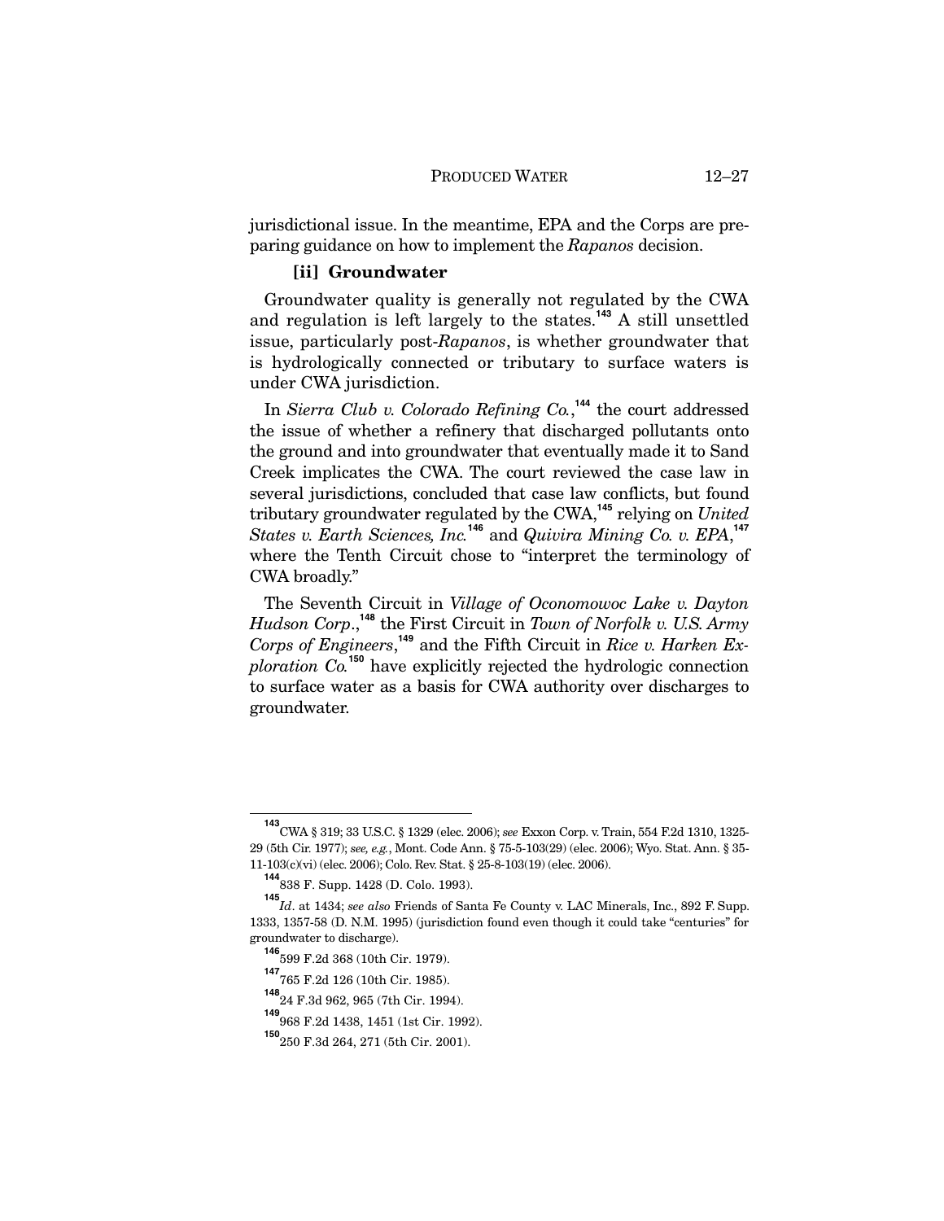jurisdictional issue. In the meantime, EPA and the Corps are preparing guidance on how to implement the *Rapanos* decision.

#### [ii] Groundwater

Groundwater quality is generally not regulated by the CWA and regulation is left largely to the states.[143] A still unsettled issue, particularly post-*Rapanos*, is whether groundwater that is hydrologically connected or tributary to surface waters is under CWA jurisdiction.

In *Sierra Club v. Colorado Refining Co.*,[144] the court addressed the issue of whether a refinery that discharged pollutants onto the ground and into groundwater that eventually made it to Sand Creek implicates the CWA. The court reviewed the case law in several jurisdictions, concluded that case law conflicts, but found tributary groundwater regulated by the CWA,[145] relying on *United States v. Earth Sciences, Inc.*[146] and *Quivira Mining Co. v. EPA*,[147] where the Tenth Circuit chose to "interpret the terminology of CWA broadly."

The Seventh Circuit in *Village of Oconomowoc Lake v. Dayton Hudson Corp.*,[148] the First Circuit in *Town of Norfolk v. U.S. Army Corps of Engineers*,[149] and the Fifth Circuit in *Rice v. Harken Exploration Co.*[150] have explicitly rejected the hydrologic connection to surface water as a basis for CWA authority over discharges to groundwater.

---

[143] CWA § 319; 33 U.S.C. § 1329 (elec. 2006); *see* Exxon Corp. v. Train, 554 F.2d 1310, 1325-29 (5th Cir. 1977); *see, e.g.*, Mont. Code Ann. § 75-5-103(29) (elec. 2006); Wyo. Stat. Ann. § 35-11-103(c)(vi) (elec. 2006); Colo. Rev. Stat. § 25-8-103(19) (elec. 2006).

[144] 838 F. Supp. 1428 (D. Colo. 1993).

[145] *Id*. at 1434; *see also* Friends of Santa Fe County v. LAC Minerals, Inc., 892 F. Supp. 1333, 1357-58 (D. N.M. 1995) (jurisdiction found even though it could take "centuries" for groundwater to discharge).

[146] 599 F.2d 368 (10th Cir. 1979).

[147] 765 F.2d 126 (10th Cir. 1985).

[148] 24 F.3d 962, 965 (7th Cir. 1994).

[149] 968 F.2d 1438, 1451 (1st Cir. 1992).

[150] 250 F.3d 264, 271 (5th Cir. 2001).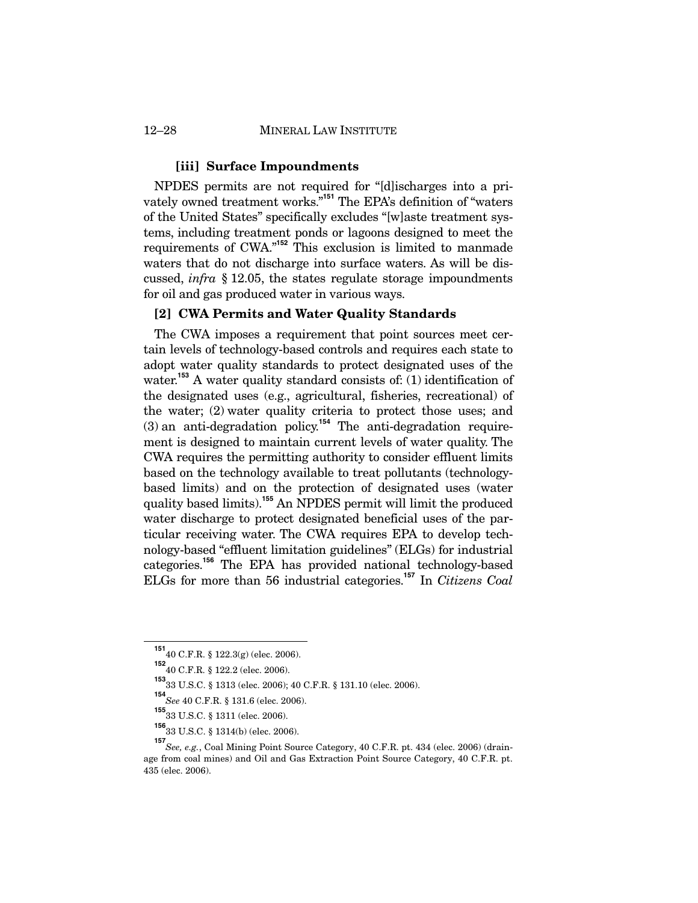#### [iii] Surface Impoundments

NPDES permits are not required for "[d]ischarges into a privately owned treatment works."[151] The EPA's definition of "waters of the United States" specifically excludes "[w]aste treatment systems, including treatment ponds or lagoons designed to meet the requirements of CWA."[152] This exclusion is limited to manmade waters that do not discharge into surface waters. As will be discussed, *infra* § 12.05, the states regulate storage impoundments for oil and gas produced water in various ways.

### [2] CWA Permits and Water Quality Standards

The CWA imposes a requirement that point sources meet certain levels of technology-based controls and requires each state to adopt water quality standards to protect designated uses of the water.[153] A water quality standard consists of: (1) identification of the designated uses (e.g., agricultural, fisheries, recreational) of the water; (2) water quality criteria to protect those uses; and (3) an anti-degradation policy.[154] The anti-degradation requirement is designed to maintain current levels of water quality. The CWA requires the permitting authority to consider effluent limits based on the technology available to treat pollutants (technology-based limits) and on the protection of designated uses (water quality based limits).[155] An NPDES permit will limit the produced water discharge to protect designated beneficial uses of the particular receiving water. The CWA requires EPA to develop technology-based "effluent limitation guidelines" (ELGs) for industrial categories.[156] The EPA has provided national technology-based ELGs for more than 56 industrial categories.[157] In *Citizens Coal*

---

[151] 40 C.F.R. § 122.3(g) (elec. 2006).

[152] 40 C.F.R. § 122.2 (elec. 2006).

[153] 33 U.S.C. § 1313 (elec. 2006); 40 C.F.R. § 131.10 (elec. 2006).

[154] *See* 40 C.F.R. § 131.6 (elec. 2006).

[155] 33 U.S.C. § 1311 (elec. 2006).

[156] 33 U.S.C. § 1314(b) (elec. 2006).

[157] *See, e.g.*, Coal Mining Point Source Category, 40 C.F.R. pt. 434 (elec. 2006) (drainage from coal mines) and Oil and Gas Extraction Point Source Category, 40 C.F.R. pt. 435 (elec. 2006).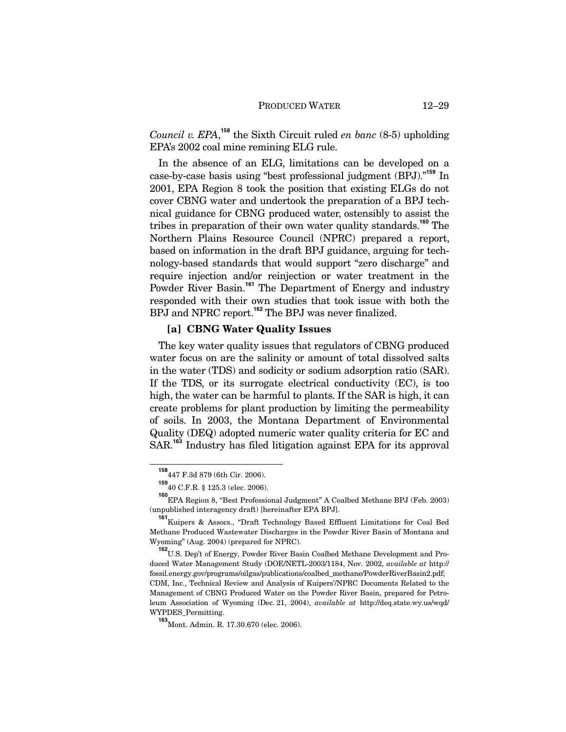*Council v. EPA*,[158] the Sixth Circuit ruled *en banc* (8-5) upholding EPA's 2002 coal mine remining ELG rule.

In the absence of an ELG, limitations can be developed on a case-by-case basis using "best professional judgment (BPJ)."[159] In 2001, EPA Region 8 took the position that existing ELGs do not cover CBNG water and undertook the preparation of a BPJ technical guidance for CBNG produced water, ostensibly to assist the tribes in preparation of their own water quality standards.[160] The Northern Plains Resource Council (NPRC) prepared a report, based on information in the draft BPJ guidance, arguing for technology-based standards that would support "zero discharge" and require injection and/or reinjection or water treatment in the Powder River Basin.[161] The Department of Energy and industry responded with their own studies that took issue with both the BPJ and NPRC report.[162] The BPJ was never finalized.

### [a] CBNG Water Quality Issues

The key water quality issues that regulators of CBNG produced water focus on are the salinity or amount of total dissolved salts in the water (TDS) and sodicity or sodium adsorption ratio (SAR). If the TDS, or its surrogate electrical conductivity (EC), is too high, the water can be harmful to plants. If the SAR is high, it can create problems for plant production by limiting the permeability of soils. In 2003, the Montana Department of Environmental Quality (DEQ) adopted numeric water quality criteria for EC and SAR.[163] Industry has filed litigation against EPA for its approval

---

[158] 447 F.3d 879 (6th Cir. 2006).

[159] 40 C.F.R. § 125.3 (elec. 2006).

[160] EPA Region 8, "Best Professional Judgment" A Coalbed Methane BPJ (Feb. 2003) (unpublished interagency draft) [hereinafter EPA BPJ].

[161] Kuipers & Assocs., "Draft Technology Based Effluent Limitations for Coal Bed Methane Produced Wastewater Discharges in the Powder River Basin of Montana and Wyoming" (Aug. 2004) (prepared for NPRC).

[162] U.S. Dep't of Energy, Powder River Basin Coalbed Methane Development and Produced Water Management Study (DOE/NETL-2003/1184, Nov. 2002, *available at* http://fossil.energy.gov/programs/oilgas/publications/coalbed_methane/PowderRiverBasin2.pdf; CDM, Inc., Technical Review and Analysis of Kuipers'/NPRC Documents Related to the Management of CBNG Produced Water on the Powder River Basin, prepared for Petroleum Association of Wyoming (Dec. 21, 2004), *available at* http://deq.state.wy.us/wqd/WYPDES_Permitting.

[163] Mont. Admin. R. 17.30.670 (elec. 2006).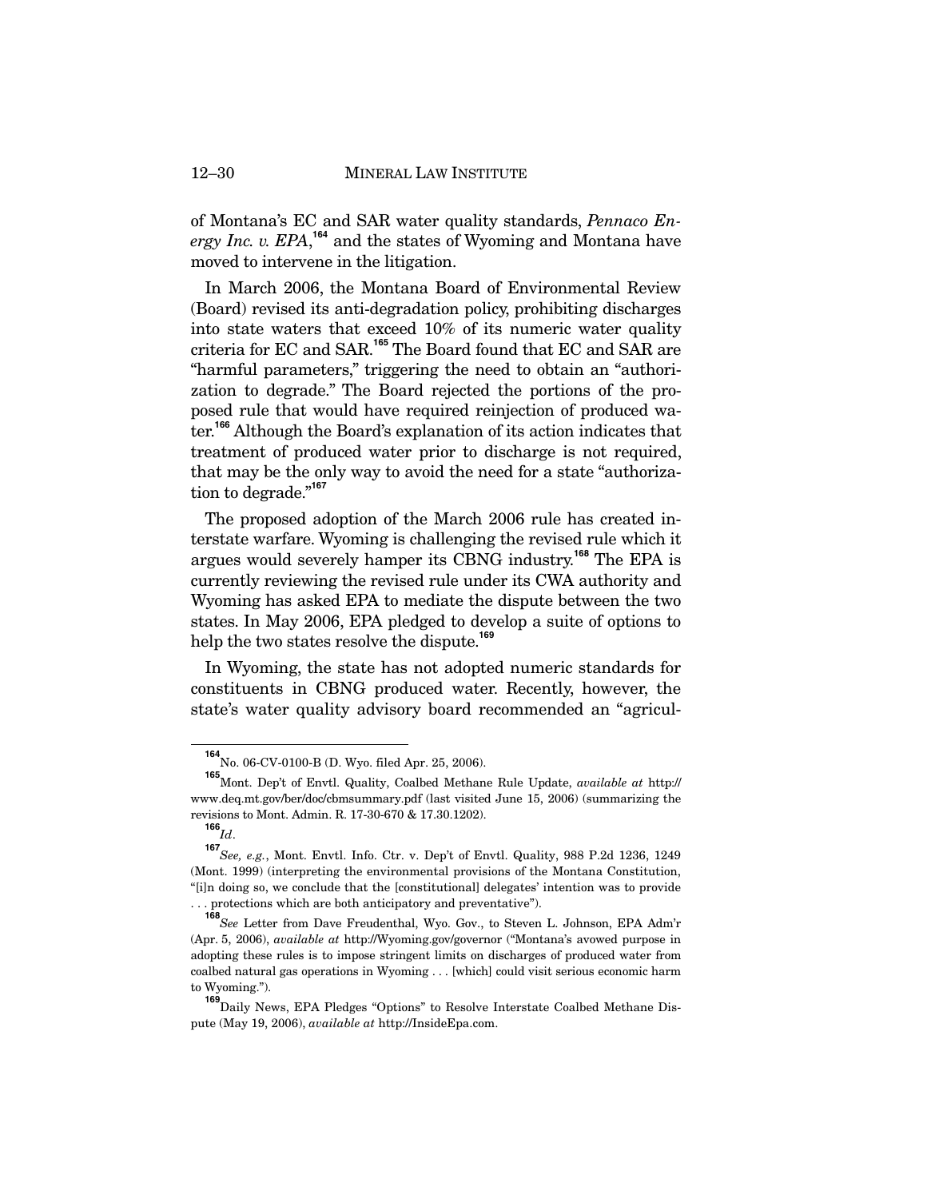of Montana's EC and SAR water quality standards, *Pennaco Energy Inc. v. EPA*,[164] and the states of Wyoming and Montana have moved to intervene in the litigation.

In March 2006, the Montana Board of Environmental Review (Board) revised its anti-degradation policy, prohibiting discharges into state waters that exceed 10% of its numeric water quality criteria for EC and SAR.[165] The Board found that EC and SAR are "harmful parameters," triggering the need to obtain an "authorization to degrade." The Board rejected the portions of the proposed rule that would have required reinjection of produced water.[166] Although the Board's explanation of its action indicates that treatment of produced water prior to discharge is not required, that may be the only way to avoid the need for a state "authorization to degrade."[167]

The proposed adoption of the March 2006 rule has created interstate warfare. Wyoming is challenging the revised rule which it argues would severely hamper its CBNG industry.[168] The EPA is currently reviewing the revised rule under its CWA authority and Wyoming has asked EPA to mediate the dispute between the two states. In May 2006, EPA pledged to develop a suite of options to help the two states resolve the dispute.[169]

In Wyoming, the state has not adopted numeric standards for constituents in CBNG produced water. Recently, however, the state's water quality advisory board recommended an "agricul-

---

[164] No. 06-CV-0100-B (D. Wyo. filed Apr. 25, 2006).

[165] Mont. Dep't of Envtl. Quality, Coalbed Methane Rule Update, *available at* http://www.deq.mt.gov/ber/doc/cbmsummary.pdf (last visited June 15, 2006) (summarizing the revisions to Mont. Admin. R. 17-30-670 & 17.30.1202).

[166] *Id*.

[167] *See, e.g.*, Mont. Envtl. Info. Ctr. v. Dep't of Envtl. Quality, 988 P.2d 1236, 1249 (Mont. 1999) (interpreting the environmental provisions of the Montana Constitution, "[i]n doing so, we conclude that the [constitutional] delegates' intention was to provide . . . protections which are both anticipatory and preventative").

[168] *See* Letter from Dave Freudenthal, Wyo. Gov., to Steven L. Johnson, EPA Adm'r (Apr. 5, 2006), *available at* http://Wyoming.gov/governor ("Montana's avowed purpose in adopting these rules is to impose stringent limits on discharges of produced water from coalbed natural gas operations in Wyoming . . . [which] could visit serious economic harm to Wyoming.").

[169] Daily News, EPA Pledges "Options" to Resolve Interstate Coalbed Methane Dispute (May 19, 2006), *available at* http://InsideEpa.com.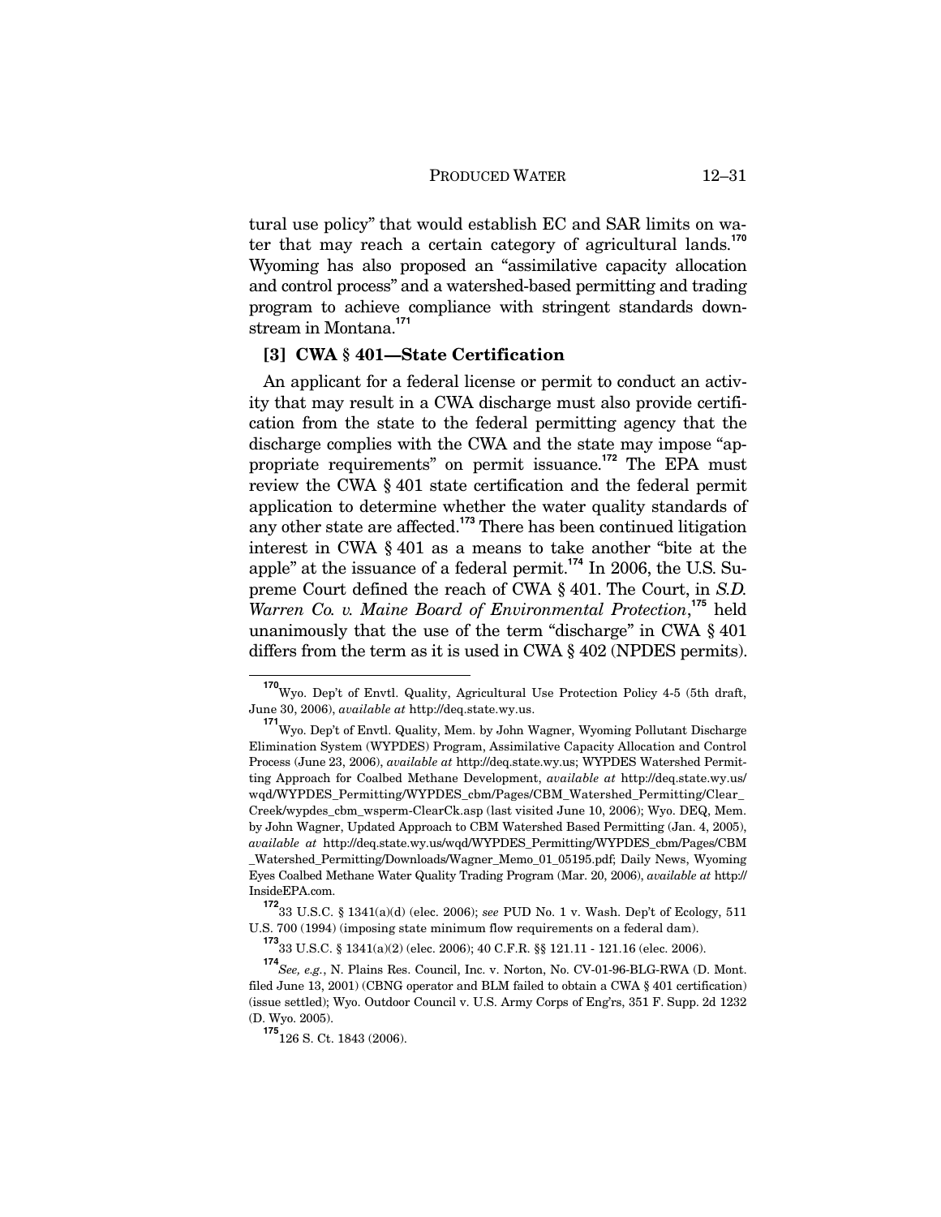tural use policy" that would establish EC and SAR limits on water that may reach a certain category of agricultural lands.[170] Wyoming has also proposed an "assimilative capacity allocation and control process" and a watershed-based permitting and trading program to achieve compliance with stringent standards downstream in Montana.[171]

### [3] CWA § 401—State Certification

An applicant for a federal license or permit to conduct an activity that may result in a CWA discharge must also provide certification from the state to the federal permitting agency that the discharge complies with the CWA and the state may impose "appropriate requirements" on permit issuance.[172] The EPA must review the CWA § 401 state certification and the federal permit application to determine whether the water quality standards of any other state are affected.[173] There has been continued litigation interest in CWA § 401 as a means to take another "bite at the apple" at the issuance of a federal permit.[174] In 2006, the U.S. Supreme Court defined the reach of CWA § 401. The Court, in *S.D. Warren Co. v. Maine Board of Environmental Protection*,[175] held unanimously that the use of the term "discharge" in CWA § 401 differs from the term as it is used in CWA § 402 (NPDES permits).

---

[170] Wyo. Dep't of Envtl. Quality, Agricultural Use Protection Policy 4-5 (5th draft, June 30, 2006), *available at* http://deq.state.wy.us.

[171] Wyo. Dep't of Envtl. Quality, Mem. by John Wagner, Wyoming Pollutant Discharge Elimination System (WYPDES) Program, Assimilative Capacity Allocation and Control Process (June 23, 2006), *available at* http://deq.state.wy.us; WYPDES Watershed Permitting Approach for Coalbed Methane Development, *available at* http://deq.state.wy.us/wqd/WYPDES_Permitting/WYPDES_cbm/Pages/CBM_Watershed_Permitting/Clear_Creek/wypdes_cbm_wsperm-ClearCk.asp (last visited June 10, 2006); Wyo. DEQ, Mem. by John Wagner, Updated Approach to CBM Watershed Based Permitting (Jan. 4, 2005), *available at* http://deq.state.wy.us/wqd/WYPDES_Permitting/WYPDES_cbm/Pages/CBM_Watershed_Permitting/Downloads/Wagner_Memo_01_05195.pdf; Daily News, Wyoming Eyes Coalbed Methane Water Quality Trading Program (Mar. 20, 2006), *available at* http://InsideEPA.com.

[172] 33 U.S.C. § 1341(a)(d) (elec. 2006); *see* PUD No. 1 v. Wash. Dep't of Ecology, 511 U.S. 700 (1994) (imposing state minimum flow requirements on a federal dam).

[173] 33 U.S.C. § 1341(a)(2) (elec. 2006); 40 C.F.R. §§ 121.11 - 121.16 (elec. 2006).

[174] *See, e.g.*, N. Plains Res. Council, Inc. v. Norton, No. CV-01-96-BLG-RWA (D. Mont. filed June 13, 2001) (CBNG operator and BLM failed to obtain a CWA § 401 certification) (issue settled); Wyo. Outdoor Council v. U.S. Army Corps of Eng'rs, 351 F. Supp. 2d 1232 (D. Wyo. 2005).

[175] 126 S. Ct. 1843 (2006).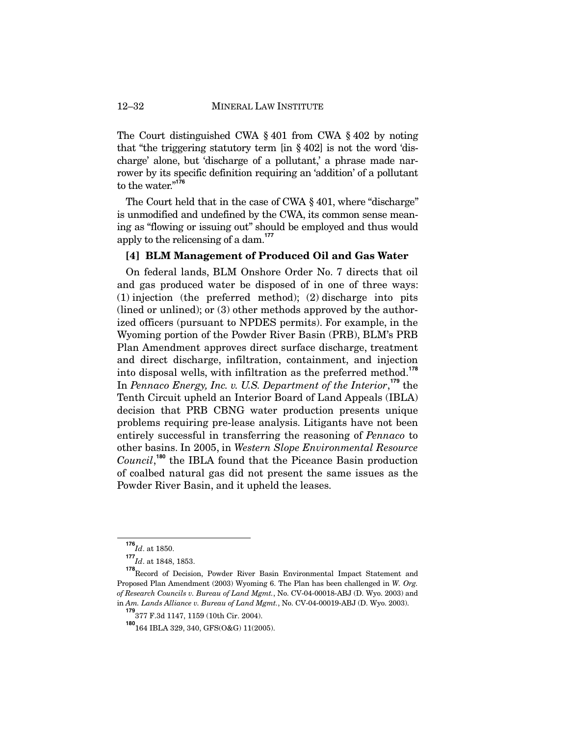The Court distinguished CWA § 401 from CWA § 402 by noting that "the triggering statutory term [in § 402] is not the word 'discharge' alone, but 'discharge of a pollutant,' a phrase made narrower by its specific definition requiring an 'addition' of a pollutant to the water."[176]

The Court held that in the case of CWA § 401, where "discharge" is unmodified and undefined by the CWA, its common sense meaning as "flowing or issuing out" should be employed and thus would apply to the relicensing of a dam.[177]

#### [4] BLM Management of Produced Oil and Gas Water

On federal lands, BLM Onshore Order No. 7 directs that oil and gas produced water be disposed of in one of three ways: (1) injection (the preferred method); (2) discharge into pits (lined or unlined); or (3) other methods approved by the authorized officers (pursuant to NPDES permits). For example, in the Wyoming portion of the Powder River Basin (PRB), BLM's PRB Plan Amendment approves direct surface discharge, treatment and direct discharge, infiltration, containment, and injection into disposal wells, with infiltration as the preferred method.[178] In *Pennaco Energy, Inc. v. U.S. Department of the Interior*,[179] the Tenth Circuit upheld an Interior Board of Land Appeals (IBLA) decision that PRB CBNG water production presents unique problems requiring pre-lease analysis. Litigants have not been entirely successful in transferring the reasoning of *Pennaco* to other basins. In 2005, in *Western Slope Environmental Resource Council*,[180] the IBLA found that the Piceance Basin production of coalbed natural gas did not present the same issues as the Powder River Basin, and it upheld the leases.

---

[176] *Id*. at 1850.

[177] *Id*. at 1848, 1853.

[178] Record of Decision, Powder River Basin Environmental Impact Statement and Proposed Plan Amendment (2003) Wyoming 6. The Plan has been challenged in *W. Org. of Research Councils v. Bureau of Land Mgmt.*, No. CV-04-00018-ABJ (D. Wyo. 2003) and in *Am. Lands Alliance v. Bureau of Land Mgmt.*, No. CV-04-00019-ABJ (D. Wyo. 2003).

[179] 377 F.3d 1147, 1159 (10th Cir. 2004).

[180] 164 IBLA 329, 340, GFS(O&G) 11(2005).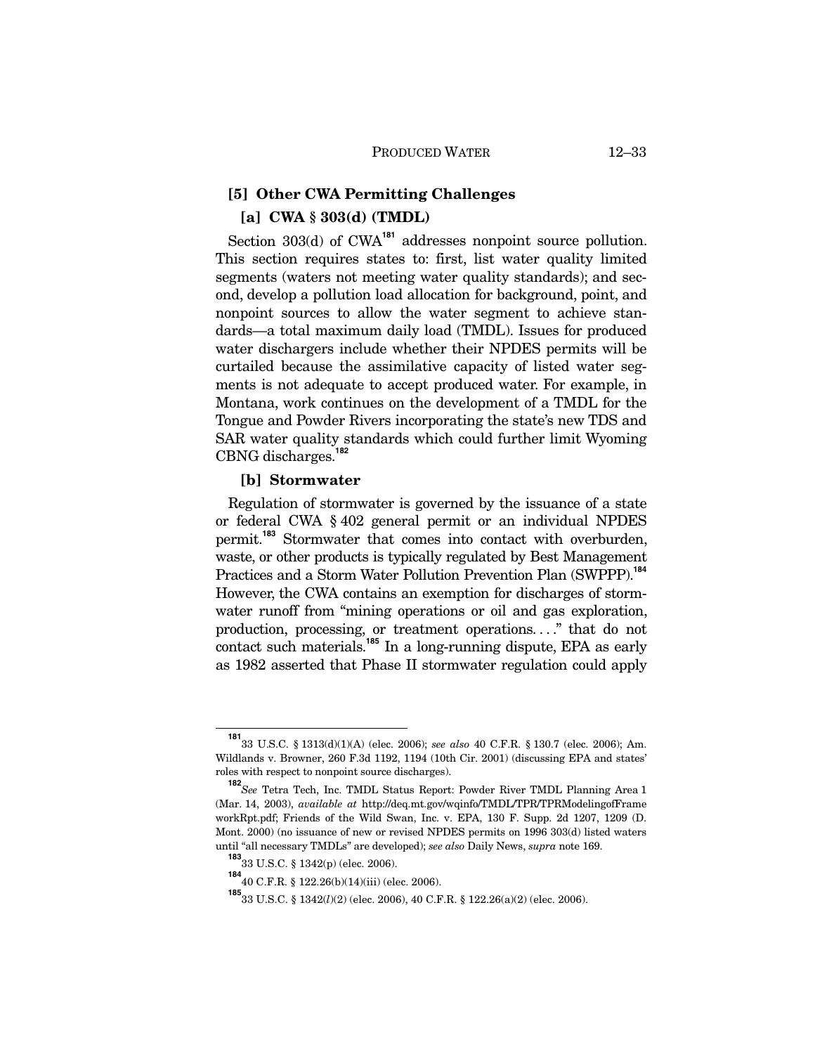### [5] Other CWA Permitting Challenges

#### [a] CWA § 303(d) (TMDL)

Section 303(d) of CWA[181] addresses nonpoint source pollution. This section requires states to: first, list water quality limited segments (waters not meeting water quality standards); and second, develop a pollution load allocation for background, point, and nonpoint sources to allow the water segment to achieve standards—a total maximum daily load (TMDL). Issues for produced water dischargers include whether their NPDES permits will be curtailed because the assimilative capacity of listed water segments is not adequate to accept produced water. For example, in Montana, work continues on the development of a TMDL for the Tongue and Powder Rivers incorporating the state's new TDS and SAR water quality standards which could further limit Wyoming CBNG discharges.[182]

#### [b] Stormwater

Regulation of stormwater is governed by the issuance of a state or federal CWA § 402 general permit or an individual NPDES permit.[183] Stormwater that comes into contact with overburden, waste, or other products is typically regulated by Best Management Practices and a Storm Water Pollution Prevention Plan (SWPPP).[184] However, the CWA contains an exemption for discharges of stormwater runoff from "mining operations or oil and gas exploration, production, processing, or treatment operations. . . ." that do not contact such materials.[185] In a long-running dispute, EPA as early as 1982 asserted that Phase II stormwater regulation could apply

---

[181] 33 U.S.C. § 1313(d)(1)(A) (elec. 2006); *see also* 40 C.F.R. § 130.7 (elec. 2006); Am. Wildlands v. Browner, 260 F.3d 1192, 1194 (10th Cir. 2001) (discussing EPA and states' roles with respect to nonpoint source discharges).

[182] *See* Tetra Tech, Inc. TMDL Status Report: Powder River TMDL Planning Area 1 (Mar. 14, 2003), *available at* http://deq.mt.gov/wqinfo/TMDL/TPR/TPRModelingofFrameworkRpt.pdf; Friends of the Wild Swan, Inc. v. EPA, 130 F. Supp. 2d 1207, 1209 (D. Mont. 2000) (no issuance of new or revised NPDES permits on 1996 303(d) listed waters until "all necessary TMDLs" are developed); *see also* Daily News, *supra* note 169.

[183] 33 U.S.C. § 1342(p) (elec. 2006).

[184] 40 C.F.R. § 122.26(b)(14)(iii) (elec. 2006).

[185] 33 U.S.C. § 1342(*l*)(2) (elec. 2006), 40 C.F.R. § 122.26(a)(2) (elec. 2006).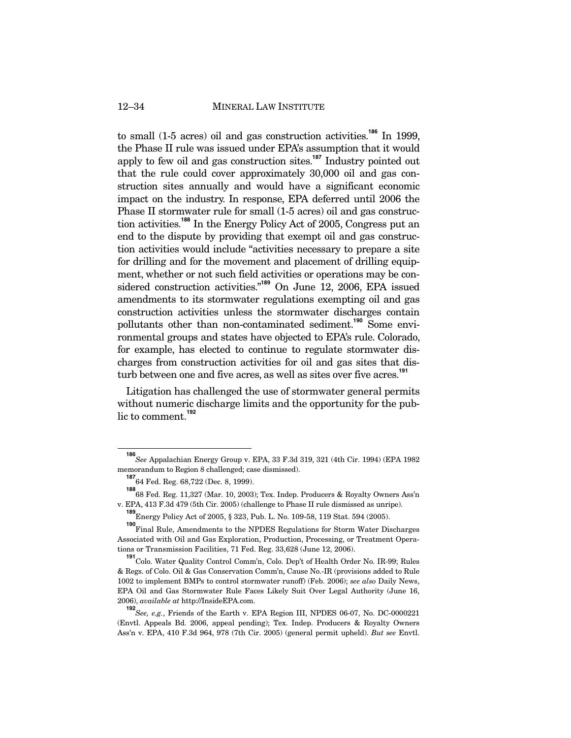to small (1-5 acres) oil and gas construction activities.[186] In 1999, the Phase II rule was issued under EPA's assumption that it would apply to few oil and gas construction sites.[187] Industry pointed out that the rule could cover approximately 30,000 oil and gas construction sites annually and would have a significant economic impact on the industry. In response, EPA deferred until 2006 the Phase II stormwater rule for small (1-5 acres) oil and gas construction activities.[188] In the Energy Policy Act of 2005, Congress put an end to the dispute by providing that exempt oil and gas construction activities would include "activities necessary to prepare a site for drilling and for the movement and placement of drilling equipment, whether or not such field activities or operations may be considered construction activities."[189] On June 12, 2006, EPA issued amendments to its stormwater regulations exempting oil and gas construction activities unless the stormwater discharges contain pollutants other than non-contaminated sediment.[190] Some environmental groups and states have objected to EPA's rule. Colorado, for example, has elected to continue to regulate stormwater discharges from construction activities for oil and gas sites that disturb between one and five acres, as well as sites over five acres.[191]

Litigation has challenged the use of stormwater general permits without numeric discharge limits and the opportunity for the public to comment.[192]

---

[186] *See* Appalachian Energy Group v. EPA, 33 F.3d 319, 321 (4th Cir. 1994) (EPA 1982 memorandum to Region 8 challenged; case dismissed).

[187] 64 Fed. Reg. 68,722 (Dec. 8, 1999).

[188] 68 Fed. Reg. 11,327 (Mar. 10, 2003); Tex. Indep. Producers & Royalty Owners Ass'n v. EPA, 413 F.3d 479 (5th Cir. 2005) (challenge to Phase II rule dismissed as unripe).

[189] Energy Policy Act of 2005, § 323, Pub. L. No. 109-58, 119 Stat. 594 (2005).

[190] Final Rule, Amendments to the NPDES Regulations for Storm Water Discharges Associated with Oil and Gas Exploration, Production, Processing, or Treatment Operations or Transmission Facilities, 71 Fed. Reg. 33,628 (June 12, 2006).

[191] Colo. Water Quality Control Comm'n, Colo. Dep't of Health Order No. IR-99; Rules & Regs. of Colo. Oil & Gas Conservation Comm'n, Cause No.-IR (provisions added to Rule 1002 to implement BMPs to control stormwater runoff) (Feb. 2006); *see also* Daily News, EPA Oil and Gas Stormwater Rule Faces Likely Suit Over Legal Authority (June 16, 2006), *available at* http://InsideEPA.com.

[192] *See, e.g.*, Friends of the Earth v. EPA Region III, NPDES 06-07, No. DC-0000221 (Envtl. Appeals Bd. 2006, appeal pending); Tex. Indep. Producers & Royalty Owners Ass'n v. EPA, 410 F.3d 964, 978 (7th Cir. 2005) (general permit upheld). *But see* Envtl.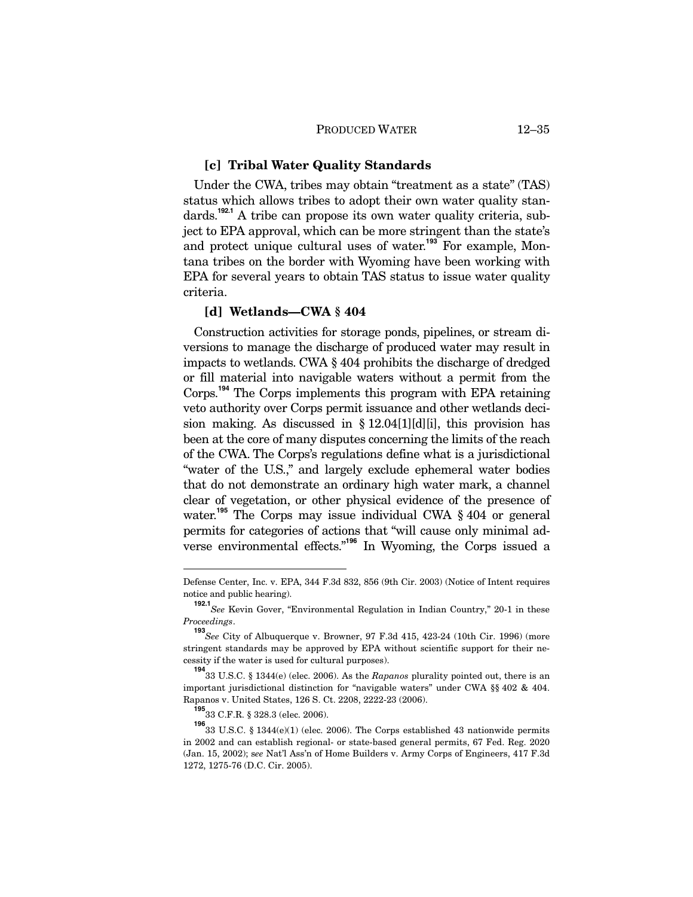### [c] Tribal Water Quality Standards

Under the CWA, tribes may obtain "treatment as a state" (TAS) status which allows tribes to adopt their own water quality standards.[192.1] A tribe can propose its own water quality criteria, subject to EPA approval, which can be more stringent than the state's and protect unique cultural uses of water.[193] For example, Montana tribes on the border with Wyoming have been working with EPA for several years to obtain TAS status to issue water quality criteria.

### [d] Wetlands—CWA § 404

Construction activities for storage ponds, pipelines, or stream diversions to manage the discharge of produced water may result in impacts to wetlands. CWA § 404 prohibits the discharge of dredged or fill material into navigable waters without a permit from the Corps.[194] The Corps implements this program with EPA retaining veto authority over Corps permit issuance and other wetlands decision making. As discussed in § 12.04[1][d][i], this provision has been at the core of many disputes concerning the limits of the reach of the CWA. The Corps's regulations define what is a jurisdictional "water of the U.S.," and largely exclude ephemeral water bodies that do not demonstrate an ordinary high water mark, a channel clear of vegetation, or other physical evidence of the presence of water.[195] The Corps may issue individual CWA § 404 or general permits for categories of actions that "will cause only minimal adverse environmental effects."[196] In Wyoming, the Corps issued a

---

Defense Center, Inc. v. EPA, 344 F.3d 832, 856 (9th Cir. 2003) (Notice of Intent requires notice and public hearing).

[192.1] *See* Kevin Gover, "Environmental Regulation in Indian Country," 20-1 in these *Proceedings*.

[193] *See* City of Albuquerque v. Browner, 97 F.3d 415, 423-24 (10th Cir. 1996) (more stringent standards may be approved by EPA without scientific support for their necessity if the water is used for cultural purposes).

[194] 33 U.S.C. § 1344(e) (elec. 2006). As the *Rapanos* plurality pointed out, there is an important jurisdictional distinction for "navigable waters" under CWA §§ 402 & 404. Rapanos v. United States, 126 S. Ct. 2208, 2222-23 (2006).

[195] 33 C.F.R. § 328.3 (elec. 2006).

[196] 33 U.S.C. § 1344(e)(1) (elec. 2006). The Corps established 43 nationwide permits in 2002 and can establish regional- or state-based general permits, 67 Fed. Reg. 2020 (Jan. 15, 2002); s*ee* Nat'l Ass'n of Home Builders v. Army Corps of Engineers, 417 F.3d 1272, 1275-76 (D.C. Cir. 2005).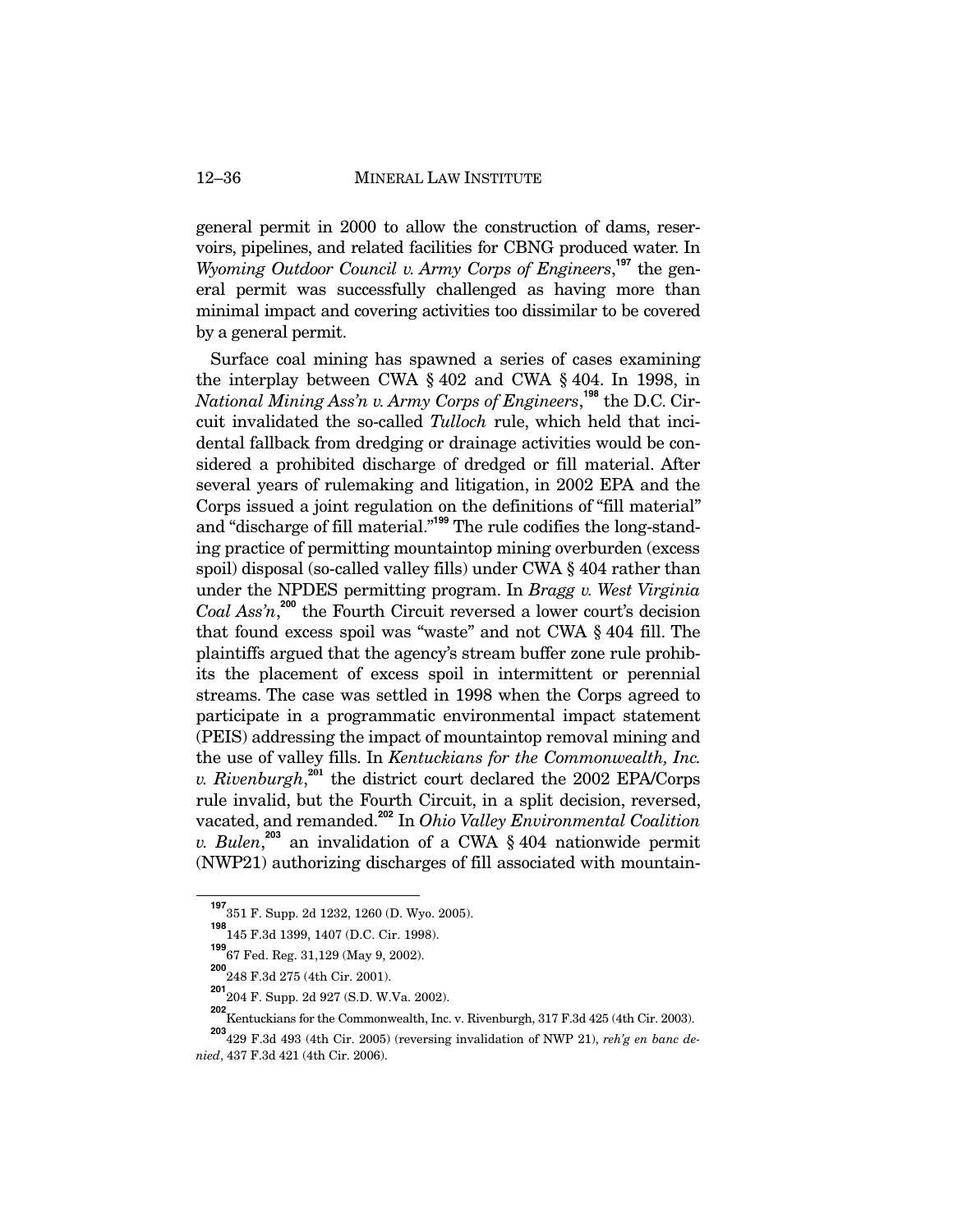general permit in 2000 to allow the construction of dams, reservoirs, pipelines, and related facilities for CBNG produced water. In *Wyoming Outdoor Council v. Army Corps of Engineers*,[197] the general permit was successfully challenged as having more than minimal impact and covering activities too dissimilar to be covered by a general permit.

Surface coal mining has spawned a series of cases examining the interplay between CWA § 402 and CWA § 404. In 1998, in *National Mining Ass'n v. Army Corps of Engineers*,[198] the D.C. Circuit invalidated the so-called *Tulloch* rule, which held that incidental fallback from dredging or drainage activities would be considered a prohibited discharge of dredged or fill material. After several years of rulemaking and litigation, in 2002 EPA and the Corps issued a joint regulation on the definitions of "fill material" and "discharge of fill material."[199] The rule codifies the long-standing practice of permitting mountaintop mining overburden (excess spoil) disposal (so-called valley fills) under CWA § 404 rather than under the NPDES permitting program. In *Bragg v. West Virginia Coal Ass'n*,[200] the Fourth Circuit reversed a lower court's decision that found excess spoil was "waste" and not CWA § 404 fill. The plaintiffs argued that the agency's stream buffer zone rule prohibits the placement of excess spoil in intermittent or perennial streams. The case was settled in 1998 when the Corps agreed to participate in a programmatic environmental impact statement (PEIS) addressing the impact of mountaintop removal mining and the use of valley fills. In *Kentuckians for the Commonwealth, Inc. v. Rivenburgh*,[201] the district court declared the 2002 EPA/Corps rule invalid, but the Fourth Circuit, in a split decision, reversed, vacated, and remanded.[202] In *Ohio Valley Environmental Coalition v. Bulen*,[203] an invalidation of a CWA § 404 nationwide permit (NWP21) authorizing discharges of fill associated with mountain-

---

[197] 351 F. Supp. 2d 1232, 1260 (D. Wyo. 2005).

[198] 145 F.3d 1399, 1407 (D.C. Cir. 1998).

[199] 67 Fed. Reg. 31,129 (May 9, 2002).

[200] 248 F.3d 275 (4th Cir. 2001).

[201] 204 F. Supp. 2d 927 (S.D. W.Va. 2002).

[202] Kentuckians for the Commonwealth, Inc. v. Rivenburgh, 317 F.3d 425 (4th Cir. 2003).

[203] 429 F.3d 493 (4th Cir. 2005) (reversing invalidation of NWP 21), *reh'g en banc denied*, 437 F.3d 421 (4th Cir. 2006).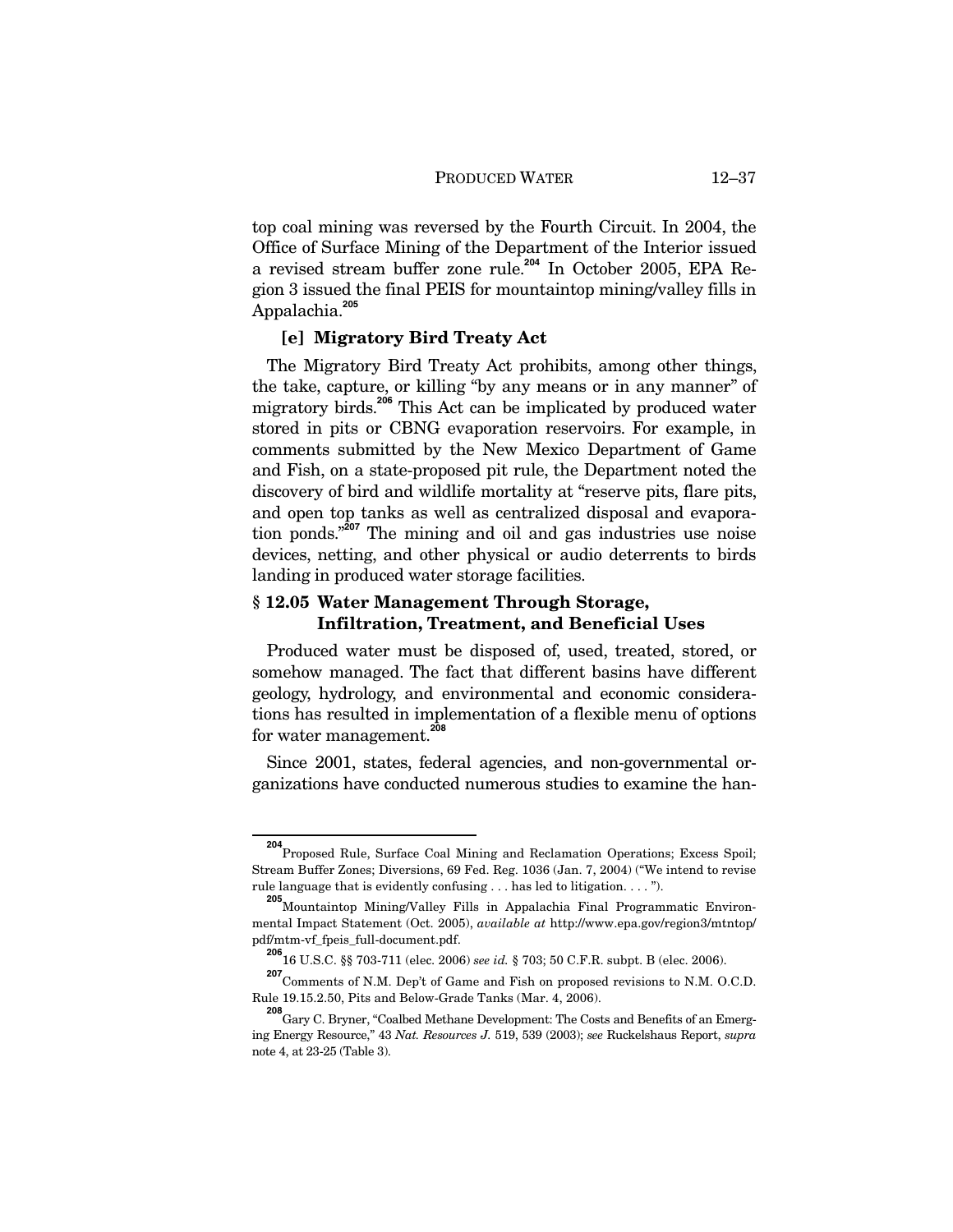top coal mining was reversed by the Fourth Circuit. In 2004, the Office of Surface Mining of the Department of the Interior issued a revised stream buffer zone rule.[204] In October 2005, EPA Region 3 issued the final PEIS for mountaintop mining/valley fills in Appalachia.[205]

#### [e] Migratory Bird Treaty Act

The Migratory Bird Treaty Act prohibits, among other things, the take, capture, or killing "by any means or in any manner" of migratory birds.[206] This Act can be implicated by produced water stored in pits or CBNG evaporation reservoirs. For example, in comments submitted by the New Mexico Department of Game and Fish, on a state-proposed pit rule, the Department noted the discovery of bird and wildlife mortality at "reserve pits, flare pits, and open top tanks as well as centralized disposal and evaporation ponds."[207] The mining and oil and gas industries use noise devices, netting, and other physical or audio deterrents to birds landing in produced water storage facilities.

## § 12.05 Water Management Through Storage, Infiltration, Treatment, and Beneficial Uses

Produced water must be disposed of, used, treated, stored, or somehow managed. The fact that different basins have different geology, hydrology, and environmental and economic considerations has resulted in implementation of a flexible menu of options for water management.[208]

Since 2001, states, federal agencies, and non-governmental organizations have conducted numerous studies to examine the han-

---

[204] Proposed Rule, Surface Coal Mining and Reclamation Operations; Excess Spoil; Stream Buffer Zones; Diversions, 69 Fed. Reg. 1036 (Jan. 7, 2004) ("We intend to revise rule language that is evidently confusing . . . has led to litigation. . . . ").

[205] Mountaintop Mining/Valley Fills in Appalachia Final Programmatic Environmental Impact Statement (Oct. 2005), *available at* http://www.epa.gov/region3/mtntop/pdf/mtm-vf_fpeis_full-document.pdf.

[206] 16 U.S.C. §§ 703-711 (elec. 2006) *see id.* § 703; 50 C.F.R. subpt. B (elec. 2006).

[207] Comments of N.M. Dep't of Game and Fish on proposed revisions to N.M. O.C.D. Rule 19.15.2.50, Pits and Below-Grade Tanks (Mar. 4, 2006).

[208] Gary C. Bryner, "Coalbed Methane Development: The Costs and Benefits of an Emerging Energy Resource," 43 *Nat. Resources J.* 519, 539 (2003); *see* Ruckelshaus Report, *supra* note 4, at 23-25 (Table 3).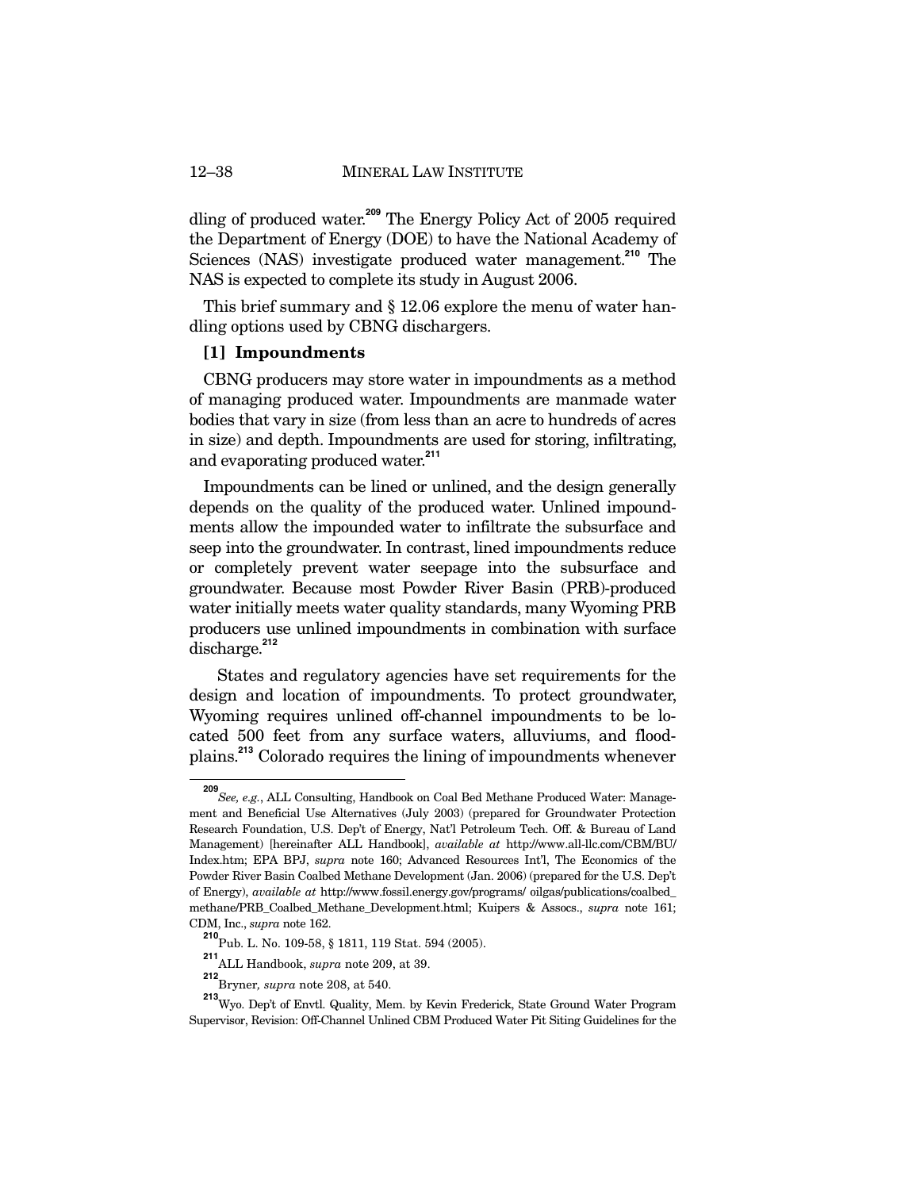dling of produced water.[209] The Energy Policy Act of 2005 required the Department of Energy (DOE) to have the National Academy of Sciences (NAS) investigate produced water management.[210] The NAS is expected to complete its study in August 2006.

This brief summary and § 12.06 explore the menu of water handling options used by CBNG dischargers.

### [1] Impoundments

CBNG producers may store water in impoundments as a method of managing produced water. Impoundments are manmade water bodies that vary in size (from less than an acre to hundreds of acres in size) and depth. Impoundments are used for storing, infiltrating, and evaporating produced water.[211]

Impoundments can be lined or unlined, and the design generally depends on the quality of the produced water. Unlined impoundments allow the impounded water to infiltrate the subsurface and seep into the groundwater. In contrast, lined impoundments reduce or completely prevent water seepage into the subsurface and groundwater. Because most Powder River Basin (PRB)-produced water initially meets water quality standards, many Wyoming PRB producers use unlined impoundments in combination with surface discharge.[212]

States and regulatory agencies have set requirements for the design and location of impoundments. To protect groundwater, Wyoming requires unlined off-channel impoundments to be located 500 feet from any surface waters, alluviums, and floodplains.[213] Colorado requires the lining of impoundments whenever

---

[209] *See, e.g.*, ALL Consulting, Handbook on Coal Bed Methane Produced Water: Management and Beneficial Use Alternatives (July 2003) (prepared for Groundwater Protection Research Foundation, U.S. Dep't of Energy, Nat'l Petroleum Tech. Off. & Bureau of Land Management) [hereinafter ALL Handbook], *available at* http://www.all-llc.com/CBM/BU/Index.htm; EPA BPJ, *supra* note 160; Advanced Resources Int'l, The Economics of the Powder River Basin Coalbed Methane Development (Jan. 2006) (prepared for the U.S. Dep't of Energy), *available at* http://www.fossil.energy.gov/programs/ oilgas/publications/coalbed_methane/PRB_Coalbed_Methane_Development.html; Kuipers & Assocs., *supra* note 161; CDM, Inc., *supra* note 162.

[210] Pub. L. No. 109-58, § 1811, 119 Stat. 594 (2005).

[211] ALL Handbook, *supra* note 209, at 39.

[212] Bryner, *supra* note 208, at 540.

[213] Wyo. Dep't of Envtl. Quality, Mem. by Kevin Frederick, State Ground Water Program Supervisor, Revision: Off-Channel Unlined CBM Produced Water Pit Siting Guidelines for the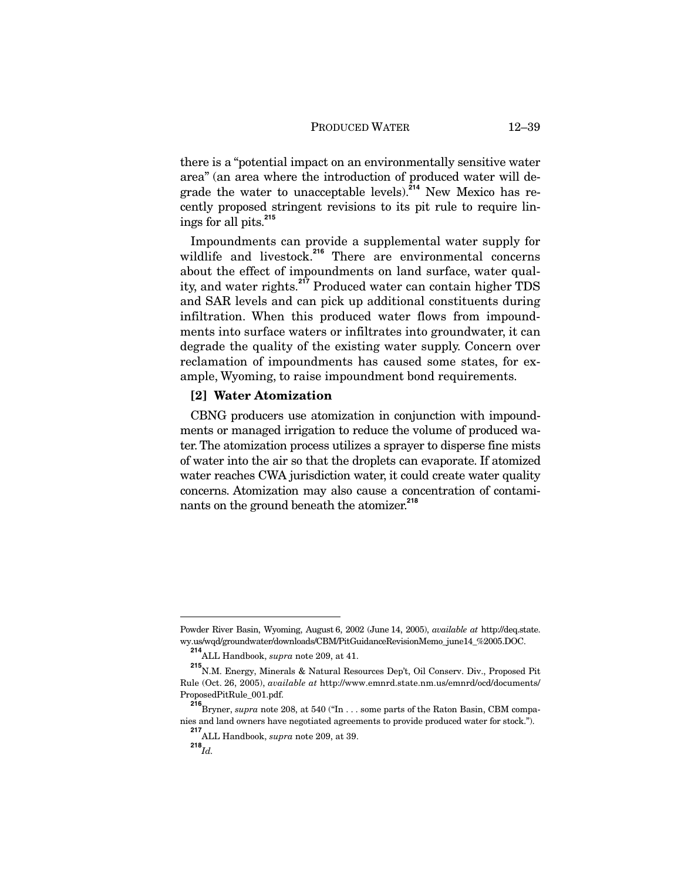there is a "potential impact on an environmentally sensitive water area" (an area where the introduction of produced water will degrade the water to unacceptable levels).[214] New Mexico has recently proposed stringent revisions to its pit rule to require linings for all pits.[215]

Impoundments can provide a supplemental water supply for wildlife and livestock.[216] There are environmental concerns about the effect of impoundments on land surface, water quality, and water rights.[217] Produced water can contain higher TDS and SAR levels and can pick up additional constituents during infiltration. When this produced water flows from impoundments into surface waters or infiltrates into groundwater, it can degrade the quality of the existing water supply. Concern over reclamation of impoundments has caused some states, for example, Wyoming, to raise impoundment bond requirements.

### [2] Water Atomization

CBNG producers use atomization in conjunction with impoundments or managed irrigation to reduce the volume of produced water. The atomization process utilizes a sprayer to disperse fine mists of water into the air so that the droplets can evaporate. If atomized water reaches CWA jurisdiction water, it could create water quality concerns. Atomization may also cause a concentration of contaminants on the ground beneath the atomizer.[218]

---

Powder River Basin, Wyoming, August 6, 2002 (June 14, 2005), *available at* http://deq.state.wy.us/wqd/groundwater/downloads/CBM/PitGuidanceRevisionMemo_june14_%2005.DOC.

[214] ALL Handbook, *supra* note 209, at 41.

[215] N.M. Energy, Minerals & Natural Resources Dep't, Oil Conserv. Div., Proposed Pit Rule (Oct. 26, 2005), *available at* http://www.emnrd.state.nm.us/emnrd/ocd/documents/ProposedPitRule_001.pdf.

[216] Bryner, *supra* note 208, at 540 ("In . . . some parts of the Raton Basin, CBM companies and land owners have negotiated agreements to provide produced water for stock.").

[217] ALL Handbook, *supra* note 209, at 39.

[218] *Id.*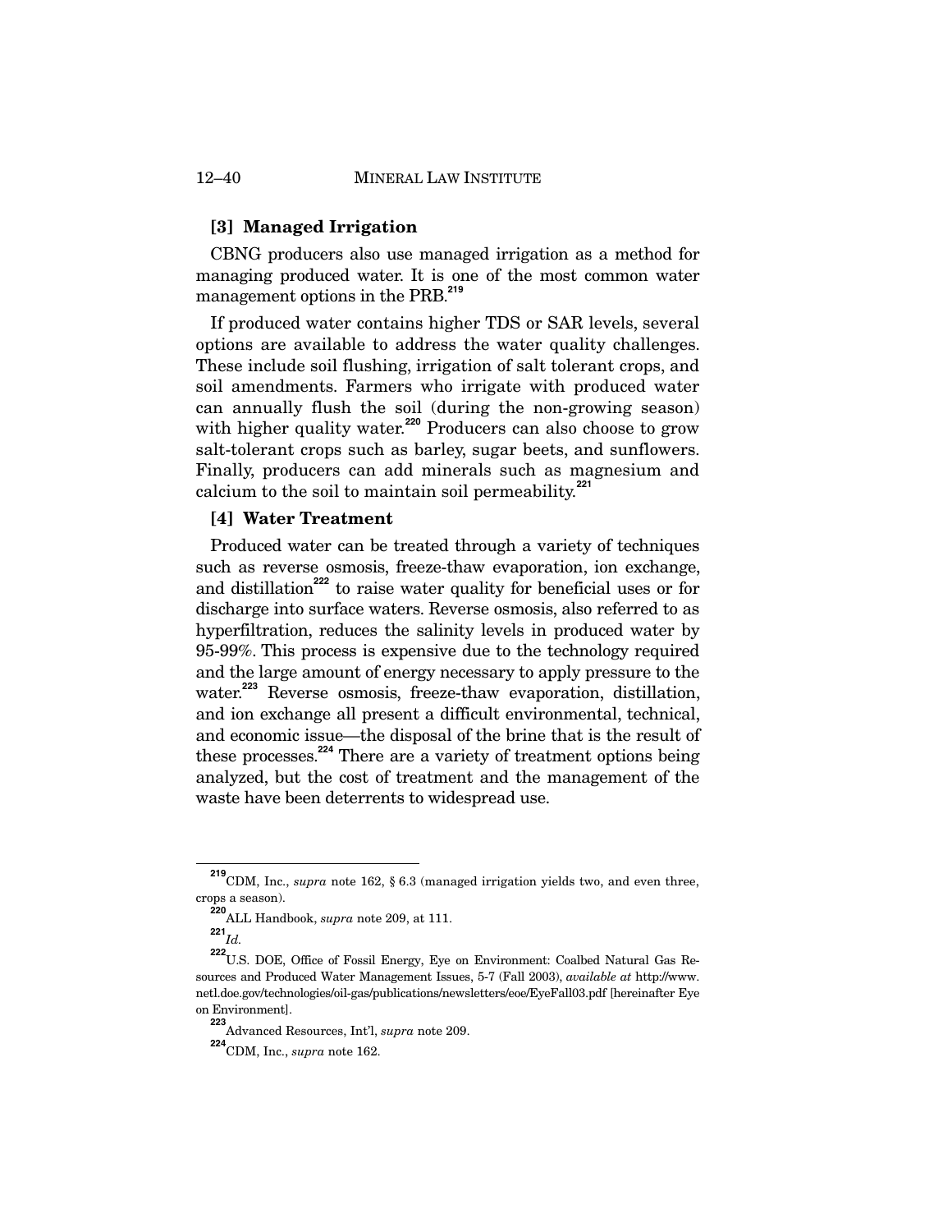### [3] Managed Irrigation

CBNG producers also use managed irrigation as a method for managing produced water. It is one of the most common water management options in the PRB.[219]

If produced water contains higher TDS or SAR levels, several options are available to address the water quality challenges. These include soil flushing, irrigation of salt tolerant crops, and soil amendments. Farmers who irrigate with produced water can annually flush the soil (during the non-growing season) with higher quality water.[220] Producers can also choose to grow salt-tolerant crops such as barley, sugar beets, and sunflowers. Finally, producers can add minerals such as magnesium and calcium to the soil to maintain soil permeability.[221]

### [4] Water Treatment

Produced water can be treated through a variety of techniques such as reverse osmosis, freeze-thaw evaporation, ion exchange, and distillation[222] to raise water quality for beneficial uses or for discharge into surface waters. Reverse osmosis, also referred to as hyperfiltration, reduces the salinity levels in produced water by 95-99%. This process is expensive due to the technology required and the large amount of energy necessary to apply pressure to the water.[223] Reverse osmosis, freeze-thaw evaporation, distillation, and ion exchange all present a difficult environmental, technical, and economic issue—the disposal of the brine that is the result of these processes.[224] There are a variety of treatment options being analyzed, but the cost of treatment and the management of the waste have been deterrents to widespread use.

---

[219] CDM, Inc., *supra* note 162, § 6.3 (managed irrigation yields two, and even three, crops a season).

[220] ALL Handbook, *supra* note 209, at 111.

[221] *Id.*

[222] U.S. DOE, Office of Fossil Energy, Eye on Environment: Coalbed Natural Gas Resources and Produced Water Management Issues, 5-7 (Fall 2003), *available at* http://www.netl.doe.gov/technologies/oil-gas/publications/newsletters/eoe/EyeFall03.pdf [hereinafter Eye on Environment].

[223] Advanced Resources, Int'l, *supra* note 209.

[224] CDM, Inc., *supra* note 162.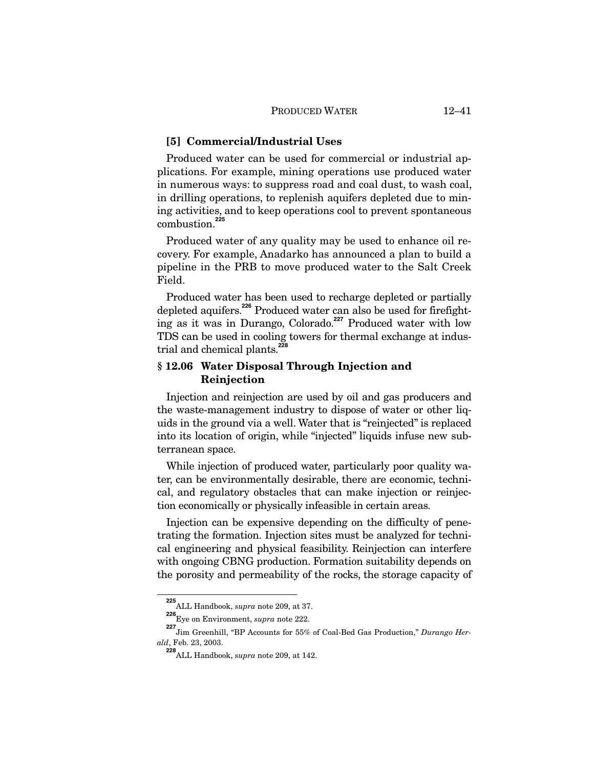### [5] Commercial/Industrial Uses

Produced water can be used for commercial or industrial applications. For example, mining operations use produced water in numerous ways: to suppress road and coal dust, to wash coal, in drilling operations, to replenish aquifers depleted due to mining activities, and to keep operations cool to prevent spontaneous combustion.[225]

Produced water of any quality may be used to enhance oil recovery. For example, Anadarko has announced a plan to build a pipeline in the PRB to move produced water to the Salt Creek Field.

Produced water has been used to recharge depleted or partially depleted aquifers.[226] Produced water can also be used for firefighting as it was in Durango, Colorado.[227] Produced water with low TDS can be used in cooling towers for thermal exchange at industrial and chemical plants.[228]

## § 12.06 Water Disposal Through Injection and Reinjection

Injection and reinjection are used by oil and gas producers and the waste-management industry to dispose of water or other liquids in the ground via a well. Water that is "reinjected" is replaced into its location of origin, while "injected" liquids infuse new subterranean space.

While injection of produced water, particularly poor quality water, can be environmentally desirable, there are economic, technical, and regulatory obstacles that can make injection or reinjection economically or physically infeasible in certain areas.

Injection can be expensive depending on the difficulty of penetrating the formation. Injection sites must be analyzed for technical engineering and physical feasibility. Reinjection can interfere with ongoing CBNG production. Formation suitability depends on the porosity and permeability of the rocks, the storage capacity of

---

[225] ALL Handbook, *supra* note 209, at 37.

[226] Eye on Environment, *supra* note 222.

[227] Jim Greenhill, "BP Accounts for 55% of Coal-Bed Gas Production," *Durango Herald*, Feb. 23, 2003.

[228] ALL Handbook, *supra* note 209, at 142.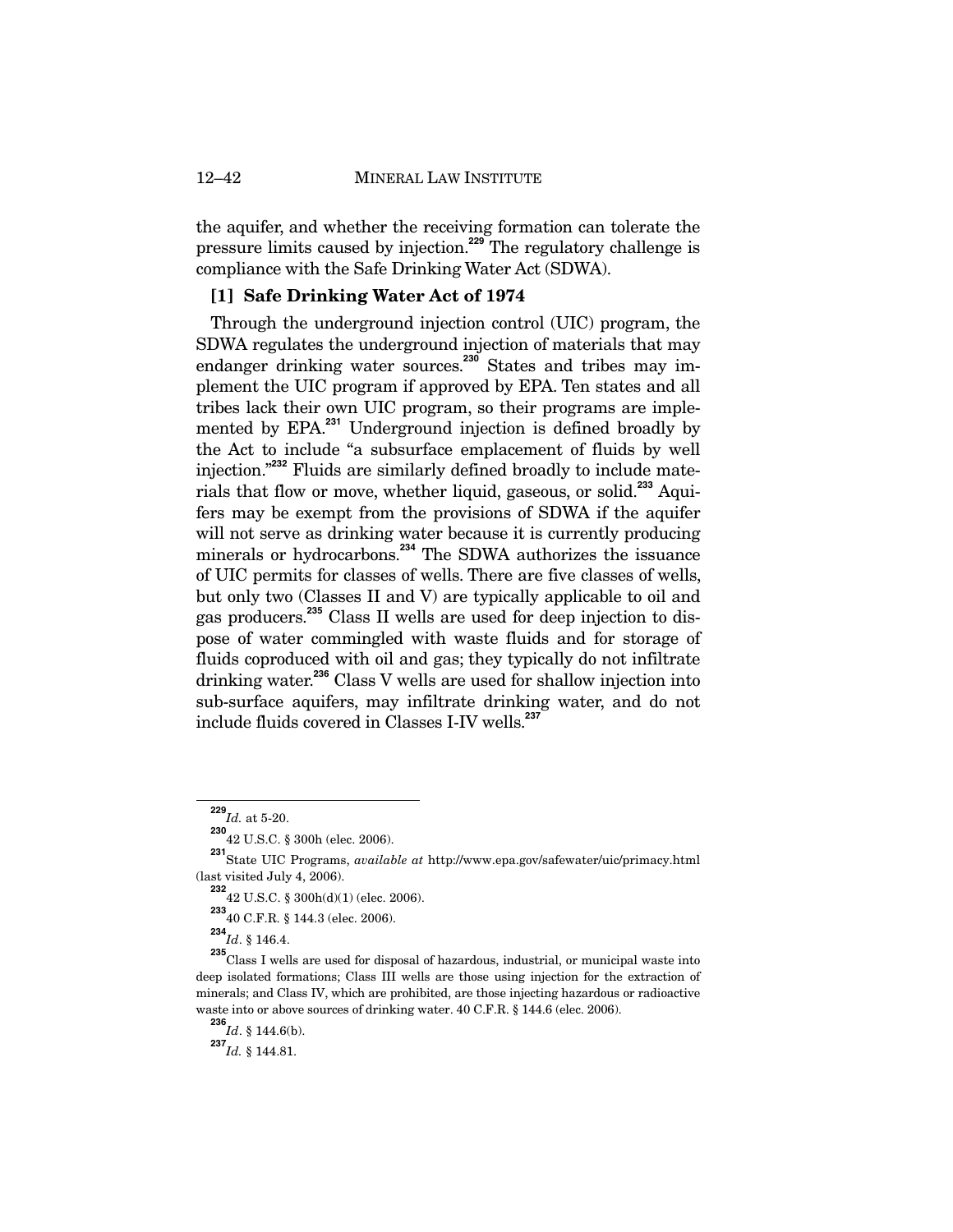the aquifer, and whether the receiving formation can tolerate the pressure limits caused by injection.[229] The regulatory challenge is compliance with the Safe Drinking Water Act (SDWA).

### [1] Safe Drinking Water Act of 1974

Through the underground injection control (UIC) program, the SDWA regulates the underground injection of materials that may endanger drinking water sources.[230] States and tribes may implement the UIC program if approved by EPA. Ten states and all tribes lack their own UIC program, so their programs are implemented by EPA.[231] Underground injection is defined broadly by the Act to include "a subsurface emplacement of fluids by well injection."[232] Fluids are similarly defined broadly to include materials that flow or move, whether liquid, gaseous, or solid.[233] Aquifers may be exempt from the provisions of SDWA if the aquifer will not serve as drinking water because it is currently producing minerals or hydrocarbons.[234] The SDWA authorizes the issuance of UIC permits for classes of wells. There are five classes of wells, but only two (Classes II and V) are typically applicable to oil and gas producers.[235] Class II wells are used for deep injection to dispose of water commingled with waste fluids and for storage of fluids coproduced with oil and gas; they typically do not infiltrate drinking water.[236] Class V wells are used for shallow injection into sub-surface aquifers, may infiltrate drinking water, and do not include fluids covered in Classes I-IV wells.[237]

---

[229] *Id.* at 5-20.

[230] 42 U.S.C. § 300h (elec. 2006).

[231] State UIC Programs, *available at* http://www.epa.gov/safewater/uic/primacy.html (last visited July 4, 2006).

[232] 42 U.S.C. § 300h(d)(1) (elec. 2006).

[233] 40 C.F.R. § 144.3 (elec. 2006).

[234] *Id*. § 146.4.

[235] Class I wells are used for disposal of hazardous, industrial, or municipal waste into deep isolated formations; Class III wells are those using injection for the extraction of minerals; and Class IV, which are prohibited, are those injecting hazardous or radioactive waste into or above sources of drinking water. 40 C.F.R. § 144.6 (elec. 2006).

[236] *Id*. § 144.6(b).

[237] *Id.* § 144.81.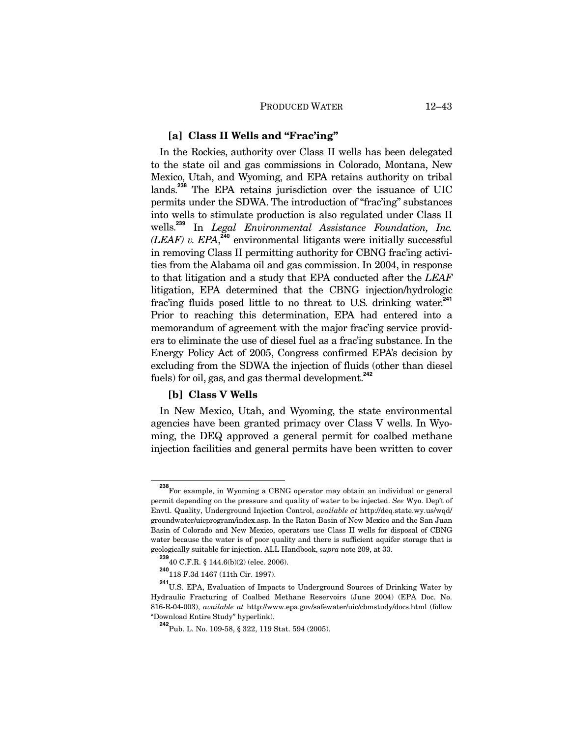### [a] Class II Wells and "Frac'ing"

In the Rockies, authority over Class II wells has been delegated to the state oil and gas commissions in Colorado, Montana, New Mexico, Utah, and Wyoming, and EPA retains authority on tribal lands.[238] The EPA retains jurisdiction over the issuance of UIC permits under the SDWA. The introduction of "frac'ing" substances into wells to stimulate production is also regulated under Class II wells.[239] In *Legal Environmental Assistance Foundation, Inc. (LEAF) v. EPA*,[240] environmental litigants were initially successful in removing Class II permitting authority for CBNG frac'ing activities from the Alabama oil and gas commission. In 2004, in response to that litigation and a study that EPA conducted after the *LEAF* litigation, EPA determined that the CBNG injection/hydrologic frac'ing fluids posed little to no threat to U.S. drinking water.[241] Prior to reaching this determination, EPA had entered into a memorandum of agreement with the major frac'ing service providers to eliminate the use of diesel fuel as a frac'ing substance. In the Energy Policy Act of 2005, Congress confirmed EPA's decision by excluding from the SDWA the injection of fluids (other than diesel fuels) for oil, gas, and gas thermal development.[242]

### [b] Class V Wells

In New Mexico, Utah, and Wyoming, the state environmental agencies have been granted primacy over Class V wells. In Wyoming, the DEQ approved a general permit for coalbed methane injection facilities and general permits have been written to cover

---

[238] For example, in Wyoming a CBNG operator may obtain an individual or general permit depending on the pressure and quality of water to be injected. *See* Wyo. Dep't of Envtl. Quality, Underground Injection Control, *available at* http://deq.state.wy.us/wqd/groundwater/uicprogram/index.asp. In the Raton Basin of New Mexico and the San Juan Basin of Colorado and New Mexico, operators use Class II wells for disposal of CBNG water because the water is of poor quality and there is sufficient aquifer storage that is geologically suitable for injection. ALL Handbook, *supra* note 209, at 33.

[239] 40 C.F.R. § 144.6(b)(2) (elec. 2006).

[240] 118 F.3d 1467 (11th Cir. 1997).

[241] U.S. EPA, Evaluation of Impacts to Underground Sources of Drinking Water by Hydraulic Fracturing of Coalbed Methane Reservoirs (June 2004) (EPA Doc. No. 816-R-04-003), *available at* http://www.epa.gov/safewater/uic/cbmstudy/docs.html (follow "Download Entire Study" hyperlink).

[242] Pub. L. No. 109-58, § 322, 119 Stat. 594 (2005).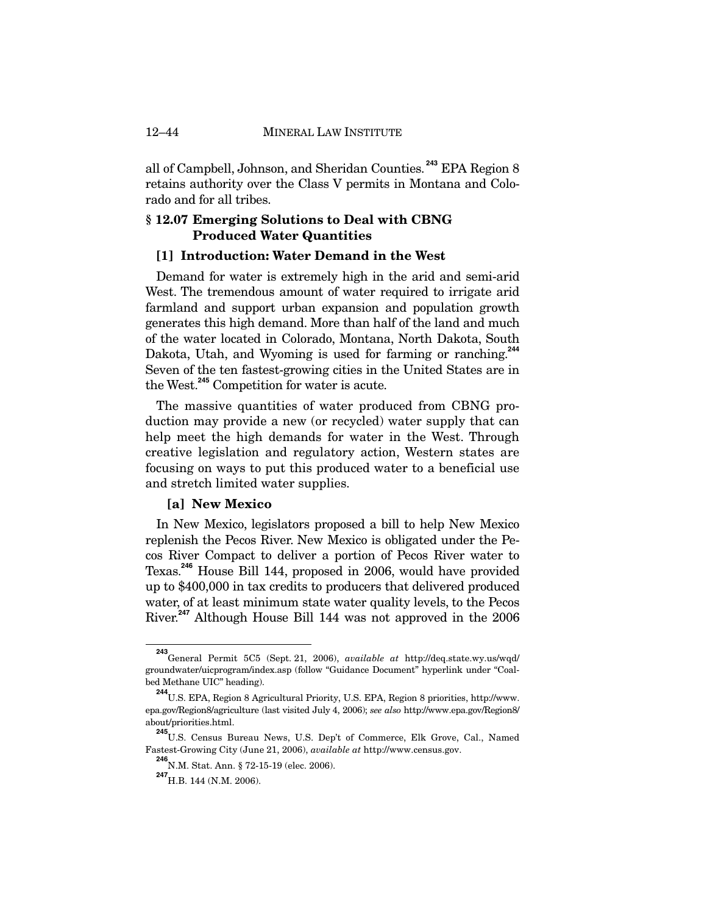all of Campbell, Johnson, and Sheridan Counties.[243] EPA Region 8 retains authority over the Class V permits in Montana and Colorado and for all tribes.

## § 12.07 Emerging Solutions to Deal with CBNG Produced Water Quantities

### [1] Introduction: Water Demand in the West

Demand for water is extremely high in the arid and semi-arid West. The tremendous amount of water required to irrigate arid farmland and support urban expansion and population growth generates this high demand. More than half of the land and much of the water located in Colorado, Montana, North Dakota, South Dakota, Utah, and Wyoming is used for farming or ranching.[244] Seven of the ten fastest-growing cities in the United States are in the West.[245] Competition for water is acute.

The massive quantities of water produced from CBNG production may provide a new (or recycled) water supply that can help meet the high demands for water in the West. Through creative legislation and regulatory action, Western states are focusing on ways to put this produced water to a beneficial use and stretch limited water supplies.

#### [a] New Mexico

In New Mexico, legislators proposed a bill to help New Mexico replenish the Pecos River. New Mexico is obligated under the Pecos River Compact to deliver a portion of Pecos River water to Texas.[246] House Bill 144, proposed in 2006, would have provided up to $400,000 in tax credits to producers that delivered produced water, of at least minimum state water quality levels, to the Pecos River.[247] Although House Bill 144 was not approved in the 2006

---

[243] General Permit 5C5 (Sept. 21, 2006), *available at* http://deq.state.wy.us/wqd/groundwater/uicprogram/index.asp (follow "Guidance Document" hyperlink under "Coalbed Methane UIC" heading).

[244] U.S. EPA, Region 8 Agricultural Priority, U.S. EPA, Region 8 priorities, http://www.epa.gov/Region8/agriculture (last visited July 4, 2006); *see also* http://www.epa.gov/Region8/about/priorities.html.

[245] U.S. Census Bureau News, U.S. Dep't of Commerce, Elk Grove, Cal., Named Fastest-Growing City (June 21, 2006), *available at* http://www.census.gov.

[246] N.M. Stat. Ann. § 72-15-19 (elec. 2006).

[247] H.B. 144 (N.M. 2006).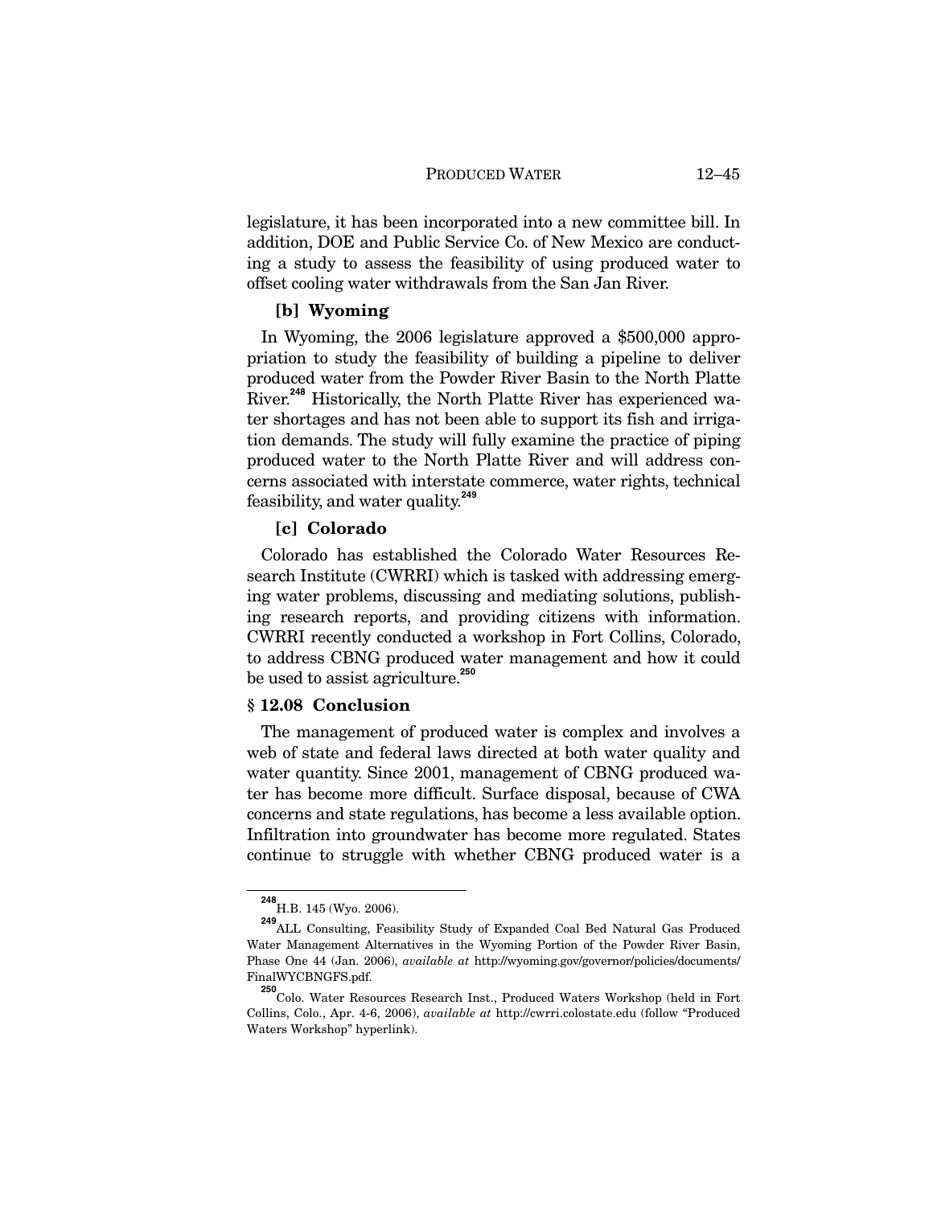legislature, it has been incorporated into a new committee bill. In addition, DOE and Public Service Co. of New Mexico are conducting a study to assess the feasibility of using produced water to offset cooling water withdrawals from the San Jan River.

### [b] Wyoming

In Wyoming, the 2006 legislature approved a $500,000 appropriation to study the feasibility of building a pipeline to deliver produced water from the Powder River Basin to the North Platte River.[248] Historically, the North Platte River has experienced water shortages and has not been able to support its fish and irrigation demands. The study will fully examine the practice of piping produced water to the North Platte River and will address concerns associated with interstate commerce, water rights, technical feasibility, and water quality.[249]

### [c] Colorado

Colorado has established the Colorado Water Resources Research Institute (CWRRI) which is tasked with addressing emerging water problems, discussing and mediating solutions, publishing research reports, and providing citizens with information. CWRRI recently conducted a workshop in Fort Collins, Colorado, to address CBNG produced water management and how it could be used to assist agriculture.[250]

## § 12.08 Conclusion

The management of produced water is complex and involves a web of state and federal laws directed at both water quality and water quantity. Since 2001, management of CBNG produced water has become more difficult. Surface disposal, because of CWA concerns and state regulations, has become a less available option. Infiltration into groundwater has become more regulated. States continue to struggle with whether CBNG produced water is a

---

[248] H.B. 145 (Wyo. 2006).

[249] ALL Consulting, Feasibility Study of Expanded Coal Bed Natural Gas Produced Water Management Alternatives in the Wyoming Portion of the Powder River Basin, Phase One 44 (Jan. 2006), *available at* http://wyoming.gov/governor/policies/documents/FinalWYCBNGFS.pdf.

[250] Colo. Water Resources Research Inst., Produced Waters Workshop (held in Fort Collins, Colo., Apr. 4-6, 2006), *available at* http://cwrri.colostate.edu (follow "Produced Waters Workshop" hyperlink).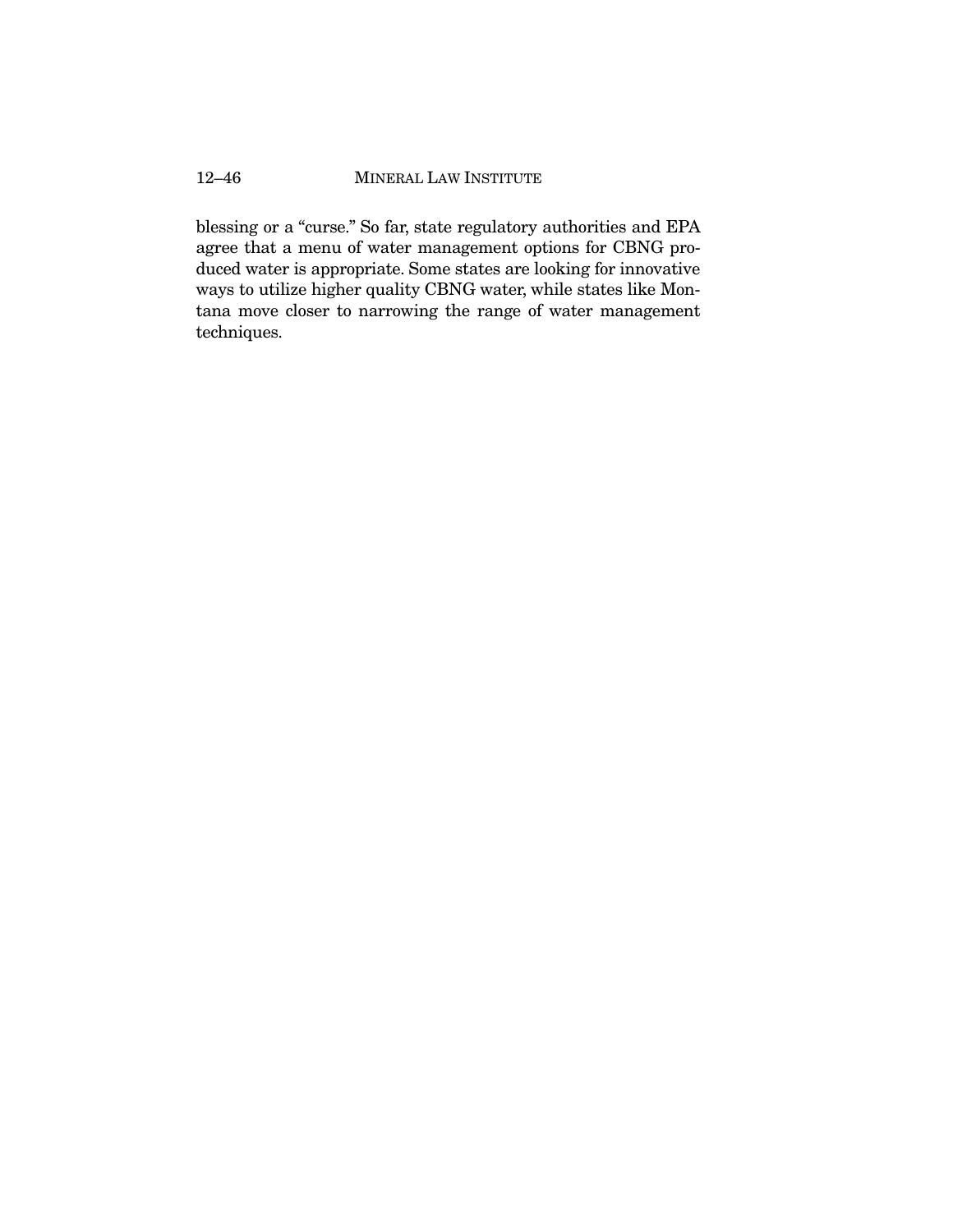blessing or a "curse." So far, state regulatory authorities and EPA agree that a menu of water management options for CBNG produced water is appropriate. Some states are looking for innovative ways to utilize higher quality CBNG water, while states like Montana move closer to narrowing the range of water management techniques.